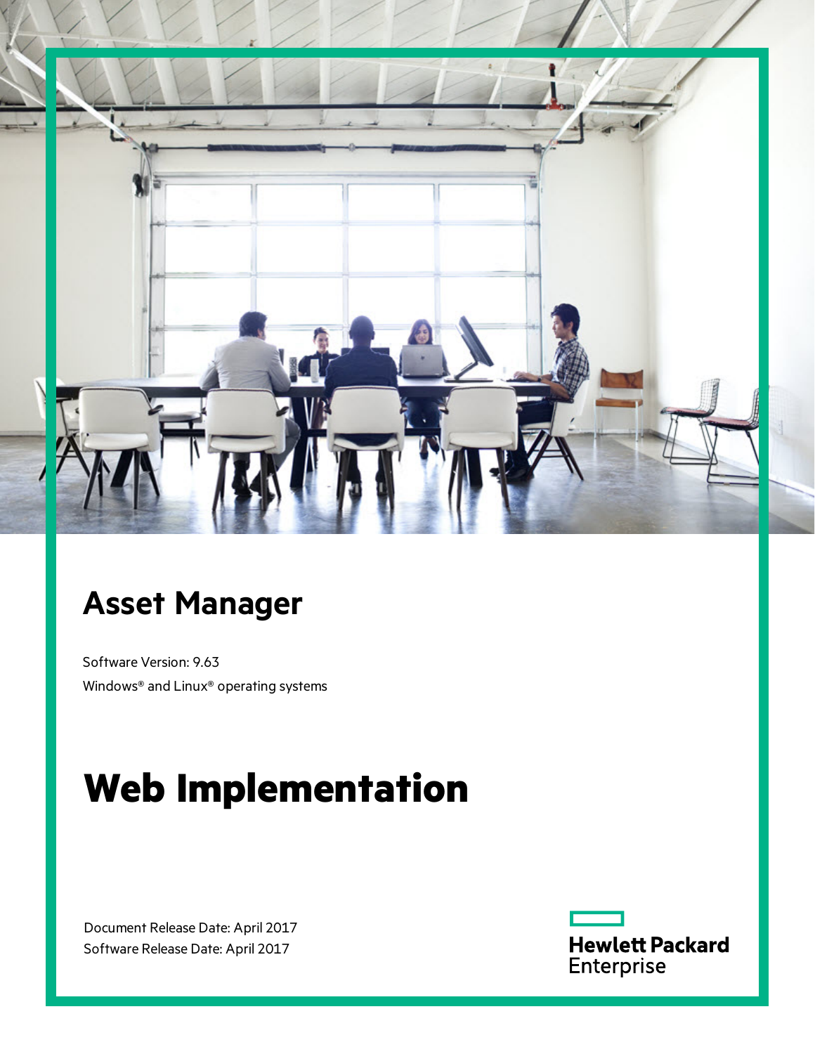# Asset Manager

Software Version: 9.63

Windows® and Linux® operating systems

# Web Implementation

Document Release Date: April 2017

Software Release Date: April 2017

Hewlett Packard Enterprise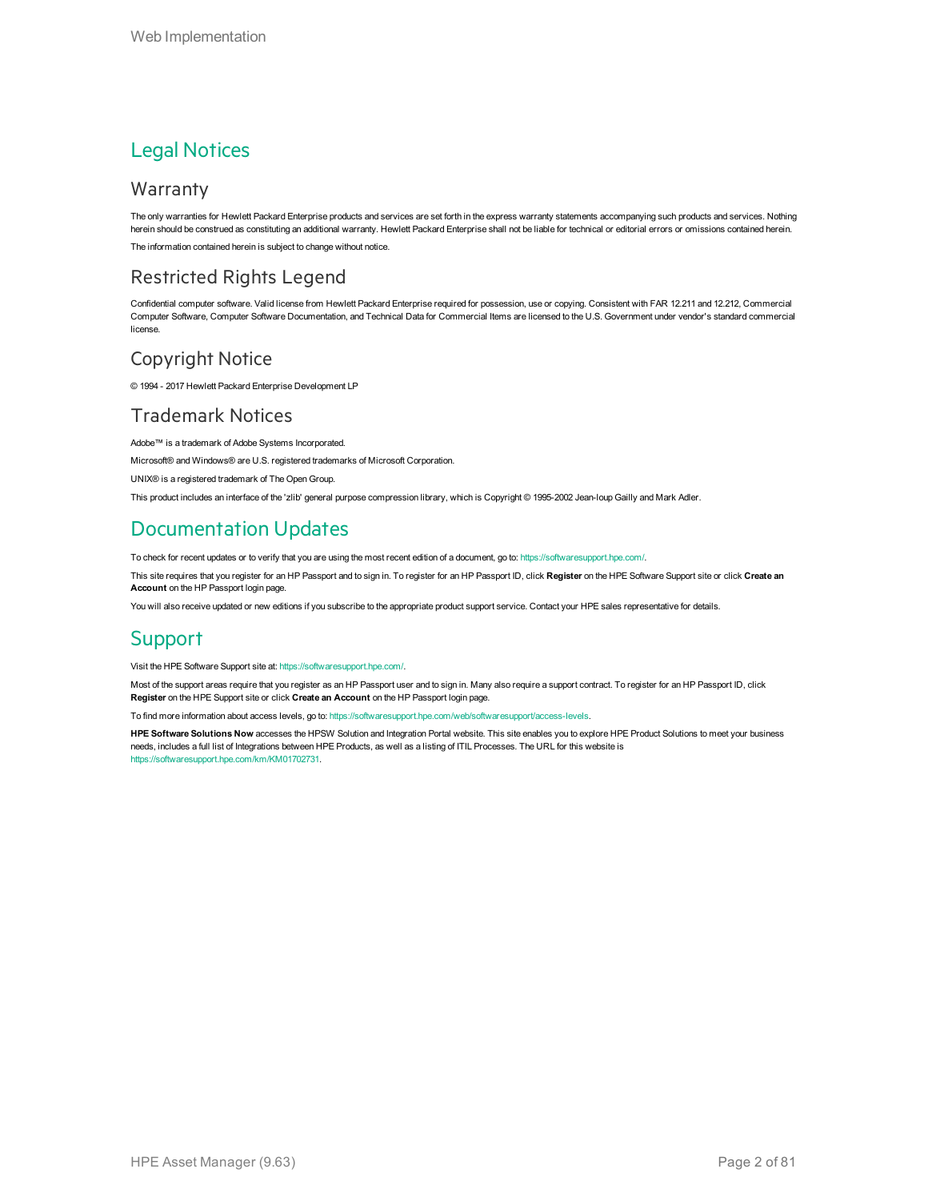# Legal Notices

## Warranty

The only warranties for Hewlett Packard Enterprise products and services are set forth in the express warranty statements accompanying such products and services. Nothing herein should be construed as constituting an additional warranty. Hewlett Packard Enterprise shall not be liable for technical or editorial errors or omissions contained herein.

The information contained herein is subject to change without notice.

## Restricted Rights Legend

Confidential computer software. Valid license from Hewlett Packard Enterprise required for possession, use or copying. Consistent with FAR 12.211 and 12.212, Commercial Computer Software, Computer Software Documentation, and Technical Data for Commercial Items are licensed to the U.S. Government under vendor's standard commercial license.

## Copyright Notice

© 1994 - 2017 Hewlett Packard Enterprise Development LP

## Trademark Notices

Adobe™ is a trademark of Adobe Systems Incorporated.

Microsoft® and Windows® are U.S. registered trademarks of Microsoft Corporation.

UNIX® is a registered trademark of The Open Group.

This product includes an interface of the 'zlib' general purpose compression library, which is Copyright © 1995-2002 Jean-loup Gailly and Mark Adler.

# Documentation Updates

To check for recent updates or to verify that you are using the most recent edition of a document, go to: https://softwaresupport.hpe.com/.

This site requires that you register for an HP Passport and to sign in. To register for an HP Passport ID, click **Register** on the HPE Software Support site or click **Create an Account** on the HP Passport login page.

You will also receive updated or new editions if you subscribe to the appropriate product support service. Contact your HPE sales representative for details.

# Support

Visit the HPE Software Support site at: https://softwaresupport.hpe.com/.

Most of the support areas require that you register as an HP Passport user and to sign in. Many also require a support contract. To register for an HP Passport ID, click **Register** on the HPE Support site or click **Create an Account** on the HP Passport login page.

To find more information about access levels, go to: https://softwaresupport.hpe.com/web/softwaresupport/access-levels.

**HPE Software Solutions Now** accesses the HPSW Solution and Integration Portal website. This site enables you to explore HPE Product Solutions to meet your business needs, includes a full list of Integrations between HPE Products, as well as a listing of ITIL Processes. The URL for this website is https://softwaresupport.hpe.com/km/KM01702731.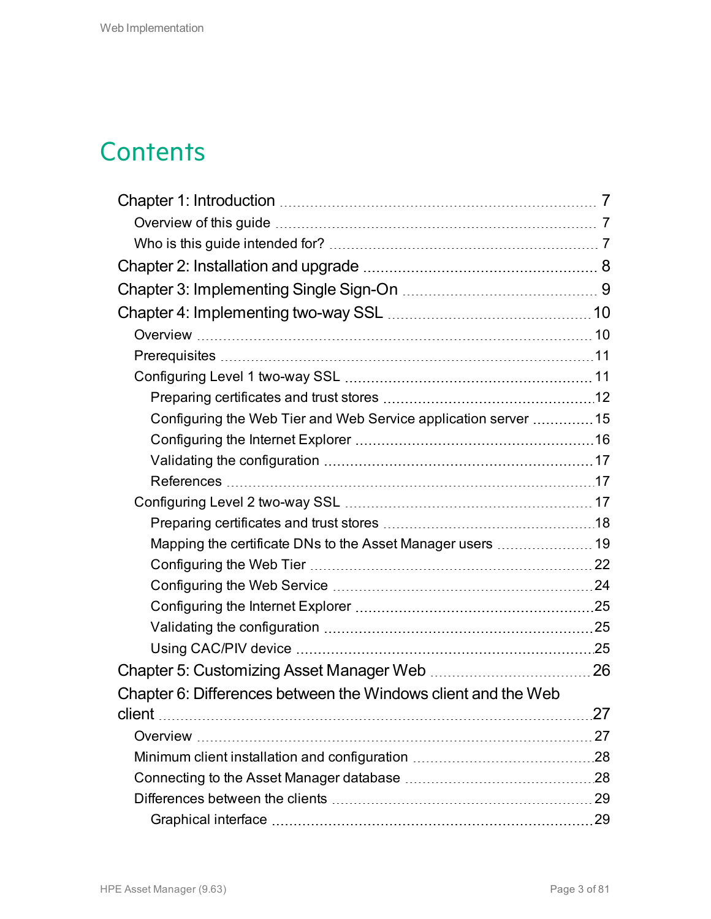# Contents

- Chapter 1: Introduction ... 7
  - Overview of this guide ... 7
  - Who is this guide intended for? ... 7
- Chapter 2: Installation and upgrade ... 8
- Chapter 3: Implementing Single Sign-On ... 9
- Chapter 4: Implementing two-way SSL ... 10
  - Overview ... 10
  - Prerequisites ... 11
  - Configuring Level 1 two-way SSL ... 11
    - Preparing certificates and trust stores ... 12
    - Configuring the Web Tier and Web Service application server ... 15
    - Configuring the Internet Explorer ... 16
    - Validating the configuration ... 17
    - References ... 17
  - Configuring Level 2 two-way SSL ... 17
    - Preparing certificates and trust stores ... 18
    - Mapping the certificate DNs to the Asset Manager users ... 19
    - Configuring the Web Tier ... 22
    - Configuring the Web Service ... 24
    - Configuring the Internet Explorer ... 25
    - Validating the configuration ... 25
    - Using CAC/PIV device ... 25
- Chapter 5: Customizing Asset Manager Web ... 26
- Chapter 6: Differences between the Windows client and the Web client ... 27
  - Overview ... 27
  - Minimum client installation and configuration ... 28
  - Connecting to the Asset Manager database ... 28
  - Differences between the clients ... 29
    - Graphical interface ... 29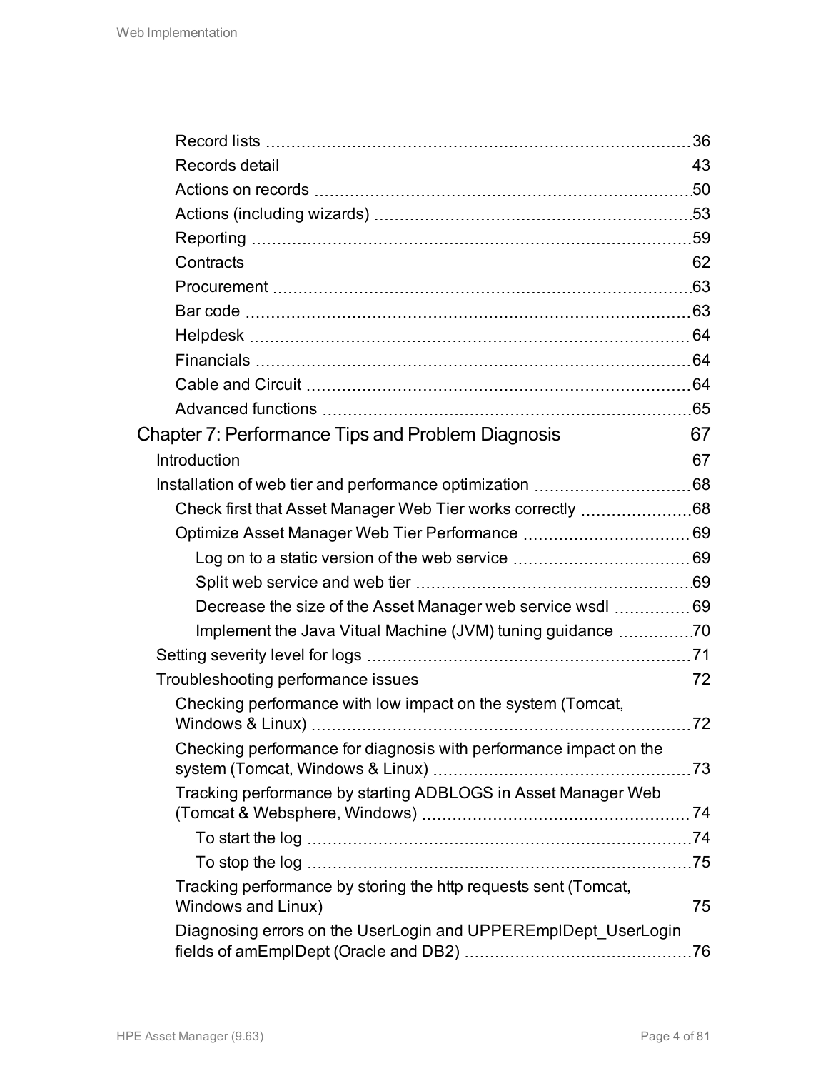- Record lists 36
- Records detail 43
- Actions on records 50
- Actions (including wizards) 53
- Reporting 59
- Contracts 62
- Procurement 63
- Bar code 63
- Helpdesk 64
- Financials 64
- Cable and Circuit 64
- Advanced functions 65

Chapter 7: Performance Tips and Problem Diagnosis 67

- Introduction 67
- Installation of web tier and performance optimization 68
  - Check first that Asset Manager Web Tier works correctly 68
  - Optimize Asset Manager Web Tier Performance 69
    - Log on to a static version of the web service 69
    - Split web service and web tier 69
    - Decrease the size of the Asset Manager web service wsdl 69
    - Implement the Java Vitual Machine (JVM) tuning guidance 70
- Setting severity level for logs 71
- Troubleshooting performance issues 72
  - Checking performance with low impact on the system (Tomcat, Windows & Linux) 72
  - Checking performance for diagnosis with performance impact on the system (Tomcat, Windows & Linux) 73
  - Tracking performance by starting ADBLOGS in Asset Manager Web (Tomcat & Websphere, Windows) 74
    - To start the log 74
    - To stop the log 75
  - Tracking performance by storing the http requests sent (Tomcat, Windows and Linux) 75
  - Diagnosing errors on the UserLogin and UPPEREmplDept_UserLogin fields of amEmplDept (Oracle and DB2) 76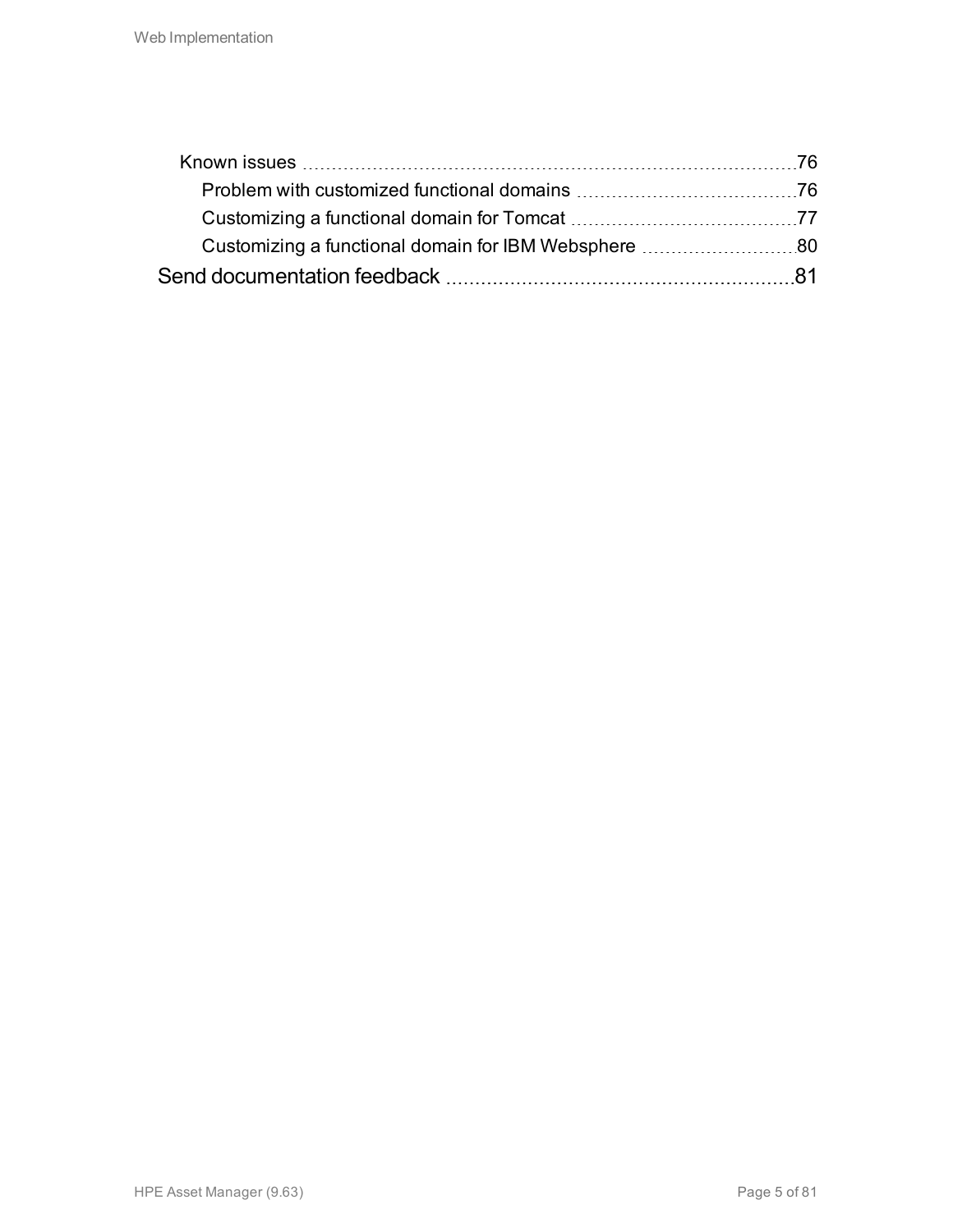- Known issues ..... 76
  - Problem with customized functional domains ..... 76
  - Customizing a functional domain for Tomcat ..... 77
  - Customizing a functional domain for IBM Websphere ..... 80

Send documentation feedback ..... 81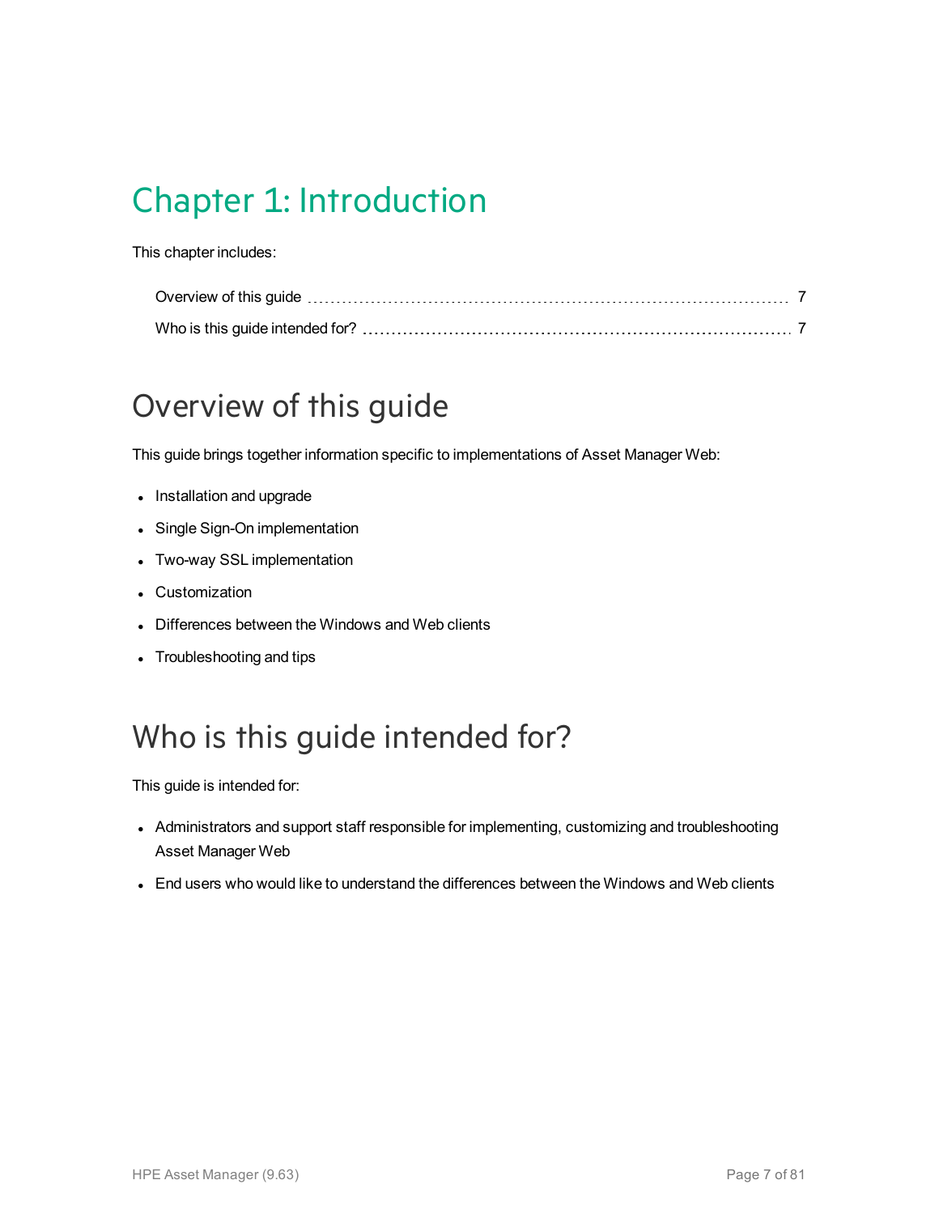# Chapter 1: Introduction

This chapter includes:

Overview of this guide ..... 7
Who is this guide intended for? ..... 7

## Overview of this guide

This guide brings together information specific to implementations of Asset Manager Web:

- Installation and upgrade
- Single Sign-On implementation
- Two-way SSL implementation
- Customization
- Differences between the Windows and Web clients
- Troubleshooting and tips

## Who is this guide intended for?

This guide is intended for:

- Administrators and support staff responsible for implementing, customizing and troubleshooting Asset Manager Web
- End users who would like to understand the differences between the Windows and Web clients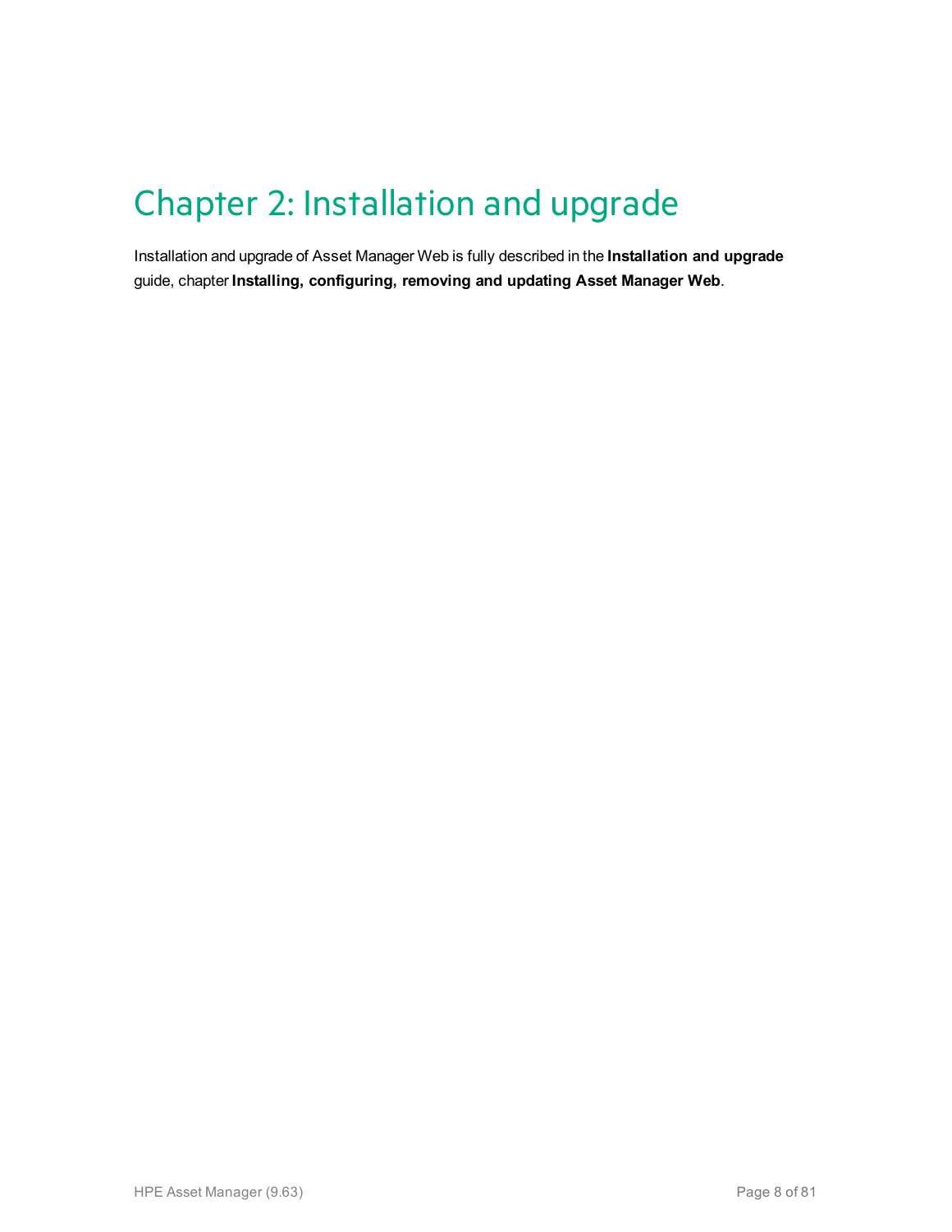# Chapter 2: Installation and upgrade

Installation and upgrade of Asset Manager Web is fully described in the **Installation and upgrade** guide, chapter **Installing, configuring, removing and updating Asset Manager Web**.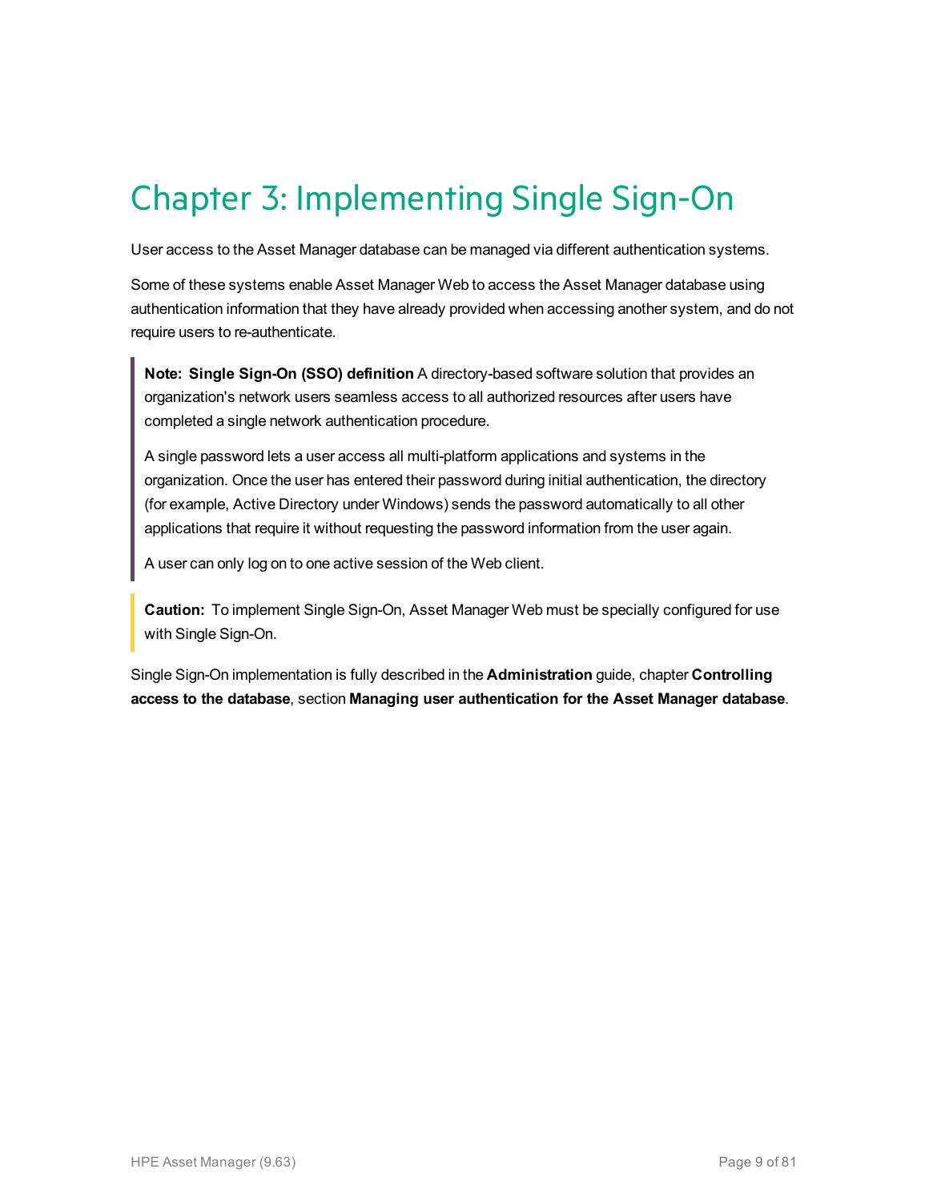# Chapter 3: Implementing Single Sign-On

User access to the Asset Manager database can be managed via different authentication systems.

Some of these systems enable Asset Manager Web to access the Asset Manager database using authentication information that they have already provided when accessing another system, and do not require users to re-authenticate.

> **Note: Single Sign-On (SSO) definition** A directory-based software solution that provides an organization's network users seamless access to all authorized resources after users have completed a single network authentication procedure.
>
> A single password lets a user access all multi-platform applications and systems in the organization. Once the user has entered their password during initial authentication, the directory (for example, Active Directory under Windows) sends the password automatically to all other applications that require it without requesting the password information from the user again.
>
> A user can only log on to one active session of the Web client.

> **Caution:** To implement Single Sign-On, Asset Manager Web must be specially configured for use with Single Sign-On.

Single Sign-On implementation is fully described in the **Administration** guide, chapter **Controlling access to the database**, section **Managing user authentication for the Asset Manager database**.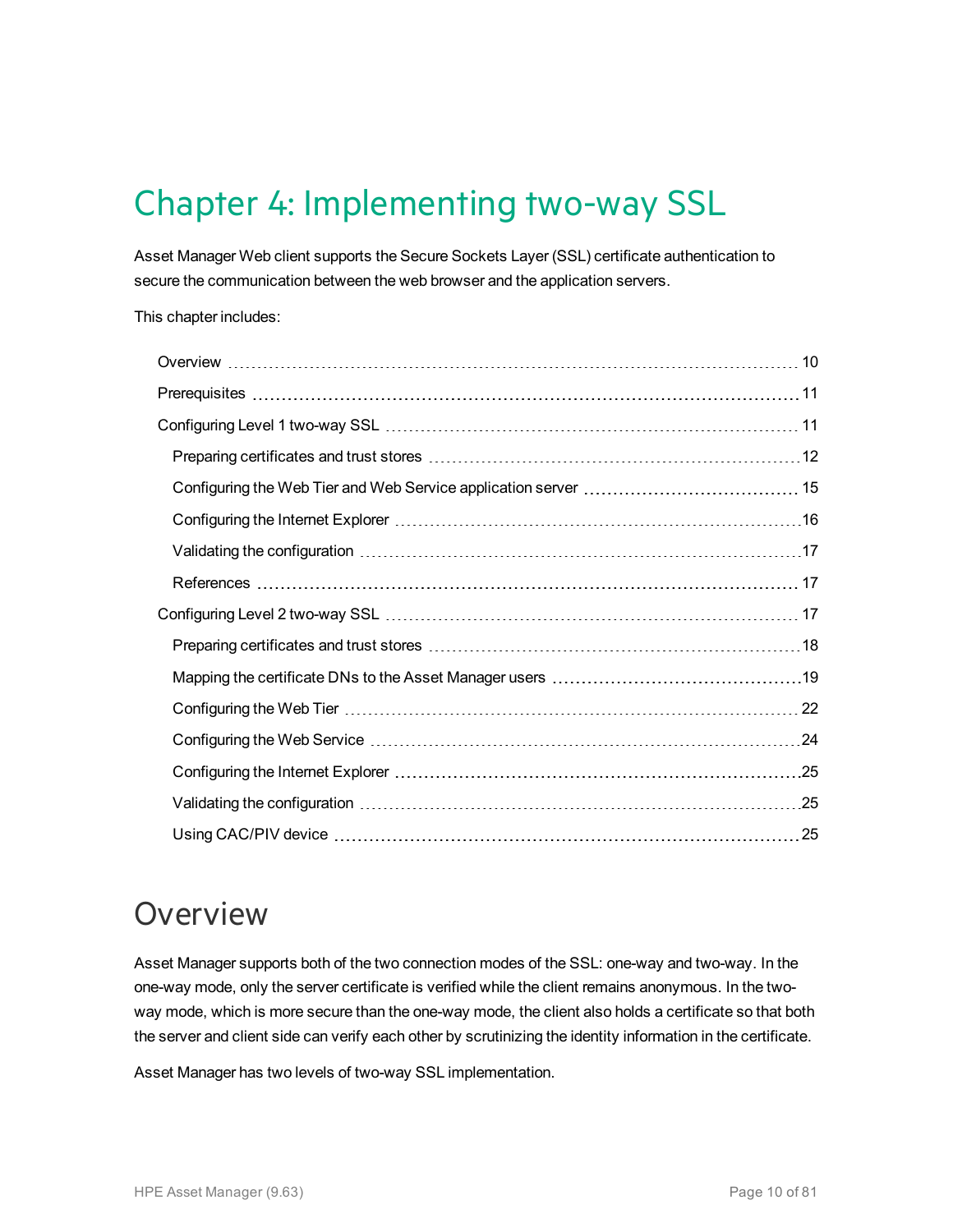# Chapter 4: Implementing two-way SSL

Asset Manager Web client supports the Secure Sockets Layer (SSL) certificate authentication to secure the communication between the web browser and the application servers.

This chapter includes:

- Overview ..... 10
- Prerequisites ..... 11
- Configuring Level 1 two-way SSL ..... 11
  - Preparing certificates and trust stores ..... 12
  - Configuring the Web Tier and Web Service application server ..... 15
  - Configuring the Internet Explorer ..... 16
  - Validating the configuration ..... 17
  - References ..... 17
- Configuring Level 2 two-way SSL ..... 17
  - Preparing certificates and trust stores ..... 18
  - Mapping the certificate DNs to the Asset Manager users ..... 19
  - Configuring the Web Tier ..... 22
  - Configuring the Web Service ..... 24
  - Configuring the Internet Explorer ..... 25
  - Validating the configuration ..... 25
  - Using CAC/PIV device ..... 25

## Overview

Asset Manager supports both of the two connection modes of the SSL: one-way and two-way. In the one-way mode, only the server certificate is verified while the client remains anonymous. In the two-way mode, which is more secure than the one-way mode, the client also holds a certificate so that both the server and client side can verify each other by scrutinizing the identity information in the certificate.

Asset Manager has two levels of two-way SSL implementation.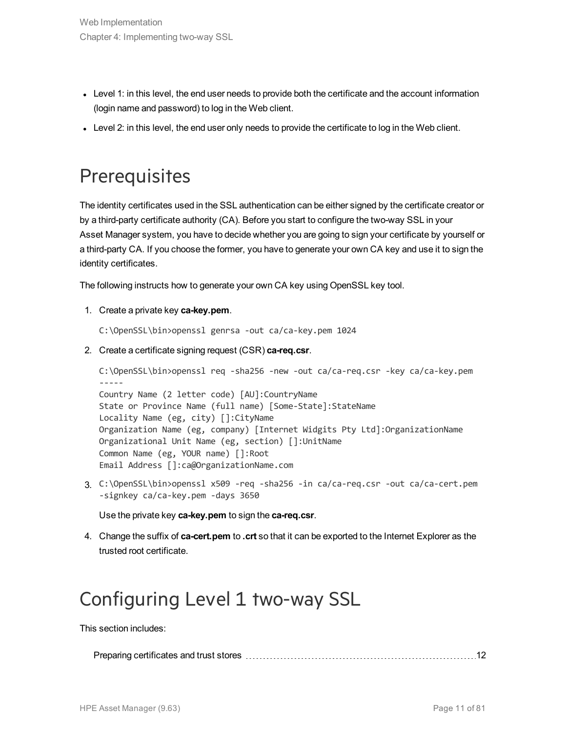- Level 1: in this level, the end user needs to provide both the certificate and the account information (login name and password) to log in the Web client.
- Level 2: in this level, the end user only needs to provide the certificate to log in the Web client.

## Prerequisites

The identity certificates used in the SSL authentication can be either signed by the certificate creator or by a third-party certificate authority (CA). Before you start to configure the two-way SSL in your Asset Manager system, you have to decide whether you are going to sign your certificate by yourself or a third-party CA. If you choose the former, you have to generate your own CA key and use it to sign the identity certificates.

The following instructs how to generate your own CA key using OpenSSL key tool.

1. Create a private key **ca-key.pem**.

   ```
   C:\OpenSSL\bin>openssl genrsa -out ca/ca-key.pem 1024
   ```

2. Create a certificate signing request (CSR) **ca-req.csr**.

   ```
   C:\OpenSSL\bin>openssl req -sha256 -new -out ca/ca-req.csr -key ca/ca-key.pem
   -----
   Country Name (2 letter code) [AU]:CountryName
   State or Province Name (full name) [Some-State]:StateName
   Locality Name (eg, city) []:CityName
   Organization Name (eg, company) [Internet Widgits Pty Ltd]:OrganizationName
   Organizational Unit Name (eg, section) []:UnitName
   Common Name (eg, YOUR name) []:Root
   Email Address []:ca@OrganizationName.com
   ```

3. ```
   C:\OpenSSL\bin>openssl x509 -req -sha256 -in ca/ca-req.csr -out ca/ca-cert.pem
   -signkey ca/ca-key.pem -days 3650
   ```

   Use the private key **ca-key.pem** to sign the **ca-req.csr**.

4. Change the suffix of **ca-cert.pem** to **.crt** so that it can be exported to the Internet Explorer as the trusted root certificate.

## Configuring Level 1 two-way SSL

This section includes:

Preparing certificates and trust stores ........ 12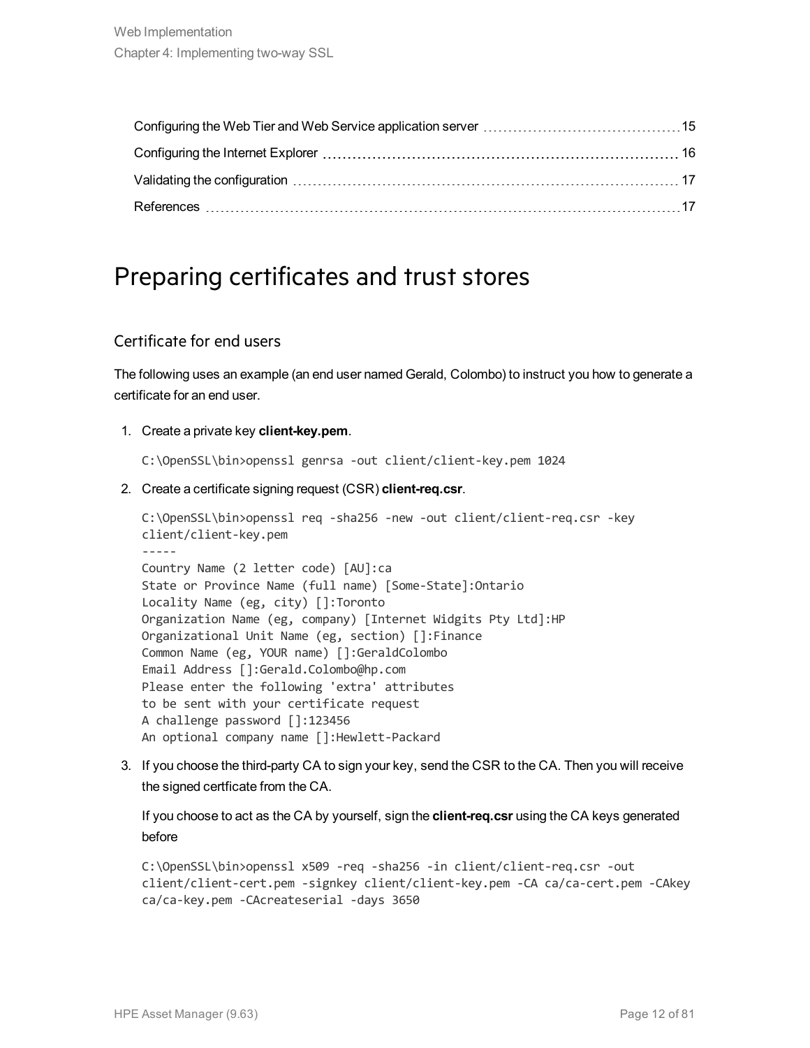- Configuring the Web Tier and Web Service application server ........ 15
- Configuring the Internet Explorer ........ 16
- Validating the configuration ........ 17
- References ........ 17

# Preparing certificates and trust stores

## Certificate for end users

The following uses an example (an end user named Gerald, Colombo) to instruct you how to generate a certificate for an end user.

1. Create a private key **client-key.pem**.

   ```
   C:\OpenSSL\bin>openssl genrsa -out client/client-key.pem 1024
   ```

2. Create a certificate signing request (CSR) **client-req.csr**.

   ```
   C:\OpenSSL\bin>openssl req -sha256 -new -out client/client-req.csr -key
   client/client-key.pem
   -----
   Country Name (2 letter code) [AU]:ca
   State or Province Name (full name) [Some-State]:Ontario
   Locality Name (eg, city) []:Toronto
   Organization Name (eg, company) [Internet Widgits Pty Ltd]:HP
   Organizational Unit Name (eg, section) []:Finance
   Common Name (eg, YOUR name) []:GeraldColombo
   Email Address []:Gerald.Colombo@hp.com
   Please enter the following 'extra' attributes
   to be sent with your certificate request
   A challenge password []:123456
   An optional company name []:Hewlett-Packard
   ```

3. If you choose the third-party CA to sign your key, send the CSR to the CA. Then you will receive the signed certficate from the CA.

   If you choose to act as the CA by yourself, sign the **client-req.csr** using the CA keys generated before

   ```
   C:\OpenSSL\bin>openssl x509 -req -sha256 -in client/client-req.csr -out
   client/client-cert.pem -signkey client/client-key.pem -CA ca/ca-cert.pem -CAkey
   ca/ca-key.pem -CAcreateserial -days 3650
   ```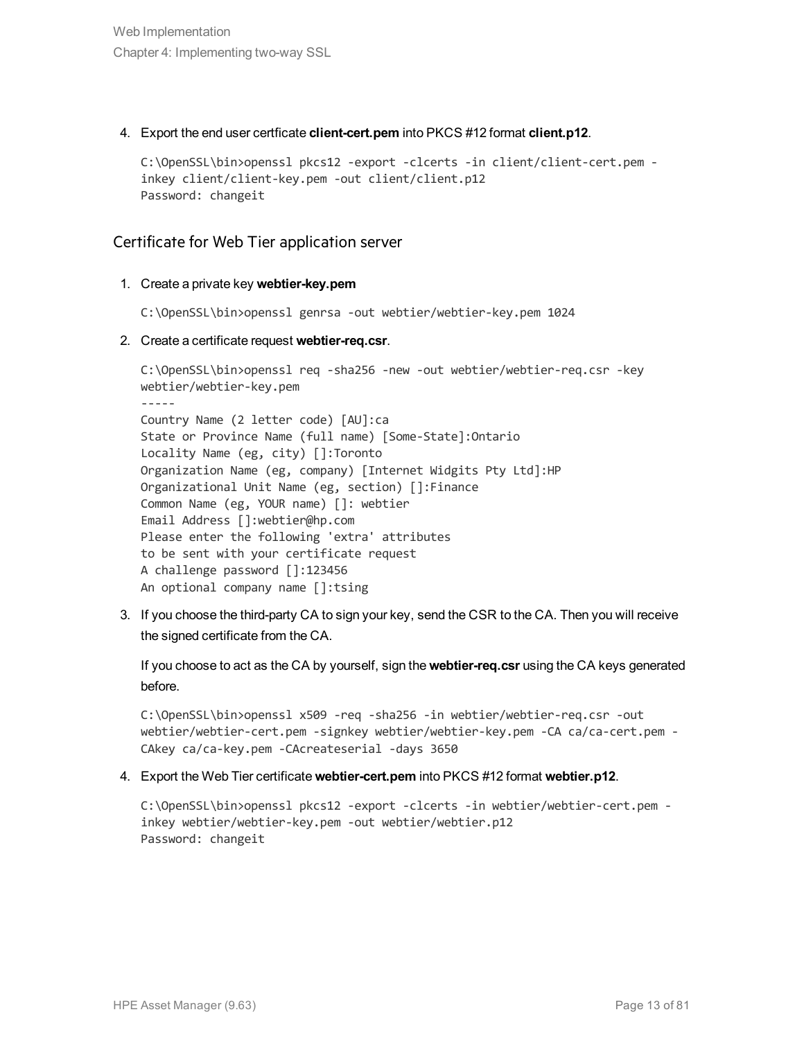4. Export the end user certficate **client-cert.pem** into PKCS #12 format **client.p12**.

```
C:\OpenSSL\bin>openssl pkcs12 -export -clcerts -in client/client-cert.pem -
inkey client/client-key.pem -out client/client.p12
Password: changeit
```

## Certificate for Web Tier application server

1. Create a private key **webtier-key.pem**

```
C:\OpenSSL\bin>openssl genrsa -out webtier/webtier-key.pem 1024
```

2. Create a certificate request **webtier-req.csr**.

```
C:\OpenSSL\bin>openssl req -sha256 -new -out webtier/webtier-req.csr -key
webtier/webtier-key.pem
-----
Country Name (2 letter code) [AU]:ca
State or Province Name (full name) [Some-State]:Ontario
Locality Name (eg, city) []:Toronto
Organization Name (eg, company) [Internet Widgits Pty Ltd]:HP
Organizational Unit Name (eg, section) []:Finance
Common Name (eg, YOUR name) []: webtier
Email Address []:webtier@hp.com
Please enter the following 'extra' attributes
to be sent with your certificate request
A challenge password []:123456
An optional company name []:tsing
```

3. If you choose the third-party CA to sign your key, send the CSR to the CA. Then you will receive the signed certificate from the CA.

   If you choose to act as the CA by yourself, sign the **webtier-req.csr** using the CA keys generated before.

```
C:\OpenSSL\bin>openssl x509 -req -sha256 -in webtier/webtier-req.csr -out
webtier/webtier-cert.pem -signkey webtier/webtier-key.pem -CA ca/ca-cert.pem -
CAkey ca/ca-key.pem -CAcreateserial -days 3650
```

4. Export the Web Tier certificate **webtier-cert.pem** into PKCS #12 format **webtier.p12**.

```
C:\OpenSSL\bin>openssl pkcs12 -export -clcerts -in webtier/webtier-cert.pem -
inkey webtier/webtier-key.pem -out webtier/webtier.p12
Password: changeit
```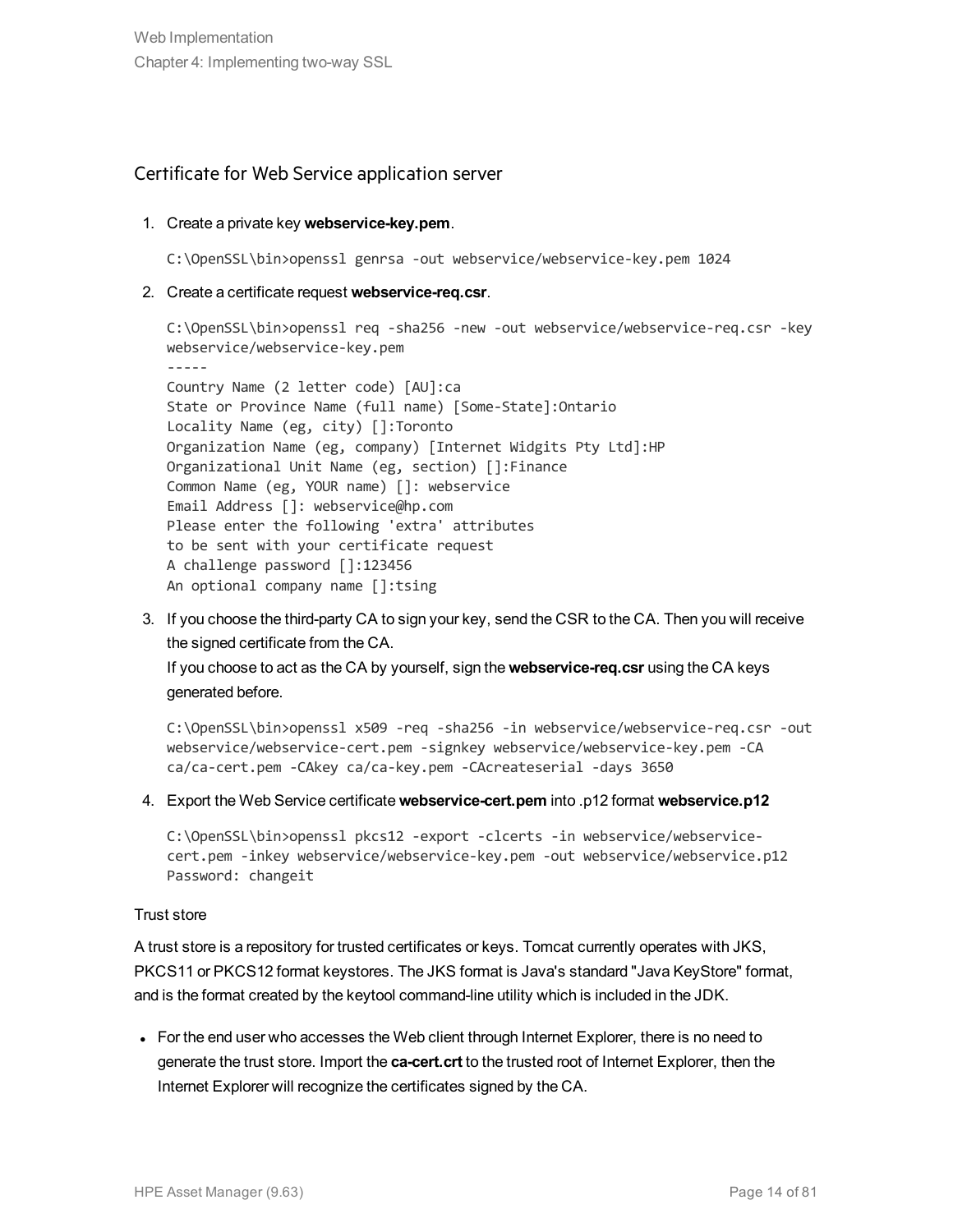## Certificate for Web Service application server

1. Create a private key **webservice-key.pem**.

   ```
   C:\OpenSSL\bin>openssl genrsa -out webservice/webservice-key.pem 1024
   ```

2. Create a certificate request **webservice-req.csr**.

   ```
   C:\OpenSSL\bin>openssl req -sha256 -new -out webservice/webservice-req.csr -key
   webservice/webservice-key.pem
   -----
   Country Name (2 letter code) [AU]:ca
   State or Province Name (full name) [Some-State]:Ontario
   Locality Name (eg, city) []:Toronto
   Organization Name (eg, company) [Internet Widgits Pty Ltd]:HP
   Organizational Unit Name (eg, section) []:Finance
   Common Name (eg, YOUR name) []: webservice
   Email Address []: webservice@hp.com
   Please enter the following 'extra' attributes
   to be sent with your certificate request
   A challenge password []:123456
   An optional company name []:tsing
   ```

3. If you choose the third-party CA to sign your key, send the CSR to the CA. Then you will receive the signed certificate from the CA.
   If you choose to act as the CA by yourself, sign the **webservice-req.csr** using the CA keys generated before.

   ```
   C:\OpenSSL\bin>openssl x509 -req -sha256 -in webservice/webservice-req.csr -out
   webservice/webservice-cert.pem -signkey webservice/webservice-key.pem -CA
   ca/ca-cert.pem -CAkey ca/ca-key.pem -CAcreateserial -days 3650
   ```

4. Export the Web Service certificate **webservice-cert.pem** into .p12 format **webservice.p12**

   ```
   C:\OpenSSL\bin>openssl pkcs12 -export -clcerts -in webservice/webservice-
   cert.pem -inkey webservice/webservice-key.pem -out webservice/webservice.p12
   Password: changeit
   ```

### Trust store

A trust store is a repository for trusted certificates or keys. Tomcat currently operates with JKS, PKCS11 or PKCS12 format keystores. The JKS format is Java's standard "Java KeyStore" format, and is the format created by the keytool command-line utility which is included in the JDK.

- For the end user who accesses the Web client through Internet Explorer, there is no need to generate the trust store. Import the **ca-cert.crt** to the trusted root of Internet Explorer, then the Internet Explorer will recognize the certificates signed by the CA.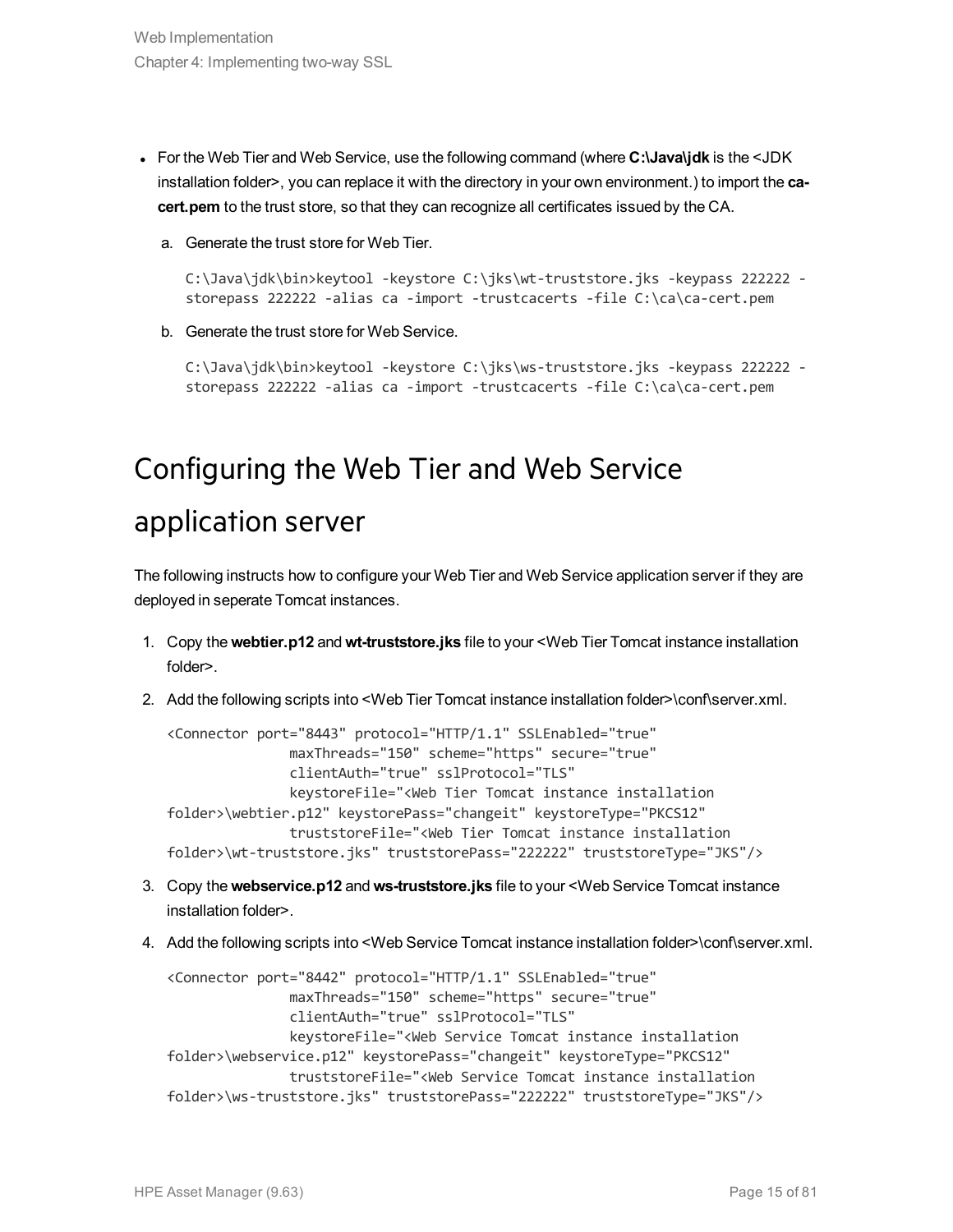- For the Web Tier and Web Service, use the following command (where **C:\Java\jdk** is the <JDK installation folder>, you can replace it with the directory in your own environment.) to import the **ca-cert.pem** to the trust store, so that they can recognize all certificates issued by the CA.

  a. Generate the trust store for Web Tier.

  ```
  C:\Java\jdk\bin>keytool -keystore C:\jks\wt-truststore.jks -keypass 222222 -
  storepass 222222 -alias ca -import -trustcacerts -file C:\ca\ca-cert.pem
  ```

  b. Generate the trust store for Web Service.

  ```
  C:\Java\jdk\bin>keytool -keystore C:\jks\ws-truststore.jks -keypass 222222 -
  storepass 222222 -alias ca -import -trustcacerts -file C:\ca\ca-cert.pem
  ```

# Configuring the Web Tier and Web Service application server

The following instructs how to configure your Web Tier and Web Service application server if they are deployed in seperate Tomcat instances.

1. Copy the **webtier.p12** and **wt-truststore.jks** file to your <Web Tier Tomcat instance installation folder>.
2. Add the following scripts into <Web Tier Tomcat instance installation folder>\conf\server.xml.

   ```
   <Connector port="8443" protocol="HTTP/1.1" SSLEnabled="true"
                  maxThreads="150" scheme="https" secure="true"
                  clientAuth="true" sslProtocol="TLS"
                  keystoreFile="<Web Tier Tomcat instance installation
   folder>\webtier.p12" keystorePass="changeit" keystoreType="PKCS12"
                  truststoreFile="<Web Tier Tomcat instance installation
   folder>\wt-truststore.jks" truststorePass="222222" truststoreType="JKS"/>
   ```

3. Copy the **webservice.p12** and **ws-truststore.jks** file to your <Web Service Tomcat instance installation folder>.
4. Add the following scripts into <Web Service Tomcat instance installation folder>\conf\server.xml.

   ```
   <Connector port="8442" protocol="HTTP/1.1" SSLEnabled="true"
                  maxThreads="150" scheme="https" secure="true"
                  clientAuth="true" sslProtocol="TLS"
                  keystoreFile="<Web Service Tomcat instance installation
   folder>\webservice.p12" keystorePass="changeit" keystoreType="PKCS12"
                  truststoreFile="<Web Service Tomcat instance installation
   folder>\ws-truststore.jks" truststorePass="222222" truststoreType="JKS"/>
   ```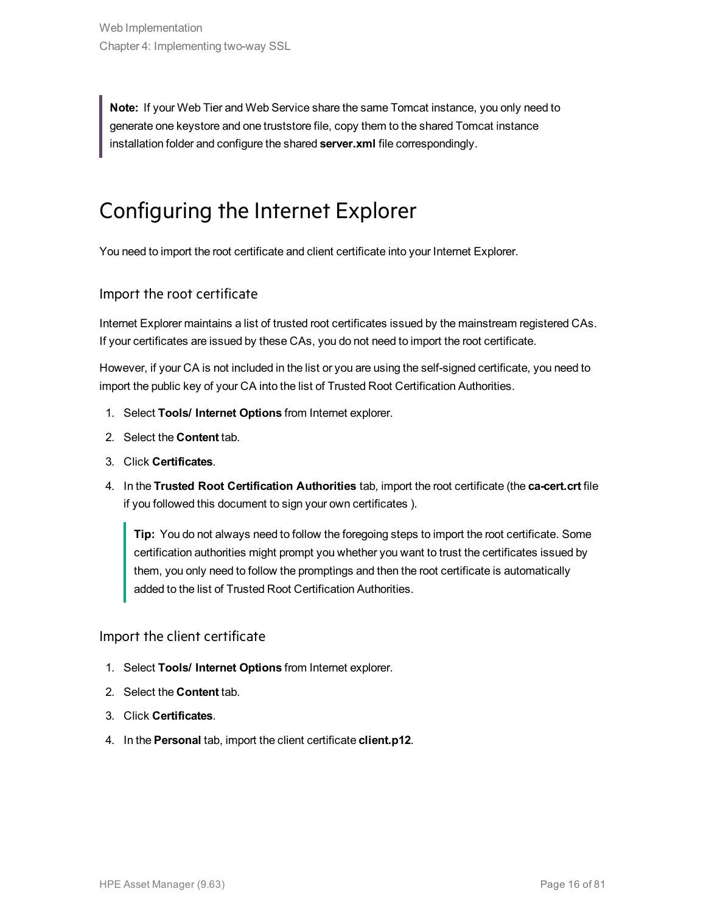> **Note:** If your Web Tier and Web Service share the same Tomcat instance, you only need to generate one keystore and one truststore file, copy them to the shared Tomcat instance installation folder and configure the shared **server.xml** file correspondingly.

## Configuring the Internet Explorer

You need to import the root certificate and client certificate into your Internet Explorer.

### Import the root certificate

Internet Explorer maintains a list of trusted root certificates issued by the mainstream registered CAs. If your certificates are issued by these CAs, you do not need to import the root certificate.

However, if your CA is not included in the list or you are using the self-signed certificate, you need to import the public key of your CA into the list of Trusted Root Certification Authorities.

1. Select **Tools/ Internet Options** from Internet explorer.
2. Select the **Content** tab.
3. Click **Certificates**.
4. In the **Trusted Root Certification Authorities** tab, import the root certificate (the **ca-cert.crt** file if you followed this document to sign your own certificates ).

   > **Tip:** You do not always need to follow the foregoing steps to import the root certificate. Some certification authorities might prompt you whether you want to trust the certificates issued by them, you only need to follow the promptings and then the root certificate is automatically added to the list of Trusted Root Certification Authorities.

### Import the client certificate

1. Select **Tools/ Internet Options** from Internet explorer.
2. Select the **Content** tab.
3. Click **Certificates**.
4. In the **Personal** tab, import the client certificate **client.p12**.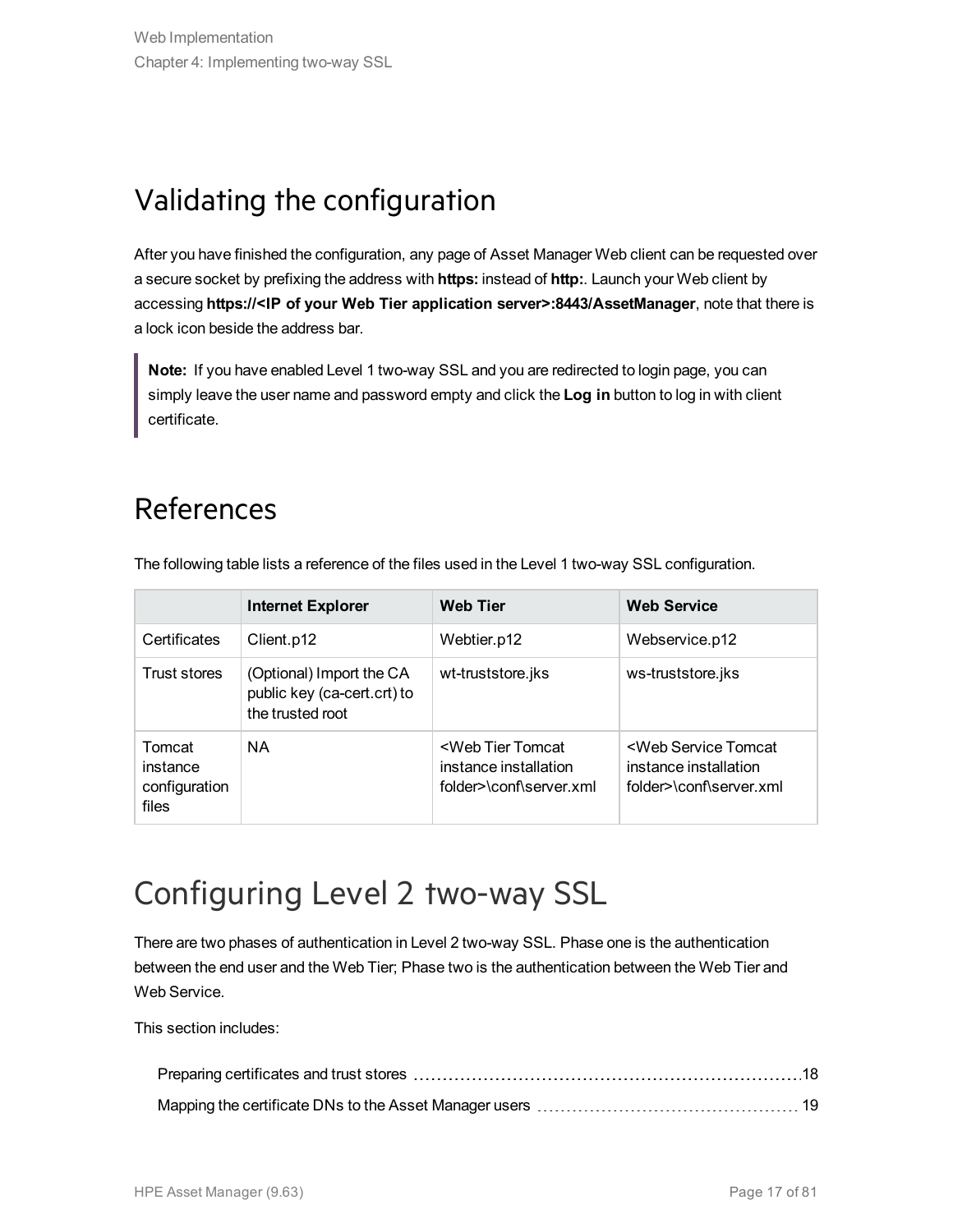## Validating the configuration

After you have finished the configuration, any page of Asset Manager Web client can be requested over a secure socket by prefixing the address with **https:** instead of **http:**. Launch your Web client by accessing **https://<IP of your Web Tier application server>:8443/AssetManager**, note that there is a lock icon beside the address bar.

> **Note:** If you have enabled Level 1 two-way SSL and you are redirected to login page, you can simply leave the user name and password empty and click the **Log in** button to log in with client certificate.

## References

The following table lists a reference of the files used in the Level 1 two-way SSL configuration.

| | Internet Explorer | Web Tier | Web Service |
|---|---|---|---|
| Certificates | Client.p12 | Webtier.p12 | Webservice.p12 |
| Trust stores | (Optional) Import the CA public key (ca-cert.crt) to the trusted root | wt-truststore.jks | ws-truststore.jks |
| Tomcat instance configuration files | NA | <Web Tier Tomcat instance installation folder>\conf\server.xml | <Web Service Tomcat instance installation folder>\conf\server.xml |

# Configuring Level 2 two-way SSL

There are two phases of authentication in Level 2 two-way SSL. Phase one is the authentication between the end user and the Web Tier; Phase two is the authentication between the Web Tier and Web Service.

This section includes:

- Preparing certificates and trust stores ... 18
- Mapping the certificate DNs to the Asset Manager users ... 19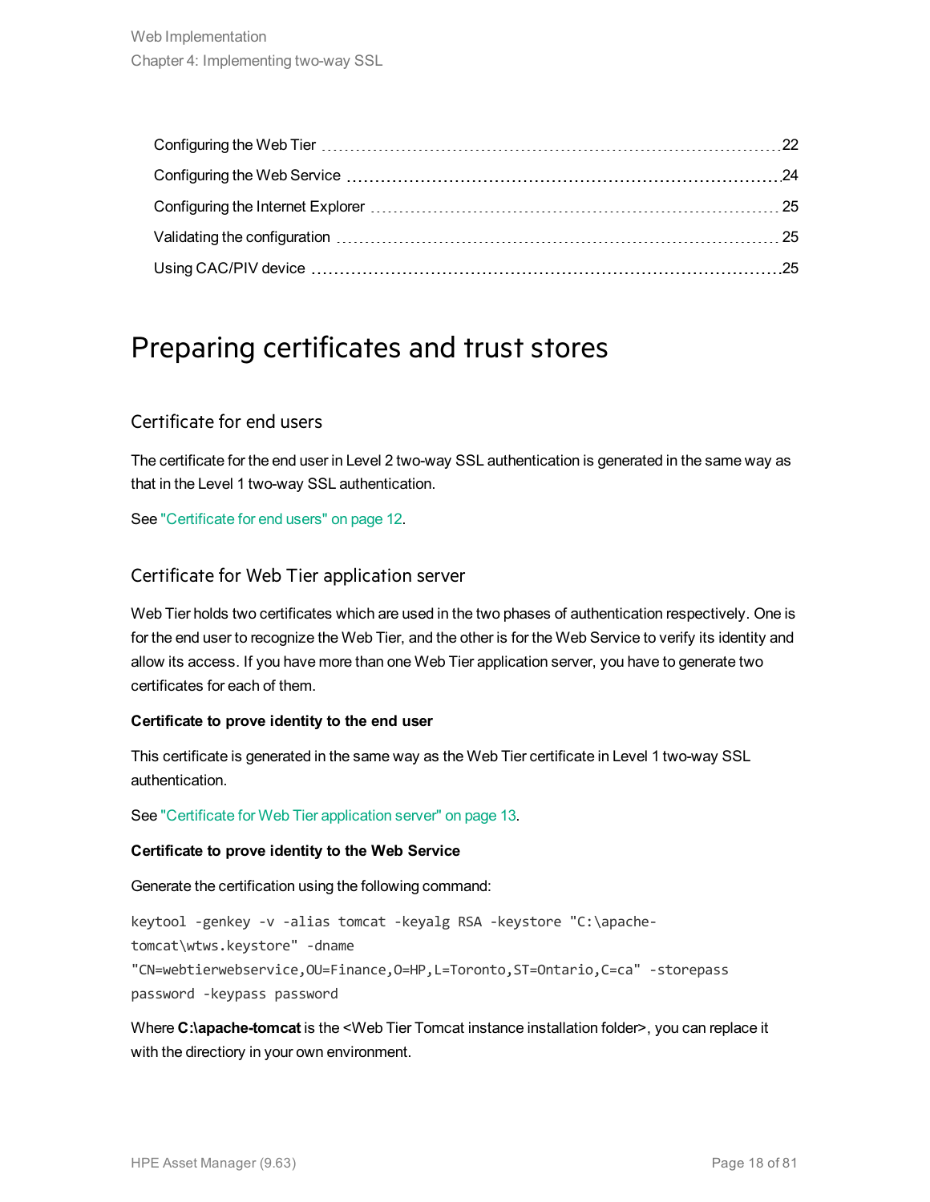| | |
|---|---|
| Configuring the Web Tier | 22 |
| Configuring the Web Service | 24 |
| Configuring the Internet Explorer | 25 |
| Validating the configuration | 25 |
| Using CAC/PIV device | 25 |

# Preparing certificates and trust stores

## Certificate for end users

The certificate for the end user in Level 2 two-way SSL authentication is generated in the same way as that in the Level 1 two-way SSL authentication.

See "Certificate for end users" on page 12.

## Certificate for Web Tier application server

Web Tier holds two certificates which are used in the two phases of authentication respectively. One is for the end user to recognize the Web Tier, and the other is for the Web Service to verify its identity and allow its access. If you have more than one Web Tier application server, you have to generate two certificates for each of them.

**Certificate to prove identity to the end user**

This certificate is generated in the same way as the Web Tier certificate in Level 1 two-way SSL authentication.

See "Certificate for Web Tier application server" on page 13.

**Certificate to prove identity to the Web Service**

Generate the certification using the following command:

```
keytool -genkey -v -alias tomcat -keyalg RSA -keystore "C:\apache-tomcat\wtws.keystore" -dname "CN=webtierwebservice,OU=Finance,O=HP,L=Toronto,ST=Ontario,C=ca" -storepass password -keypass password
```

Where **C:\apache-tomcat** is the <Web Tier Tomcat instance installation folder>, you can replace it with the directiory in your own environment.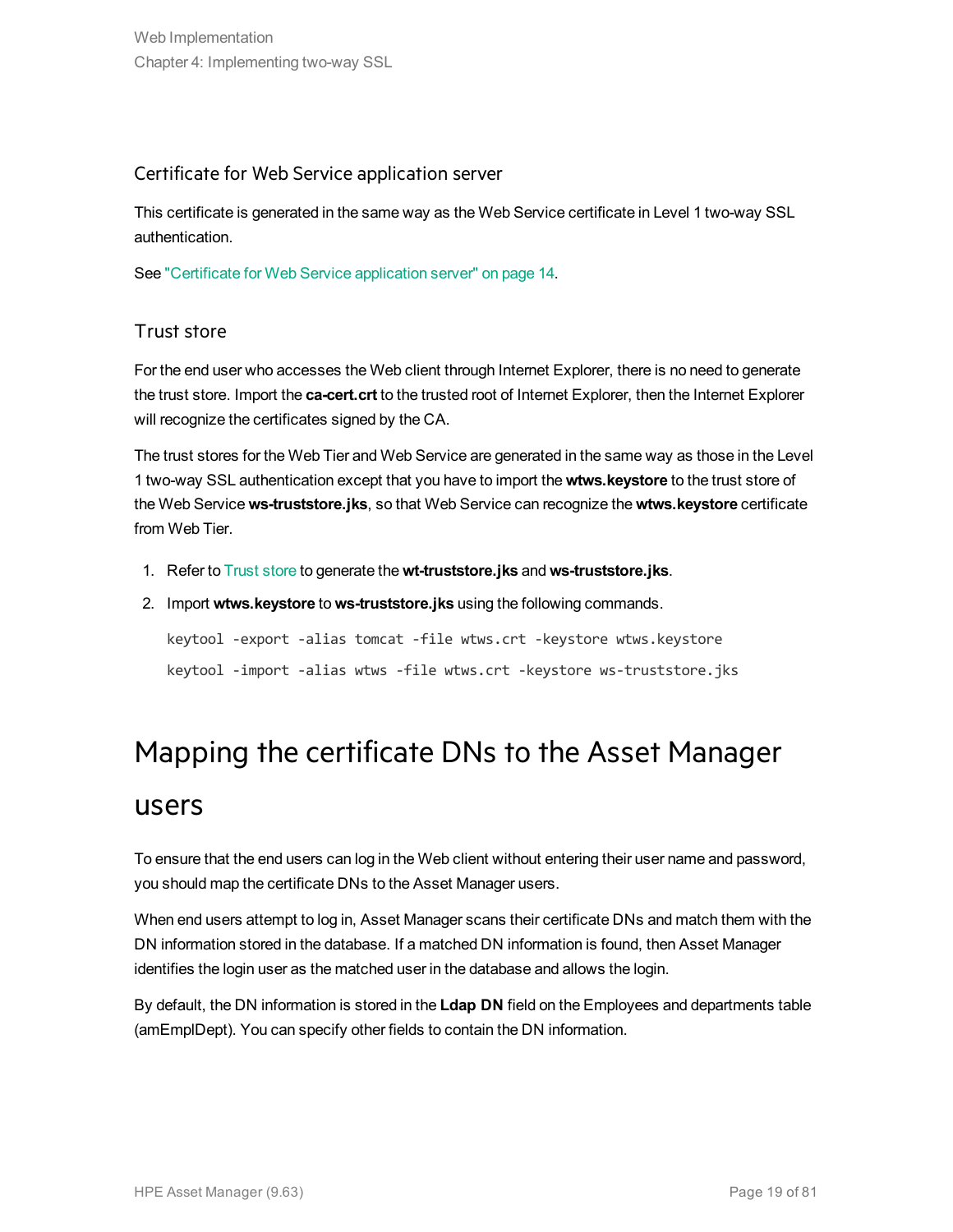### Certificate for Web Service application server

This certificate is generated in the same way as the Web Service certificate in Level 1 two-way SSL authentication.

See "Certificate for Web Service application server" on page 14.

### Trust store

For the end user who accesses the Web client through Internet Explorer, there is no need to generate the trust store. Import the **ca-cert.crt** to the trusted root of Internet Explorer, then the Internet Explorer will recognize the certificates signed by the CA.

The trust stores for the Web Tier and Web Service are generated in the same way as those in the Level 1 two-way SSL authentication except that you have to import the **wtws.keystore** to the trust store of the Web Service **ws-truststore.jks**, so that Web Service can recognize the **wtws.keystore** certificate from Web Tier.

1. Refer to Trust store to generate the **wt-truststore.jks** and **ws-truststore.jks**.
2. Import **wtws.keystore** to **ws-truststore.jks** using the following commands.

   ```
   keytool -export -alias tomcat -file wtws.crt -keystore wtws.keystore
   keytool -import -alias wtws -file wtws.crt -keystore ws-truststore.jks
   ```

## Mapping the certificate DNs to the Asset Manager users

To ensure that the end users can log in the Web client without entering their user name and password, you should map the certificate DNs to the Asset Manager users.

When end users attempt to log in, Asset Manager scans their certificate DNs and match them with the DN information stored in the database. If a matched DN information is found, then Asset Manager identifies the login user as the matched user in the database and allows the login.

By default, the DN information is stored in the **Ldap DN** field on the Employees and departments table (amEmplDept). You can specify other fields to contain the DN information.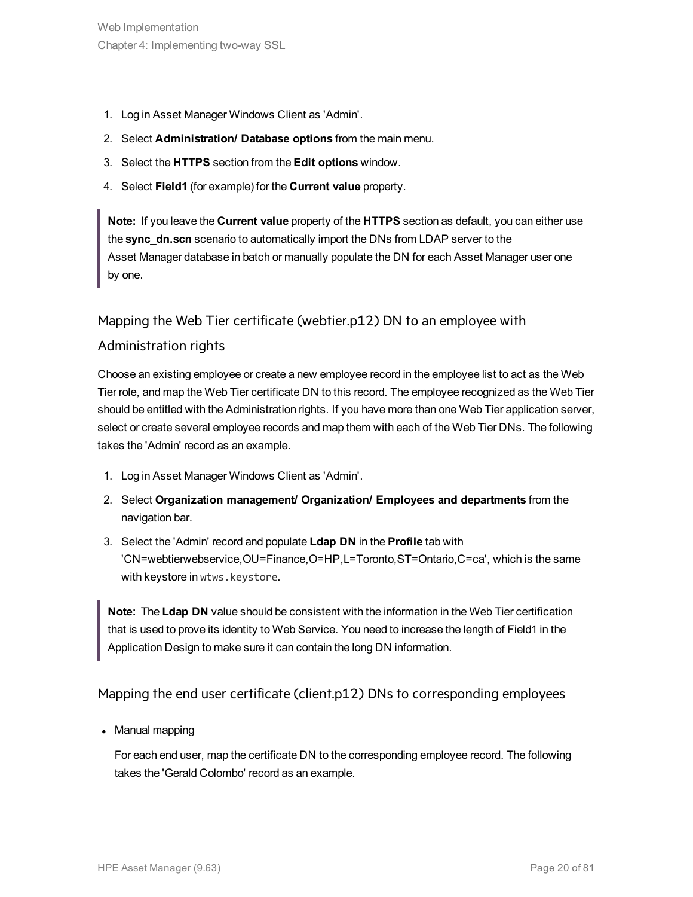1. Log in Asset Manager Windows Client as 'Admin'.
2. Select **Administration/ Database options** from the main menu.
3. Select the **HTTPS** section from the **Edit options** window.
4. Select **Field1** (for example) for the **Current value** property.

> **Note:** If you leave the **Current value** property of the **HTTPS** section as default, you can either use the **sync_dn.scn** scenario to automatically import the DNs from LDAP server to the Asset Manager database in batch or manually populate the DN for each Asset Manager user one by one.

### Mapping the Web Tier certificate (webtier.p12) DN to an employee with Administration rights

Choose an existing employee or create a new employee record in the employee list to act as the Web Tier role, and map the Web Tier certificate DN to this record. The employee recognized as the Web Tier should be entitled with the Administration rights. If you have more than one Web Tier application server, select or create several employee records and map them with each of the Web Tier DNs. The following takes the 'Admin' record as an example.

1. Log in Asset Manager Windows Client as 'Admin'.
2. Select **Organization management/ Organization/ Employees and departments** from the navigation bar.
3. Select the 'Admin' record and populate **Ldap DN** in the **Profile** tab with 'CN=webtierwebservice,OU=Finance,O=HP,L=Toronto,ST=Ontario,C=ca', which is the same with keystore in `wtws.keystore`.

> **Note:** The **Ldap DN** value should be consistent with the information in the Web Tier certification that is used to prove its identity to Web Service. You need to increase the length of Field1 in the Application Design to make sure it can contain the long DN information.

### Mapping the end user certificate (client.p12) DNs to corresponding employees

- Manual mapping

  For each end user, map the certificate DN to the corresponding employee record. The following takes the 'Gerald Colombo' record as an example.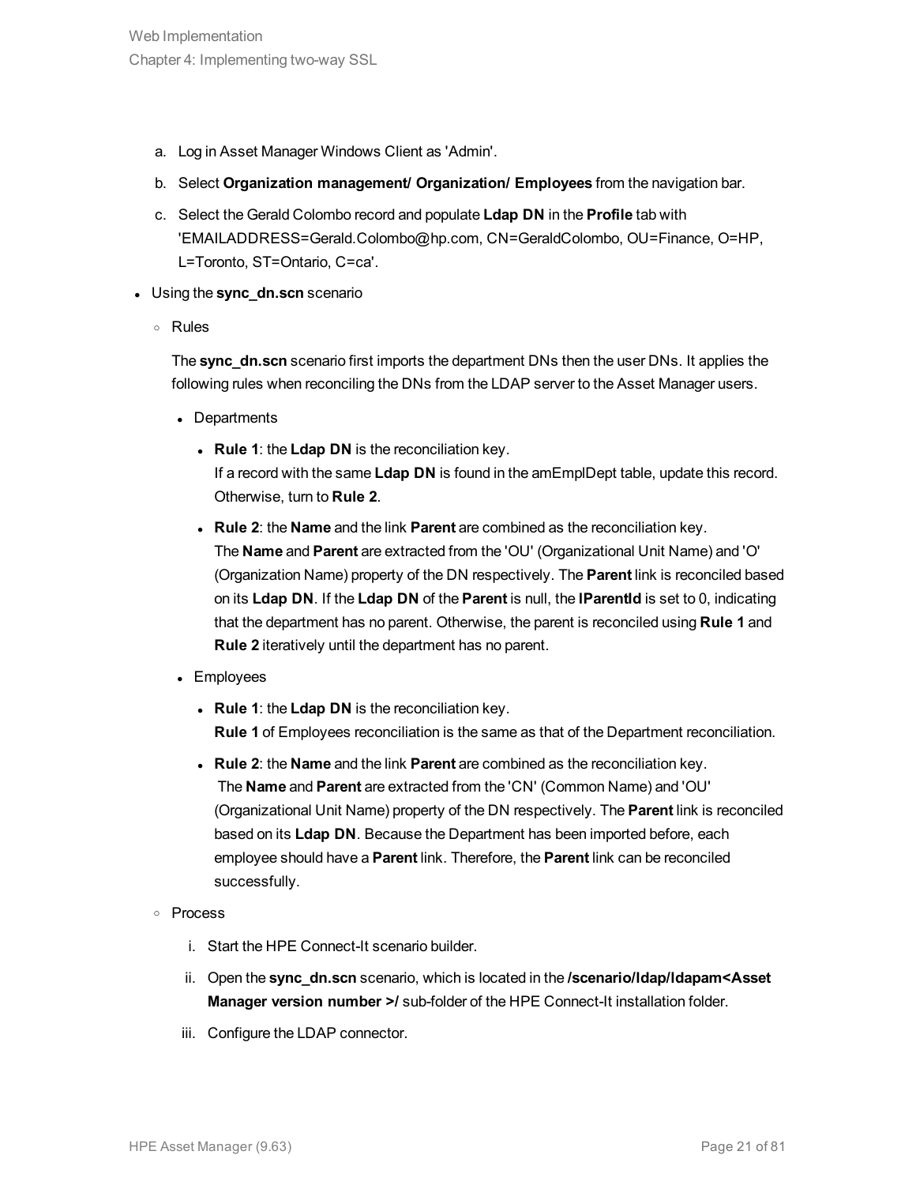a. Log in Asset Manager Windows Client as 'Admin'.

b. Select **Organization management/ Organization/ Employees** from the navigation bar.

c. Select the Gerald Colombo record and populate **Ldap DN** in the **Profile** tab with 'EMAILADDRESS=Gerald.Colombo@hp.com, CN=GeraldColombo, OU=Finance, O=HP, L=Toronto, ST=Ontario, C=ca'.

- Using the **sync_dn.scn** scenario
  - Rules

    The **sync_dn.scn** scenario first imports the department DNs then the user DNs. It applies the following rules when reconciling the DNs from the LDAP server to the Asset Manager users.

    - Departments
      - **Rule 1**: the **Ldap DN** is the reconciliation key.
        If a record with the same **Ldap DN** is found in the amEmplDept table, update this record. Otherwise, turn to **Rule 2**.
      - **Rule 2**: the **Name** and the link **Parent** are combined as the reconciliation key.
        The **Name** and **Parent** are extracted from the 'OU' (Organizational Unit Name) and 'O' (Organization Name) property of the DN respectively. The **Parent** link is reconciled based on its **Ldap DN**. If the **Ldap DN** of the **Parent** is null, the **lParentId** is set to 0, indicating that the department has no parent. Otherwise, the parent is reconciled using **Rule 1** and **Rule 2** iteratively until the department has no parent.
    - Employees
      - **Rule 1**: the **Ldap DN** is the reconciliation key.
        **Rule 1** of Employees reconciliation is the same as that of the Department reconciliation.
      - **Rule 2**: the **Name** and the link **Parent** are combined as the reconciliation key.
        The **Name** and **Parent** are extracted from the 'CN' (Common Name) and 'OU' (Organizational Unit Name) property of the DN respectively. The **Parent** link is reconciled based on its **Ldap DN**. Because the Department has been imported before, each employee should have a **Parent** link. Therefore, the **Parent** link can be reconciled successfully.
  - Process

    i. Start the HPE Connect-It scenario builder.

    ii. Open the **sync_dn.scn** scenario, which is located in the **/scenario/ldap/ldapam<Asset Manager version number >/** sub-folder of the HPE Connect-It installation folder.

    iii. Configure the LDAP connector.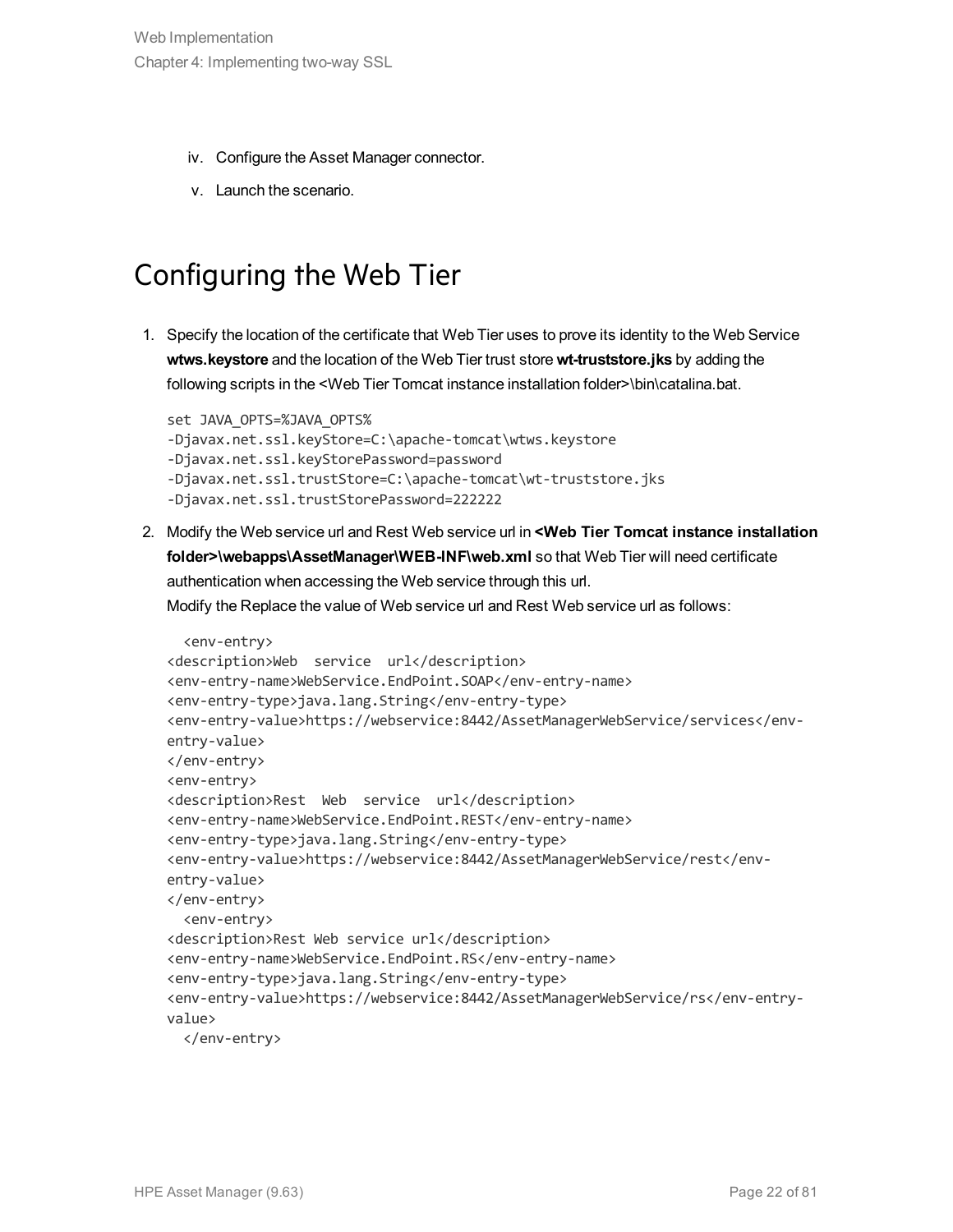iv. Configure the Asset Manager connector.

v. Launch the scenario.

# Configuring the Web Tier

1. Specify the location of the certificate that Web Tier uses to prove its identity to the Web Service **wtws.keystore** and the location of the Web Tier trust store **wt-truststore.jks** by adding the following scripts in the <Web Tier Tomcat instance installation folder>\bin\catalina.bat.

   ```
   set JAVA_OPTS=%JAVA_OPTS%
   -Djavax.net.ssl.keyStore=C:\apache-tomcat\wtws.keystore
   -Djavax.net.ssl.keyStorePassword=password
   -Djavax.net.ssl.trustStore=C:\apache-tomcat\wt-truststore.jks
   -Djavax.net.ssl.trustStorePassword=222222
   ```

2. Modify the Web service url and Rest Web service url in **<Web Tier Tomcat instance installation folder>\webapps\AssetManager\WEB-INF\web.xml** so that Web Tier will need certificate authentication when accessing the Web service through this url.
   Modify the Replace the value of Web service url and Rest Web service url as follows:

   ```
     <env-entry>
   <description>Web  service  url</description>
   <env-entry-name>WebService.EndPoint.SOAP</env-entry-name>
   <env-entry-type>java.lang.String</env-entry-type>
   <env-entry-value>https://webservice:8442/AssetManagerWebService/services</env-
   entry-value>
   </env-entry>
   <env-entry>
   <description>Rest  Web  service  url</description>
   <env-entry-name>WebService.EndPoint.REST</env-entry-name>
   <env-entry-type>java.lang.String</env-entry-type>
   <env-entry-value>https://webservice:8442/AssetManagerWebService/rest</env-
   entry-value>
   </env-entry>
     <env-entry>
   <description>Rest Web service url</description>
   <env-entry-name>WebService.EndPoint.RS</env-entry-name>
   <env-entry-type>java.lang.String</env-entry-type>
   <env-entry-value>https://webservice:8442/AssetManagerWebService/rs</env-entry-
   value>
     </env-entry>
   ```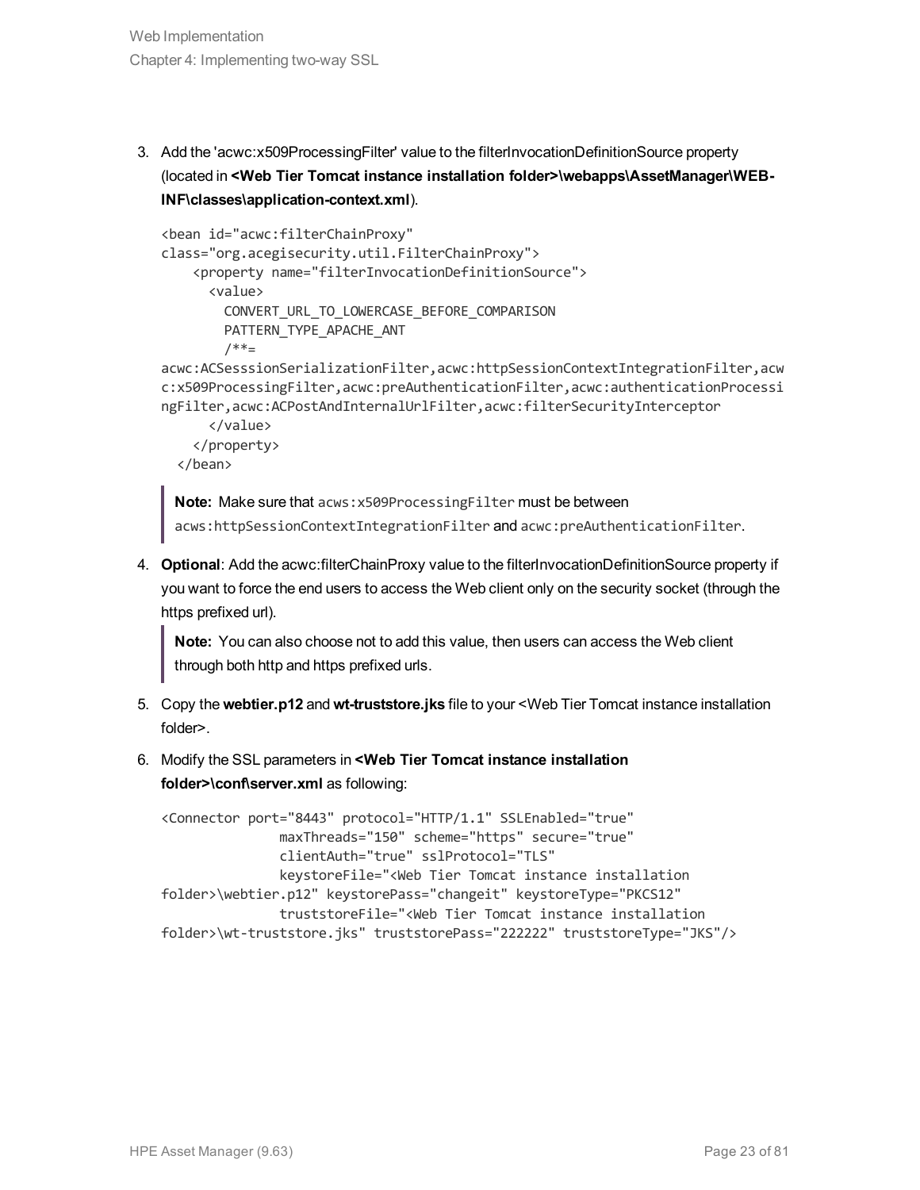3. Add the 'acwc:x509ProcessingFilter' value to the filterInvocationDefinitionSource property (located in **<Web Tier Tomcat instance installation folder>\webapps\AssetManager\WEB-INF\classes\application-context.xml**).

   ```
   <bean id="acwc:filterChainProxy"
   class="org.acegisecurity.util.FilterChainProxy">
       <property name="filterInvocationDefinitionSource">
         <value>
           CONVERT_URL_TO_LOWERCASE_BEFORE_COMPARISON
           PATTERN_TYPE_APACHE_ANT
           /**=
   acwc:ACSesssionSerializationFilter,acwc:httpSessionContextIntegrationFilter,acwc:x509ProcessingFilter,acwc:preAuthenticationFilter,acwc:authenticationProcessingFilter,acwc:ACPostAndInternalUrlFilter,acwc:filterSecurityInterceptor
         </value>
       </property>
     </bean>
   ```

   > **Note:** Make sure that `acws:x509ProcessingFilter` must be between `acws:httpSessionContextIntegrationFilter` and `acwc:preAuthenticationFilter`.

4. **Optional**: Add the acwc:filterChainProxy value to the filterInvocationDefinitionSource property if you want to force the end users to access the Web client only on the security socket (through the https prefixed url).

   > **Note:** You can also choose not to add this value, then users can access the Web client through both http and https prefixed urls.

5. Copy the **webtier.p12** and **wt-truststore.jks** file to your <Web Tier Tomcat instance installation folder>.

6. Modify the SSL parameters in **<Web Tier Tomcat instance installation folder>\conf\server.xml** as following:

   ```
   <Connector port="8443" protocol="HTTP/1.1" SSLEnabled="true"
                 maxThreads="150" scheme="https" secure="true"
                 clientAuth="true" sslProtocol="TLS"
                 keystoreFile="<Web Tier Tomcat instance installation
   folder>\webtier.p12" keystorePass="changeit" keystoreType="PKCS12"
                 truststoreFile="<Web Tier Tomcat instance installation
   folder>\wt-truststore.jks" truststorePass="222222" truststoreType="JKS"/>
   ```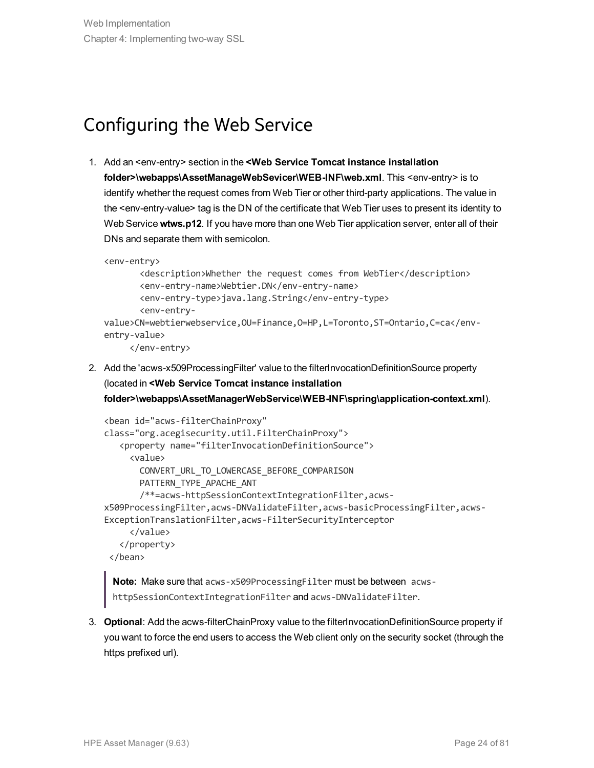# Configuring the Web Service

1. Add an <env-entry> section in the **<Web Service Tomcat instance installation folder>\webapps\AssetManageWebServicer\WEB-INF\web.xml**. This <env-entry> is to identify whether the request comes from Web Tier or other third-party applications. The value in the <env-entry-value> tag is the DN of the certificate that Web Tier uses to present its identity to Web Service **wtws.p12**. If you have more than one Web Tier application server, enter all of their DNs and separate them with semicolon.

```
<env-entry>
       <description>Whether the request comes from WebTier</description>
       <env-entry-name>Webtier.DN</env-entry-name>
       <env-entry-type>java.lang.String</env-entry-type>
       <env-entry-
value>CN=webtierwebservice,OU=Finance,O=HP,L=Toronto,ST=Ontario,C=ca</env-
entry-value>
     </env-entry>
```

2. Add the 'acws-x509ProcessingFilter' value to the filterInvocationDefinitionSource property (located in **<Web Service Tomcat instance installation folder>\webapps\AssetManagerWebService\WEB-INF\spring\application-context.xml**).

```
<bean id="acws-filterChainProxy"
class="org.acegisecurity.util.FilterChainProxy">
   <property name="filterInvocationDefinitionSource">
     <value>
       CONVERT_URL_TO_LOWERCASE_BEFORE_COMPARISON
       PATTERN_TYPE_APACHE_ANT
       /**=acws-httpSessionContextIntegrationFilter,acws-
x509ProcessingFilter,acws-DNValidateFilter,acws-basicProcessingFilter,acws-
ExceptionTranslationFilter,acws-FilterSecurityInterceptor
     </value>
   </property>
 </bean>
```

> **Note:** Make sure that `acws-x509ProcessingFilter` must be between `acws-httpSessionContextIntegrationFilter` and `acws-DNValidateFilter`.

3. **Optional**: Add the acws-filterChainProxy value to the filterInvocationDefinitionSource property if you want to force the end users to access the Web client only on the security socket (through the https prefixed url).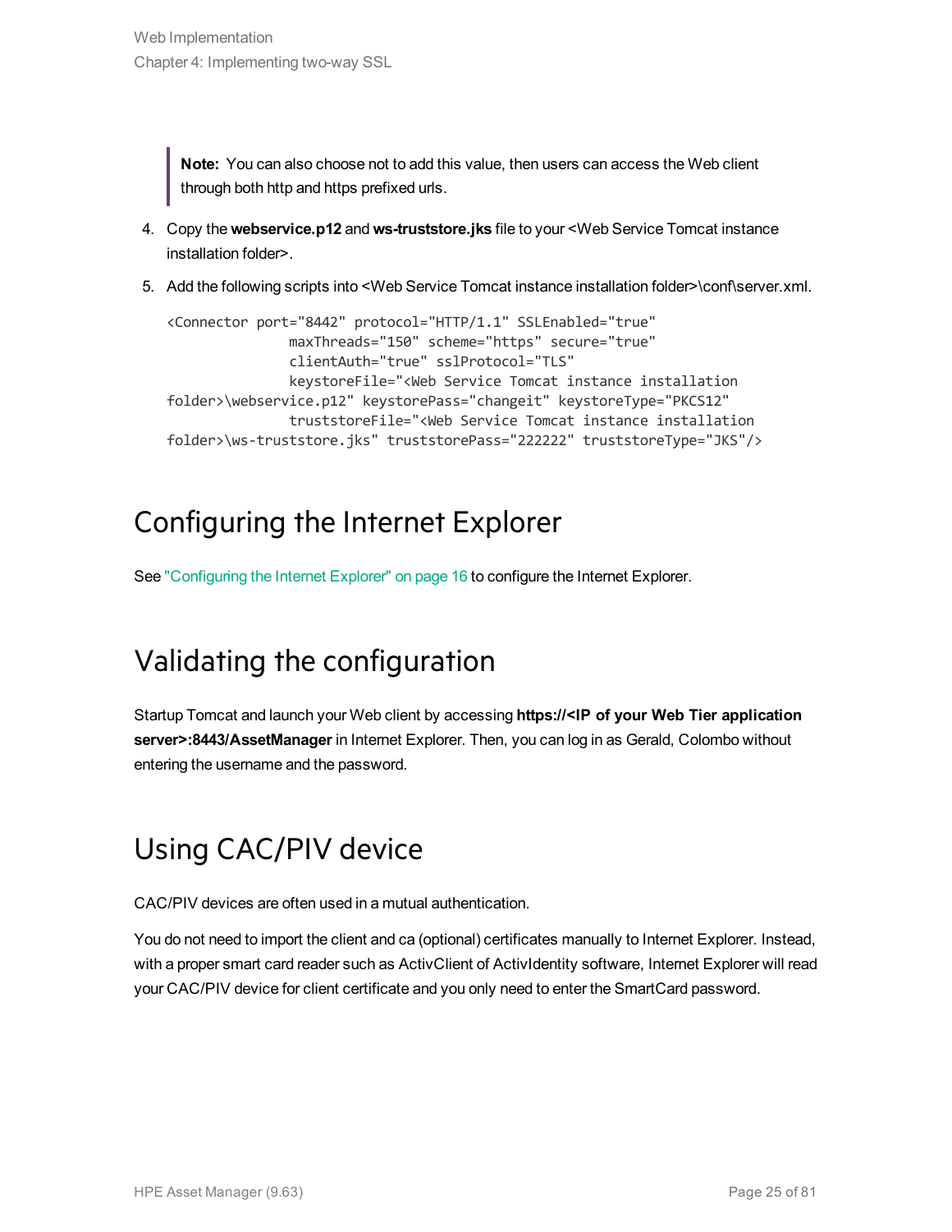> **Note:** You can also choose not to add this value, then users can access the Web client through both http and https prefixed urls.

4. Copy the **webservice.p12** and **ws-truststore.jks** file to your <Web Service Tomcat instance installation folder>.
5. Add the following scripts into <Web Service Tomcat instance installation folder>\conf\server.xml.

```
<Connector port="8442" protocol="HTTP/1.1" SSLEnabled="true"
               maxThreads="150" scheme="https" secure="true"
               clientAuth="true" sslProtocol="TLS"
               keystoreFile="<Web Service Tomcat instance installation
folder>\webservice.p12" keystorePass="changeit" keystoreType="PKCS12"
               truststoreFile="<Web Service Tomcat instance installation
folder>\ws-truststore.jks" truststorePass="222222" truststoreType="JKS"/>
```

## Configuring the Internet Explorer

See "Configuring the Internet Explorer" on page 16 to configure the Internet Explorer.

## Validating the configuration

Startup Tomcat and launch your Web client by accessing **https://<IP of your Web Tier application server>:8443/AssetManager** in Internet Explorer. Then, you can log in as Gerald, Colombo without entering the username and the password.

## Using CAC/PIV device

CAC/PIV devices are often used in a mutual authentication.

You do not need to import the client and ca (optional) certificates manually to Internet Explorer. Instead, with a proper smart card reader such as ActivClient of ActivIdentity software, Internet Explorer will read your CAC/PIV device for client certificate and you only need to enter the SmartCard password.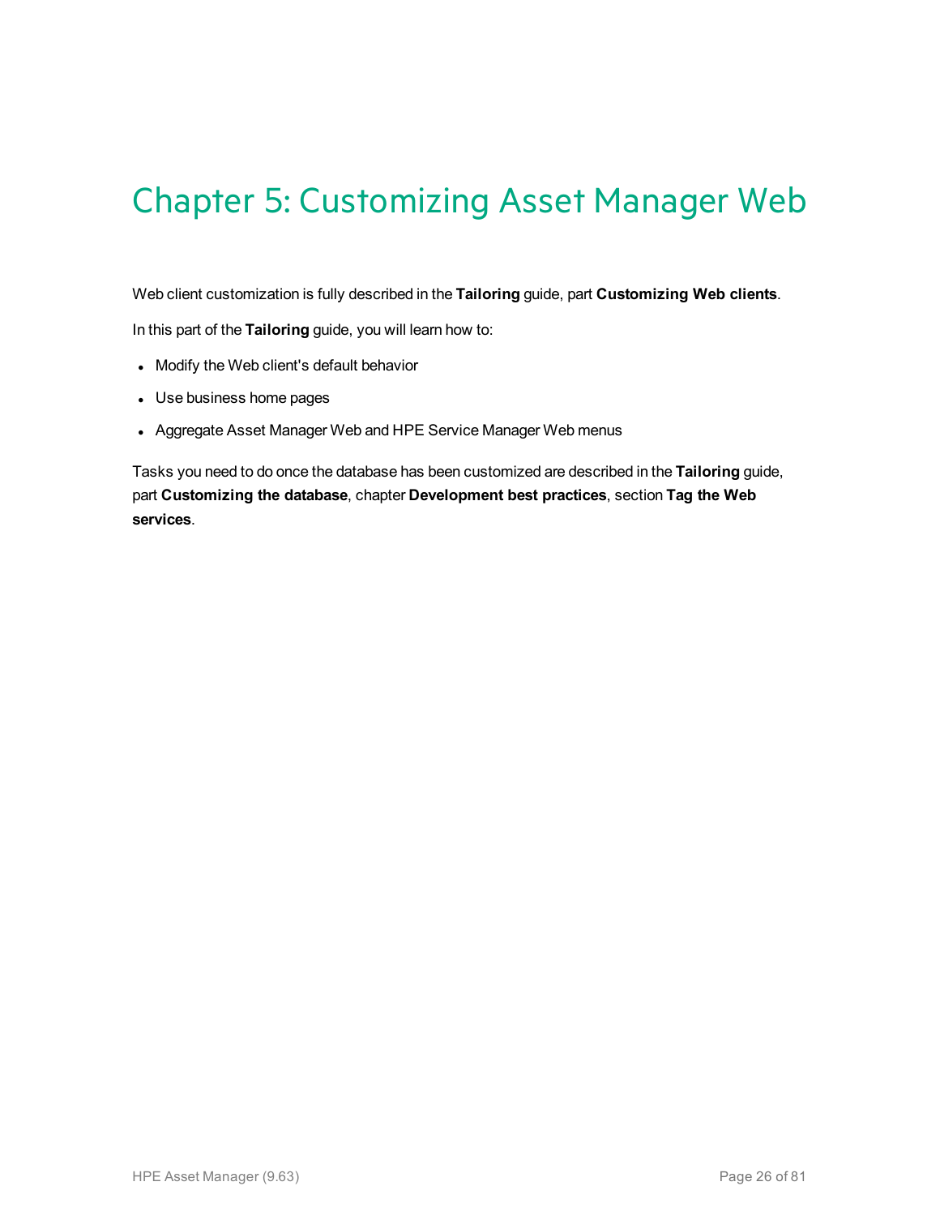# Chapter 5: Customizing Asset Manager Web

Web client customization is fully described in the **Tailoring** guide, part **Customizing Web clients**.

In this part of the **Tailoring** guide, you will learn how to:

- Modify the Web client's default behavior
- Use business home pages
- Aggregate Asset Manager Web and HPE Service Manager Web menus

Tasks you need to do once the database has been customized are described in the **Tailoring** guide, part **Customizing the database**, chapter **Development best practices**, section **Tag the Web services**.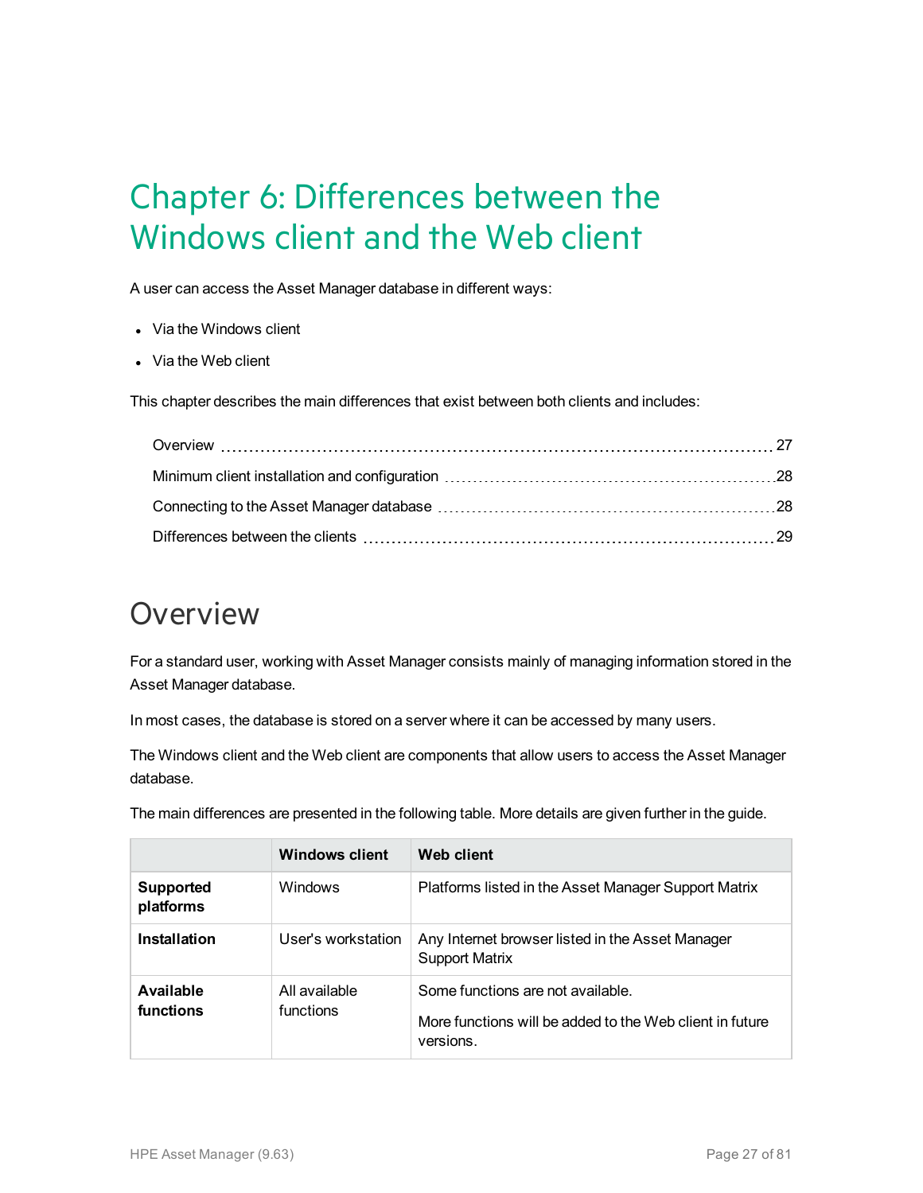# Chapter 6: Differences between the Windows client and the Web client

A user can access the Asset Manager database in different ways:

- Via the Windows client
- Via the Web client

This chapter describes the main differences that exist between both clients and includes:

Overview ........ 27
Minimum client installation and configuration ........ 28
Connecting to the Asset Manager database ........ 28
Differences between the clients ........ 29

## Overview

For a standard user, working with Asset Manager consists mainly of managing information stored in the Asset Manager database.

In most cases, the database is stored on a server where it can be accessed by many users.

The Windows client and the Web client are components that allow users to access the Asset Manager database.

The main differences are presented in the following table. More details are given further in the guide.

| | Windows client | Web client |
|---|---|---|
| **Supported platforms** | Windows | Platforms listed in the Asset Manager Support Matrix |
| **Installation** | User's workstation | Any Internet browser listed in the Asset Manager Support Matrix |
| **Available functions** | All available functions | Some functions are not available.<br><br>More functions will be added to the Web client in future versions. |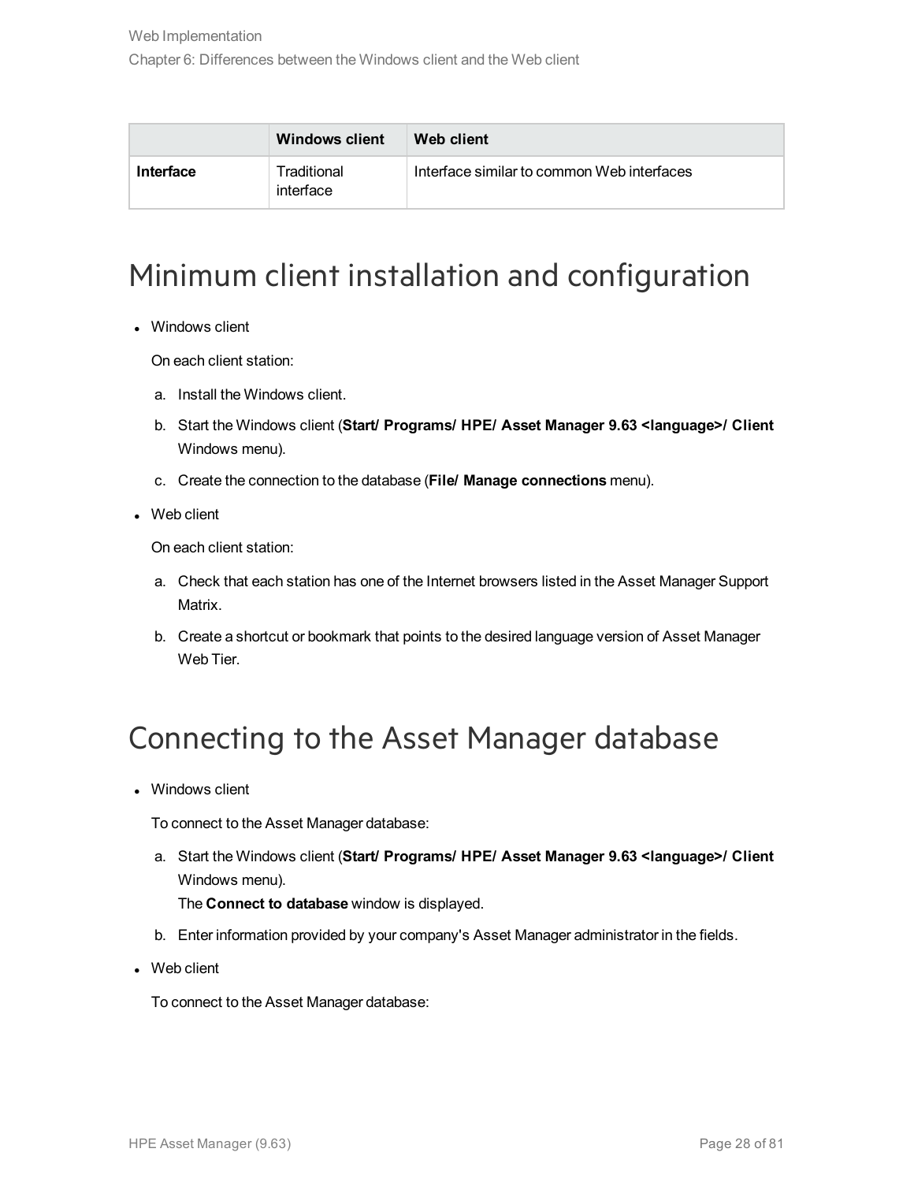| | Windows client | Web client |
| --- | --- | --- |
| **Interface** | Traditional interface | Interface similar to common Web interfaces |

## Minimum client installation and configuration

- Windows client

  On each client station:

  a. Install the Windows client.

  b. Start the Windows client (**Start/ Programs/ HPE/ Asset Manager 9.63 <language>/ Client** Windows menu).

  c. Create the connection to the database (**File/ Manage connections** menu).

- Web client

  On each client station:

  a. Check that each station has one of the Internet browsers listed in the Asset Manager Support Matrix.

  b. Create a shortcut or bookmark that points to the desired language version of Asset Manager Web Tier.

## Connecting to the Asset Manager database

- Windows client

  To connect to the Asset Manager database:

  a. Start the Windows client (**Start/ Programs/ HPE/ Asset Manager 9.63 <language>/ Client** Windows menu).
     The **Connect to database** window is displayed.

  b. Enter information provided by your company's Asset Manager administrator in the fields.

- Web client

  To connect to the Asset Manager database: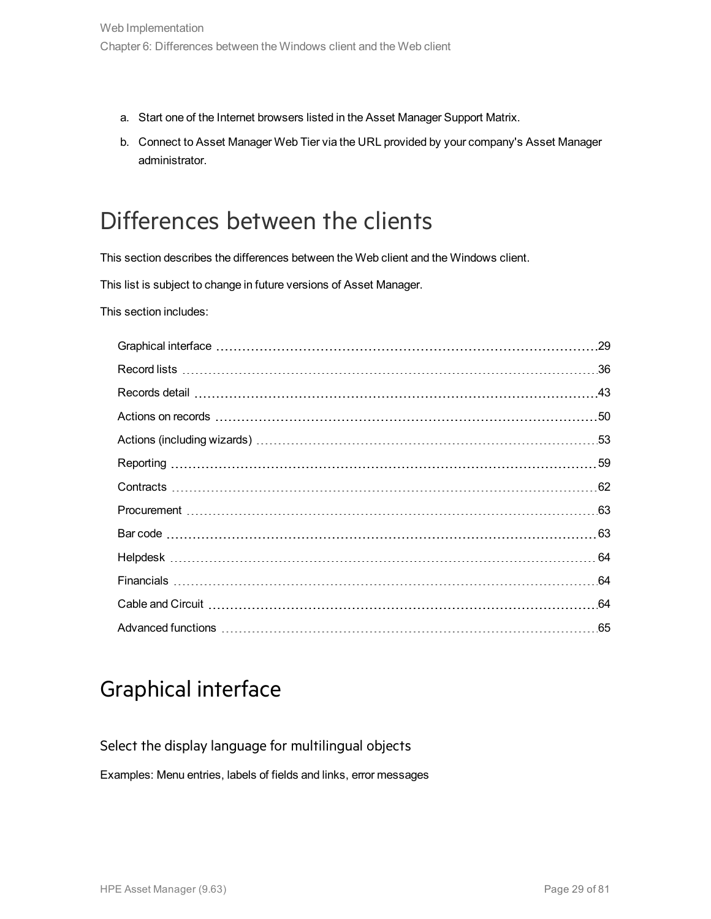a. Start one of the Internet browsers listed in the Asset Manager Support Matrix.
b. Connect to Asset Manager Web Tier via the URL provided by your company's Asset Manager administrator.

# Differences between the clients

This section describes the differences between the Web client and the Windows client.

This list is subject to change in future versions of Asset Manager.

This section includes:

- Graphical interface ... 29
- Record lists ... 36
- Records detail ... 43
- Actions on records ... 50
- Actions (including wizards) ... 53
- Reporting ... 59
- Contracts ... 62
- Procurement ... 63
- Bar code ... 63
- Helpdesk ... 64
- Financials ... 64
- Cable and Circuit ... 64
- Advanced functions ... 65

# Graphical interface

### Select the display language for multilingual objects

Examples: Menu entries, labels of fields and links, error messages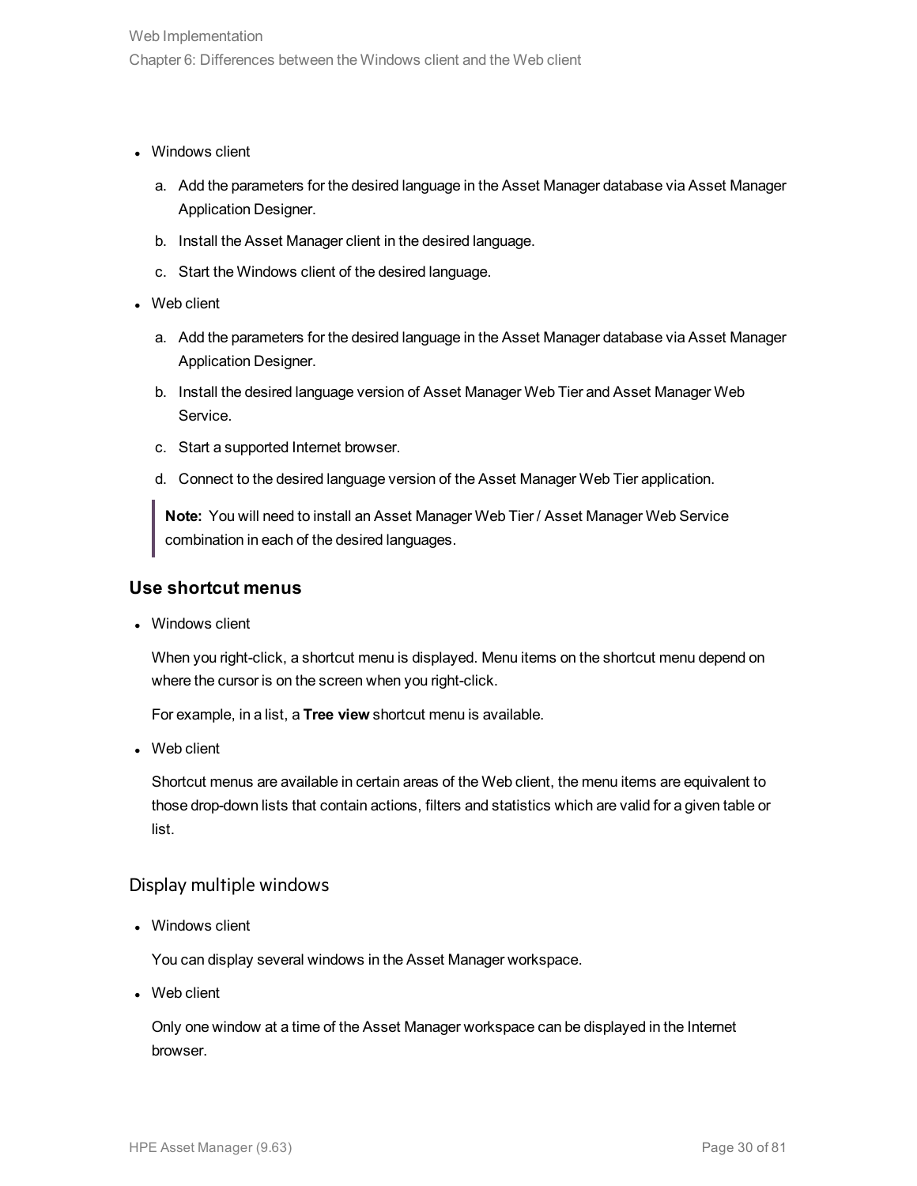- Windows client
  a. Add the parameters for the desired language in the Asset Manager database via Asset Manager Application Designer.
  b. Install the Asset Manager client in the desired language.
  c. Start the Windows client of the desired language.
- Web client
  a. Add the parameters for the desired language in the Asset Manager database via Asset Manager Application Designer.
  b. Install the desired language version of Asset Manager Web Tier and Asset Manager Web Service.
  c. Start a supported Internet browser.
  d. Connect to the desired language version of the Asset Manager Web Tier application.

  > **Note:** You will need to install an Asset Manager Web Tier / Asset Manager Web Service combination in each of the desired languages.

### Use shortcut menus

- Windows client

  When you right-click, a shortcut menu is displayed. Menu items on the shortcut menu depend on where the cursor is on the screen when you right-click.

  For example, in a list, a **Tree view** shortcut menu is available.

- Web client

  Shortcut menus are available in certain areas of the Web client, the menu items are equivalent to those drop-down lists that contain actions, filters and statistics which are valid for a given table or list.

#### Display multiple windows

- Windows client

  You can display several windows in the Asset Manager workspace.

- Web client

  Only one window at a time of the Asset Manager workspace can be displayed in the Internet browser.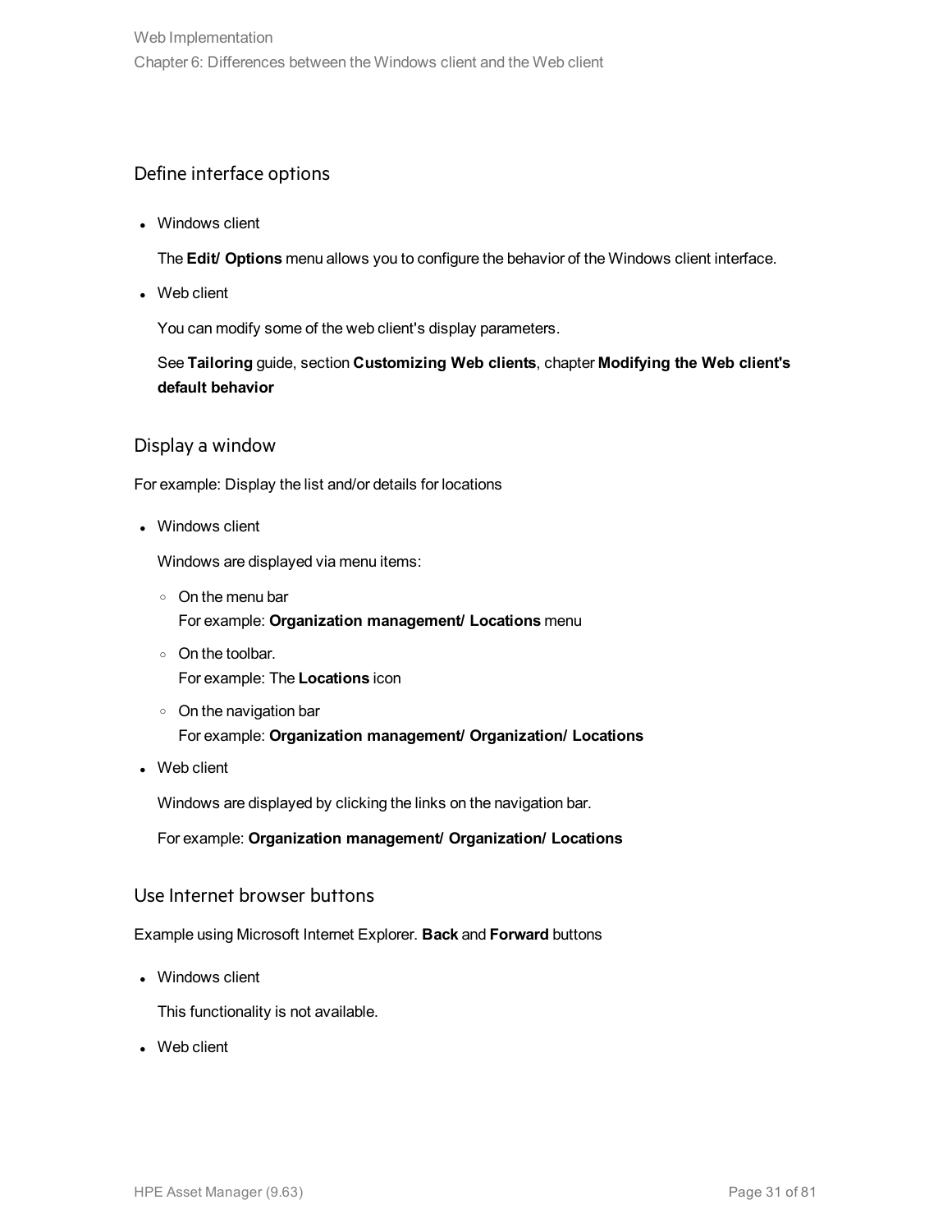### Define interface options

- Windows client

  The **Edit/ Options** menu allows you to configure the behavior of the Windows client interface.

- Web client

  You can modify some of the web client's display parameters.

  See **Tailoring** guide, section **Customizing Web clients**, chapter **Modifying the Web client's default behavior**

### Display a window

For example: Display the list and/or details for locations

- Windows client

  Windows are displayed via menu items:

  - On the menu bar
    For example: **Organization management/ Locations** menu
  - On the toolbar.
    For example: The **Locations** icon
  - On the navigation bar
    For example: **Organization management/ Organization/ Locations**

- Web client

  Windows are displayed by clicking the links on the navigation bar.

  For example: **Organization management/ Organization/ Locations**

### Use Internet browser buttons

Example using Microsoft Internet Explorer. **Back** and **Forward** buttons

- Windows client

  This functionality is not available.

- Web client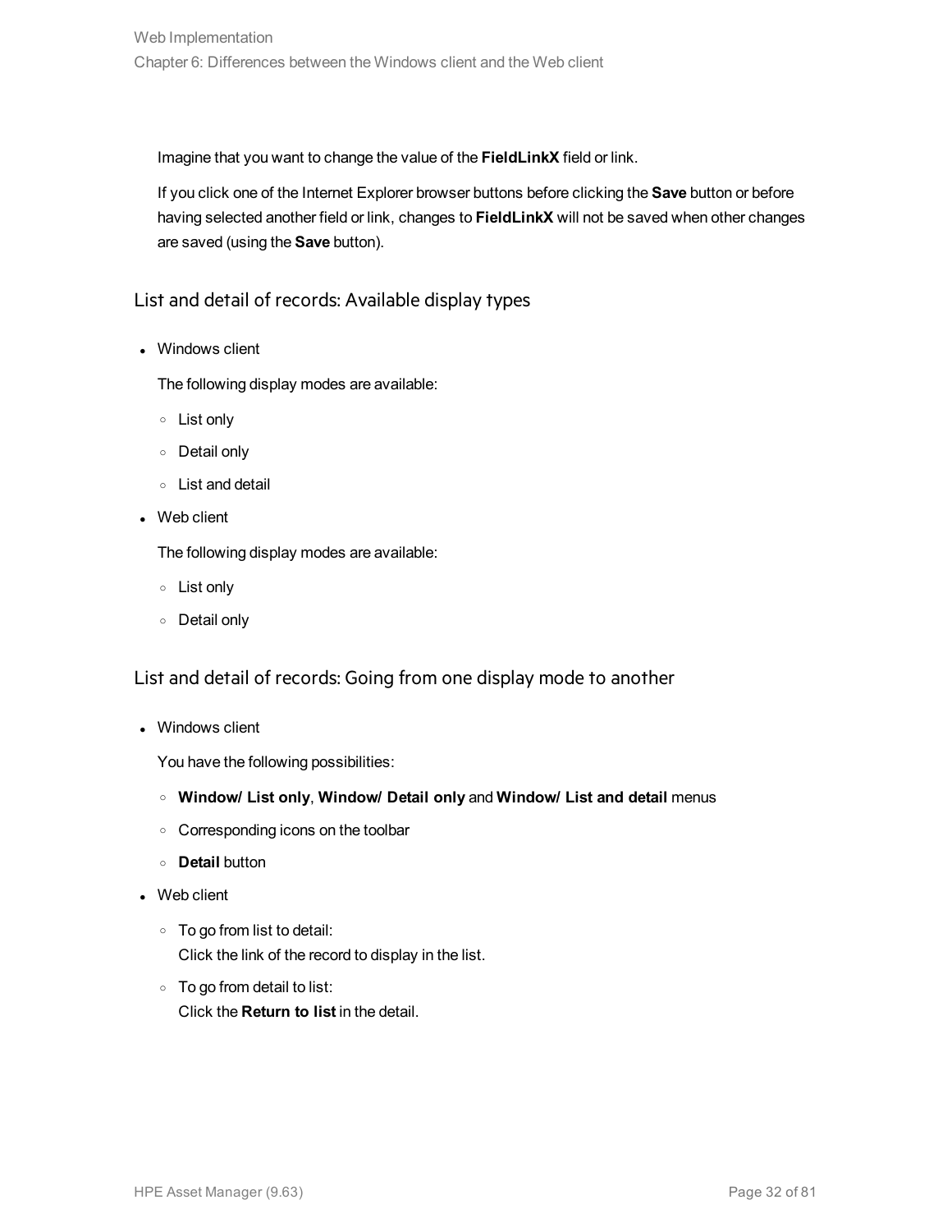Imagine that you want to change the value of the **FieldLinkX** field or link.

If you click one of the Internet Explorer browser buttons before clicking the **Save** button or before having selected another field or link, changes to **FieldLinkX** will not be saved when other changes are saved (using the **Save** button).

## List and detail of records: Available display types

- Windows client

  The following display modes are available:

  - List only
  - Detail only
  - List and detail

- Web client

  The following display modes are available:

  - List only
  - Detail only

## List and detail of records: Going from one display mode to another

- Windows client

  You have the following possibilities:

  - **Window/ List only**, **Window/ Detail only** and **Window/ List and detail** menus
  - Corresponding icons on the toolbar
  - **Detail** button

- Web client

  - To go from list to detail:
    Click the link of the record to display in the list.
  - To go from detail to list:
    Click the **Return to list** in the detail.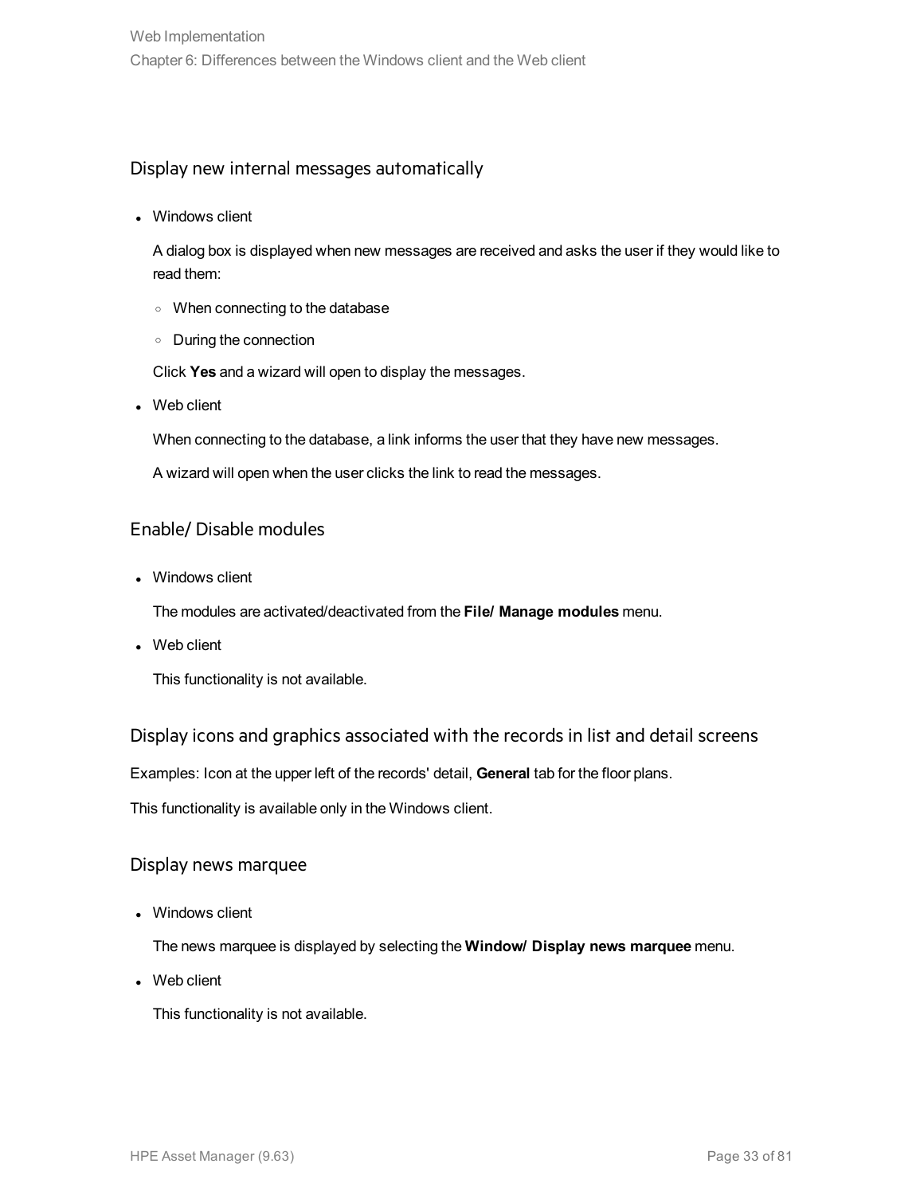### Display new internal messages automatically

- Windows client

  A dialog box is displayed when new messages are received and asks the user if they would like to read them:

  - When connecting to the database
  - During the connection

  Click **Yes** and a wizard will open to display the messages.

- Web client

  When connecting to the database, a link informs the user that they have new messages.

  A wizard will open when the user clicks the link to read the messages.

### Enable/ Disable modules

- Windows client

  The modules are activated/deactivated from the **File/ Manage modules** menu.

- Web client

  This functionality is not available.

### Display icons and graphics associated with the records in list and detail screens

Examples: Icon at the upper left of the records' detail, **General** tab for the floor plans.

This functionality is available only in the Windows client.

### Display news marquee

- Windows client

  The news marquee is displayed by selecting the **Window/ Display news marquee** menu.

- Web client

  This functionality is not available.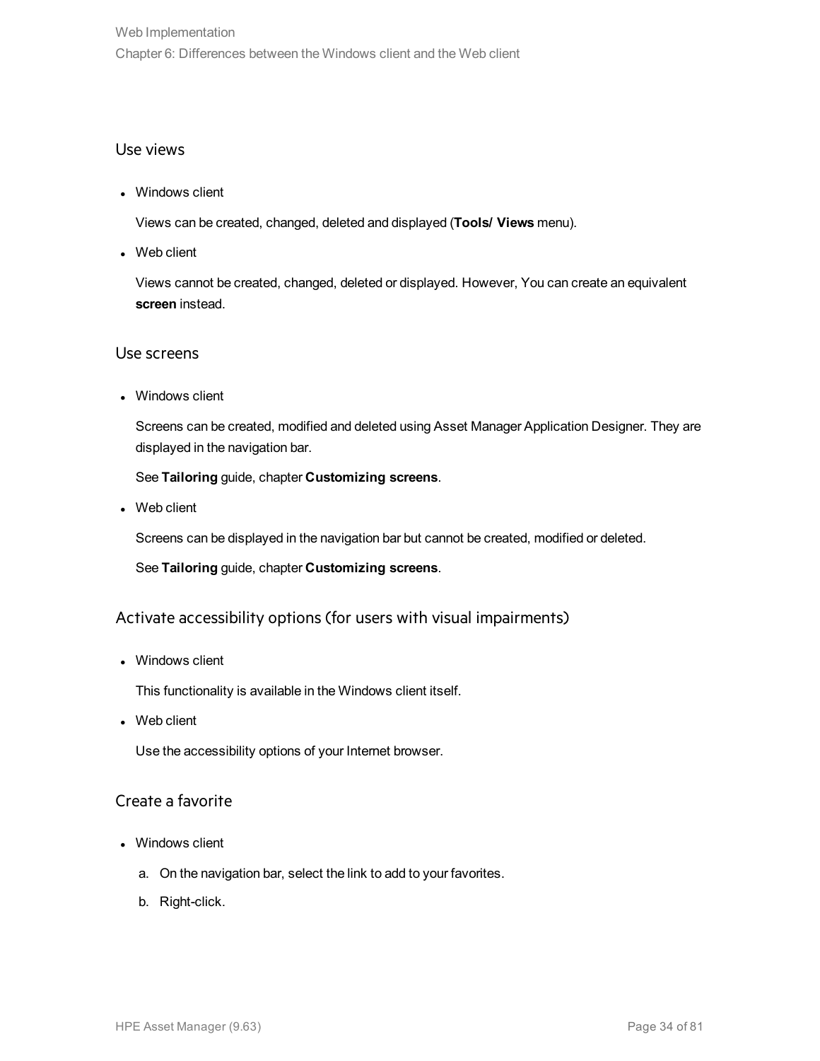## Use views

- Windows client

  Views can be created, changed, deleted and displayed (**Tools/ Views** menu).

- Web client

  Views cannot be created, changed, deleted or displayed. However, You can create an equivalent **screen** instead.

## Use screens

- Windows client

  Screens can be created, modified and deleted using Asset Manager Application Designer. They are displayed in the navigation bar.

  See **Tailoring** guide, chapter **Customizing screens**.

- Web client

  Screens can be displayed in the navigation bar but cannot be created, modified or deleted.

  See **Tailoring** guide, chapter **Customizing screens**.

## Activate accessibility options (for users with visual impairments)

- Windows client

  This functionality is available in the Windows client itself.

- Web client

  Use the accessibility options of your Internet browser.

## Create a favorite

- Windows client

  a. On the navigation bar, select the link to add to your favorites.

  b. Right-click.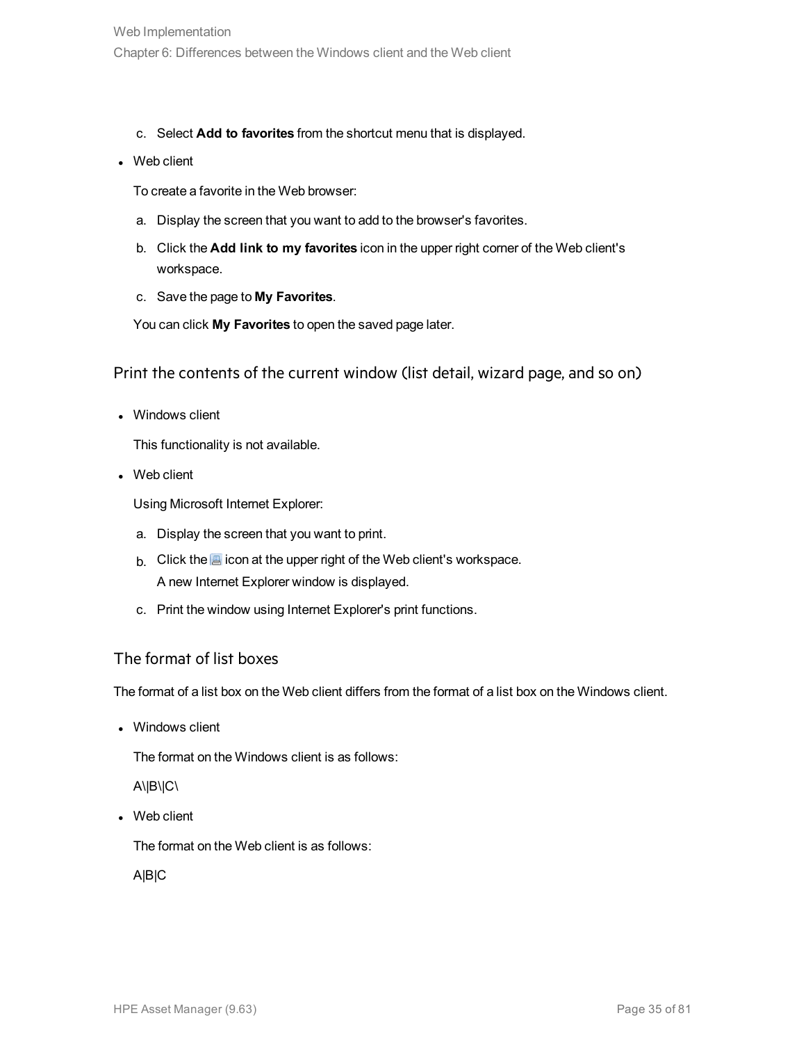c. Select **Add to favorites** from the shortcut menu that is displayed.

- Web client

  To create a favorite in the Web browser:

  a. Display the screen that you want to add to the browser's favorites.

  b. Click the **Add link to my favorites** icon in the upper right corner of the Web client's workspace.

  c. Save the page to **My Favorites**.

  You can click **My Favorites** to open the saved page later.

### Print the contents of the current window (list detail, wizard page, and so on)

- Windows client

  This functionality is not available.

- Web client

  Using Microsoft Internet Explorer:

  a. Display the screen that you want to print.

  b. Click the icon at the upper right of the Web client's workspace.
     A new Internet Explorer window is displayed.

  c. Print the window using Internet Explorer's print functions.

### The format of list boxes

The format of a list box on the Web client differs from the format of a list box on the Windows client.

- Windows client

  The format on the Windows client is as follows:

  A\|B\|C\

- Web client

  The format on the Web client is as follows:

  A|B|C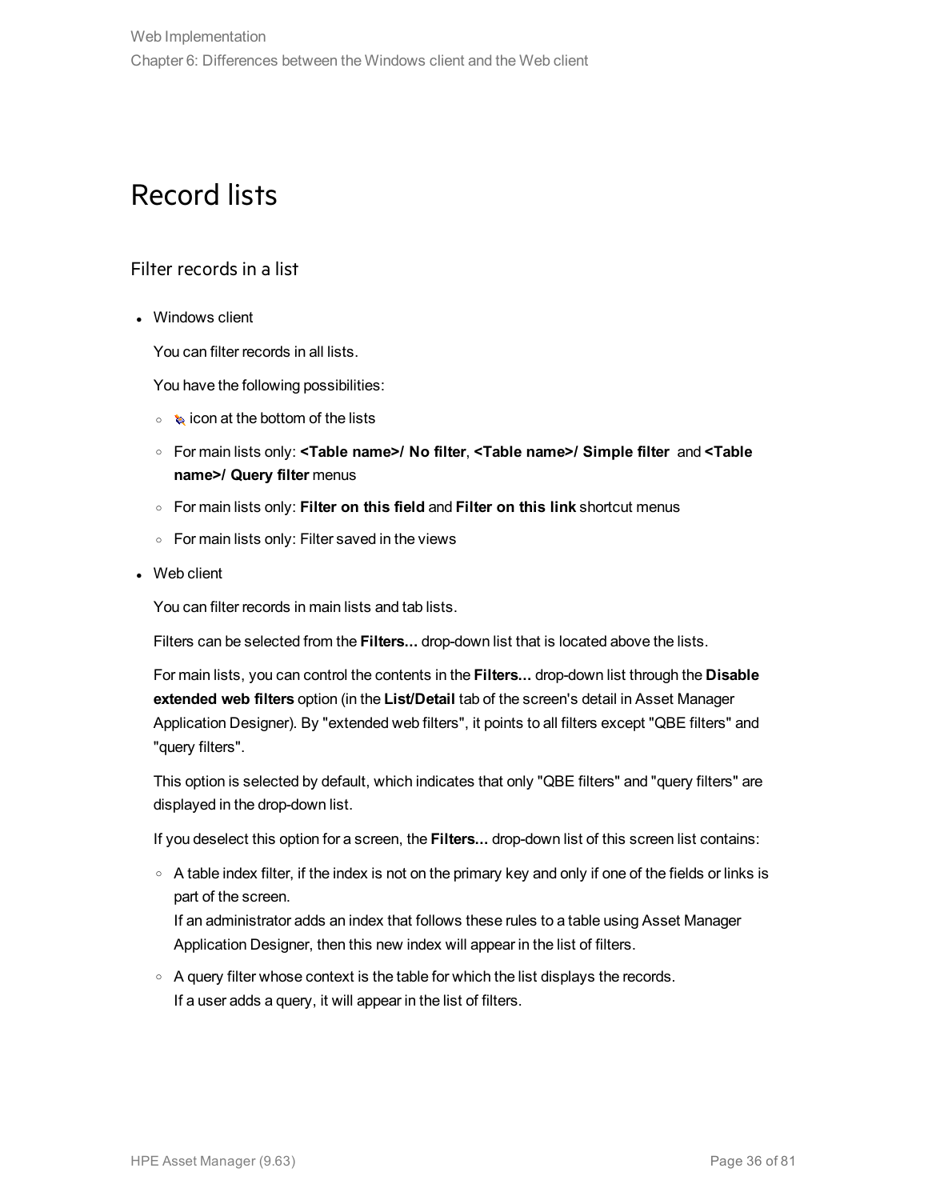# Record lists

## Filter records in a list

- Windows client

  You can filter records in all lists.

  You have the following possibilities:

  - icon at the bottom of the lists
  - For main lists only: **<Table name>/ No filter**, **<Table name>/ Simple filter** and **<Table name>/ Query filter** menus
  - For main lists only: **Filter on this field** and **Filter on this link** shortcut menus
  - For main lists only: Filter saved in the views

- Web client

  You can filter records in main lists and tab lists.

  Filters can be selected from the **Filters...** drop-down list that is located above the lists.

  For main lists, you can control the contents in the **Filters...** drop-down list through the **Disable extended web filters** option (in the **List/Detail** tab of the screen's detail in Asset Manager Application Designer). By "extended web filters", it points to all filters except "QBE filters" and "query filters".

  This option is selected by default, which indicates that only "QBE filters" and "query filters" are displayed in the drop-down list.

  If you deselect this option for a screen, the **Filters...** drop-down list of this screen list contains:

  - A table index filter, if the index is not on the primary key and only if one of the fields or links is part of the screen.
    If an administrator adds an index that follows these rules to a table using Asset Manager Application Designer, then this new index will appear in the list of filters.
  - A query filter whose context is the table for which the list displays the records.
    If a user adds a query, it will appear in the list of filters.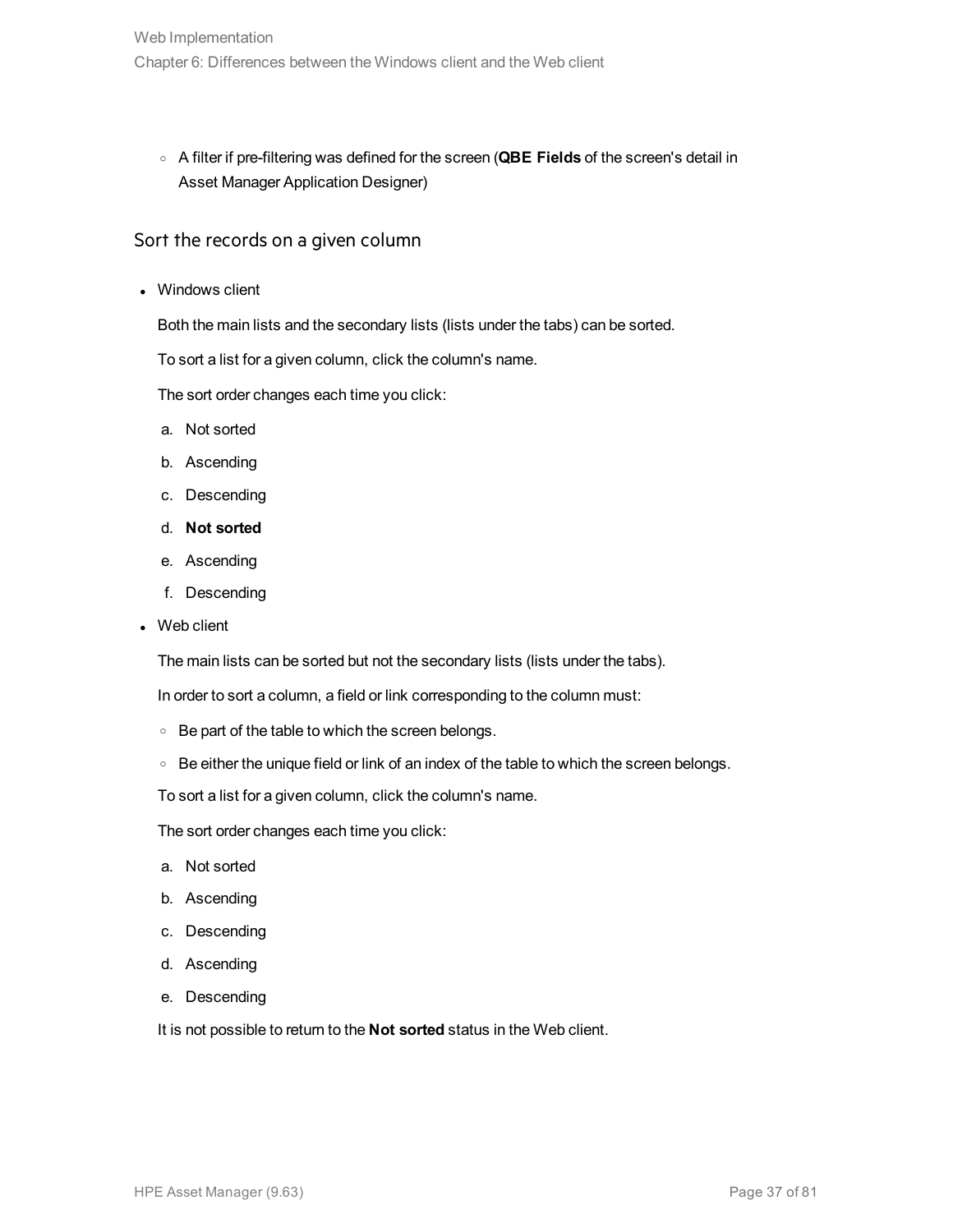- A filter if pre-filtering was defined for the screen (**QBE Fields** of the screen's detail in Asset Manager Application Designer)

## Sort the records on a given column

- Windows client

  Both the main lists and the secondary lists (lists under the tabs) can be sorted.

  To sort a list for a given column, click the column's name.

  The sort order changes each time you click:

  a. Not sorted
  b. Ascending
  c. Descending
  d. **Not sorted**
  e. Ascending
  f. Descending

- Web client

  The main lists can be sorted but not the secondary lists (lists under the tabs).

  In order to sort a column, a field or link corresponding to the column must:

  - Be part of the table to which the screen belongs.
  - Be either the unique field or link of an index of the table to which the screen belongs.

  To sort a list for a given column, click the column's name.

  The sort order changes each time you click:

  a. Not sorted
  b. Ascending
  c. Descending
  d. Ascending
  e. Descending

  It is not possible to return to the **Not sorted** status in the Web client.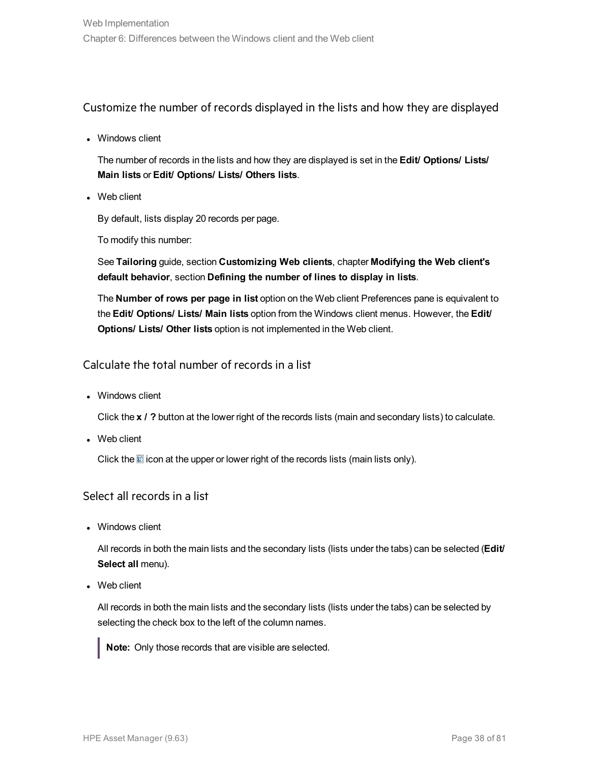### Customize the number of records displayed in the lists and how they are displayed

- Windows client

  The number of records in the lists and how they are displayed is set in the **Edit/ Options/ Lists/ Main lists** or **Edit/ Options/ Lists/ Others lists**.

- Web client

  By default, lists display 20 records per page.

  To modify this number:

  See **Tailoring** guide, section **Customizing Web clients**, chapter **Modifying the Web client's default behavior**, section **Defining the number of lines to display in lists**.

  The **Number of rows per page in list** option on the Web client Preferences pane is equivalent to the **Edit/ Options/ Lists/ Main lists** option from the Windows client menus. However, the **Edit/ Options/ Lists/ Other lists** option is not implemented in the Web client.

### Calculate the total number of records in a list

- Windows client

  Click the **x / ?** button at the lower right of the records lists (main and secondary lists) to calculate.

- Web client

  Click the Σ icon at the upper or lower right of the records lists (main lists only).

### Select all records in a list

- Windows client

  All records in both the main lists and the secondary lists (lists under the tabs) can be selected (**Edit/ Select all** menu).

- Web client

  All records in both the main lists and the secondary lists (lists under the tabs) can be selected by selecting the check box to the left of the column names.

  > **Note:** Only those records that are visible are selected.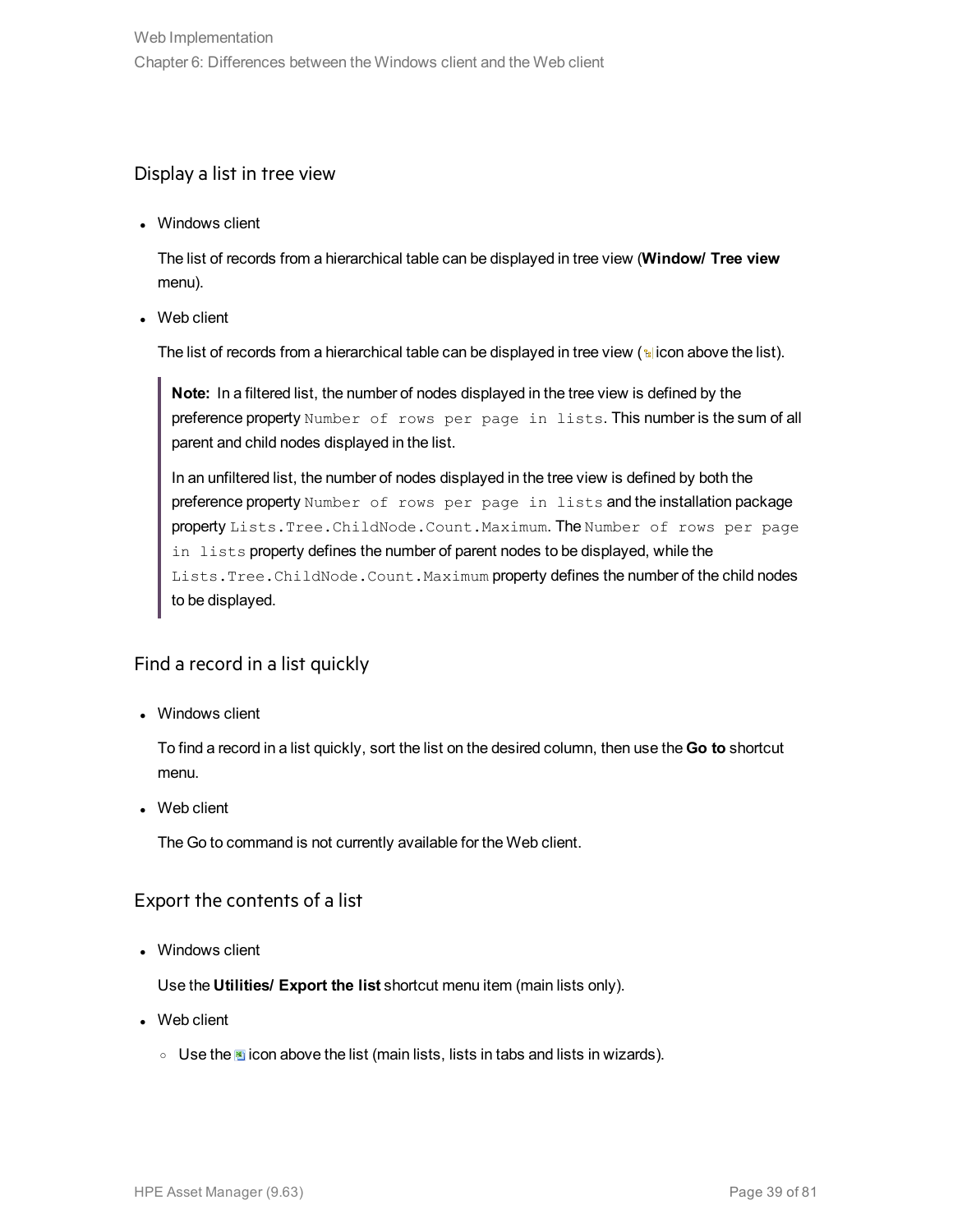## Display a list in tree view

- Windows client

  The list of records from a hierarchical table can be displayed in tree view (**Window/ Tree view** menu).

- Web client

  The list of records from a hierarchical table can be displayed in tree view ( icon above the list).

> **Note:** In a filtered list, the number of nodes displayed in the tree view is defined by the preference property `Number of rows per page in lists`. This number is the sum of all parent and child nodes displayed in the list.
>
> In an unfiltered list, the number of nodes displayed in the tree view is defined by both the preference property `Number of rows per page in lists` and the installation package property `Lists.Tree.ChildNode.Count.Maximum`. The `Number of rows per page in lists` property defines the number of parent nodes to be displayed, while the `Lists.Tree.ChildNode.Count.Maximum` property defines the number of the child nodes to be displayed.

## Find a record in a list quickly

- Windows client

  To find a record in a list quickly, sort the list on the desired column, then use the **Go to** shortcut menu.

- Web client

  The Go to command is not currently available for the Web client.

## Export the contents of a list

- Windows client

  Use the **Utilities/ Export the list** shortcut menu item (main lists only).

- Web client

  - Use the  icon above the list (main lists, lists in tabs and lists in wizards).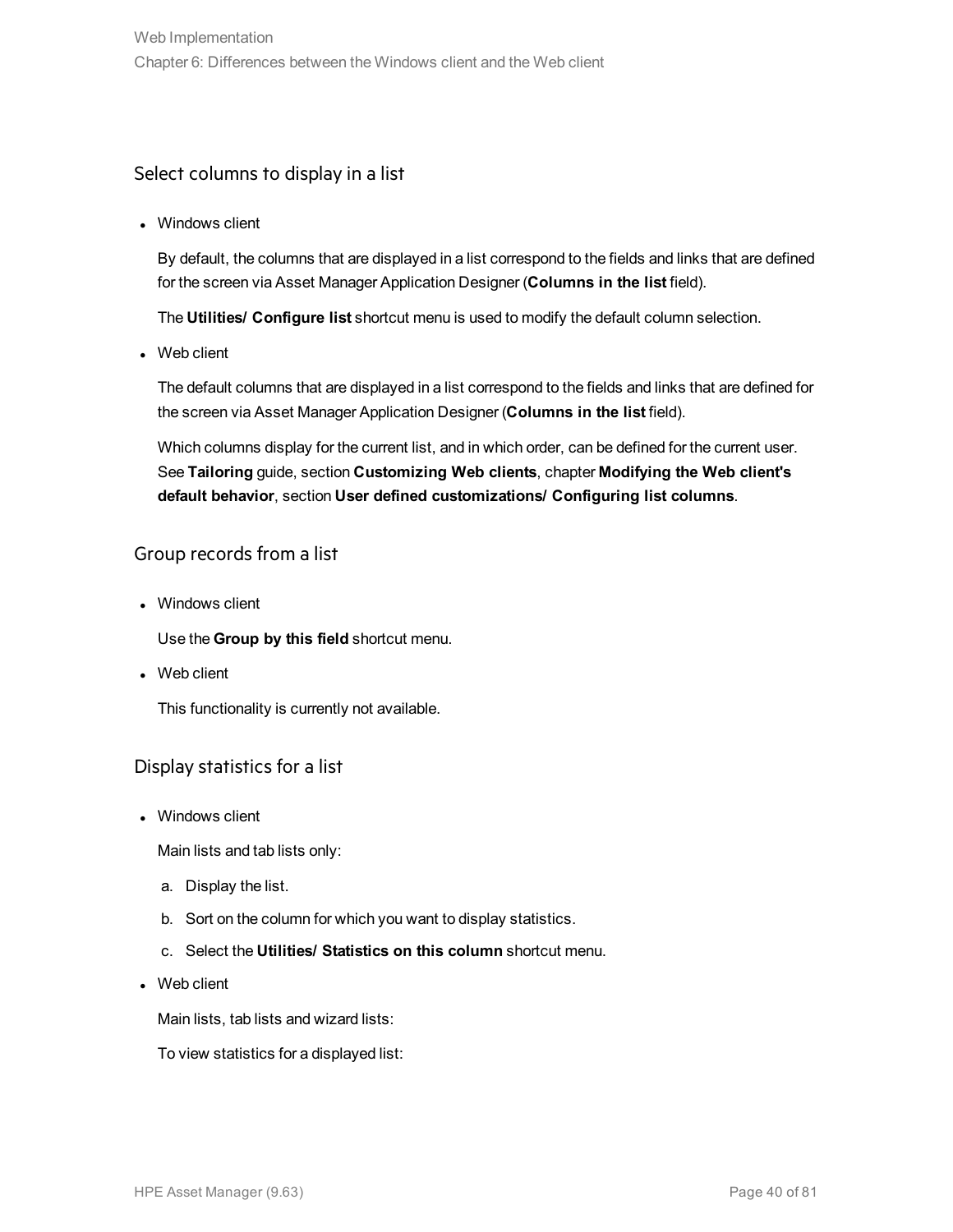### Select columns to display in a list

- Windows client

  By default, the columns that are displayed in a list correspond to the fields and links that are defined for the screen via Asset Manager Application Designer (**Columns in the list** field).

  The **Utilities/ Configure list** shortcut menu is used to modify the default column selection.

- Web client

  The default columns that are displayed in a list correspond to the fields and links that are defined for the screen via Asset Manager Application Designer (**Columns in the list** field).

  Which columns display for the current list, and in which order, can be defined for the current user. See **Tailoring** guide, section **Customizing Web clients**, chapter **Modifying the Web client's default behavior**, section **User defined customizations/ Configuring list columns**.

### Group records from a list

- Windows client

  Use the **Group by this field** shortcut menu.

- Web client

  This functionality is currently not available.

### Display statistics for a list

- Windows client

  Main lists and tab lists only:

  a. Display the list.

  b. Sort on the column for which you want to display statistics.

  c. Select the **Utilities/ Statistics on this column** shortcut menu.

- Web client

  Main lists, tab lists and wizard lists:

  To view statistics for a displayed list: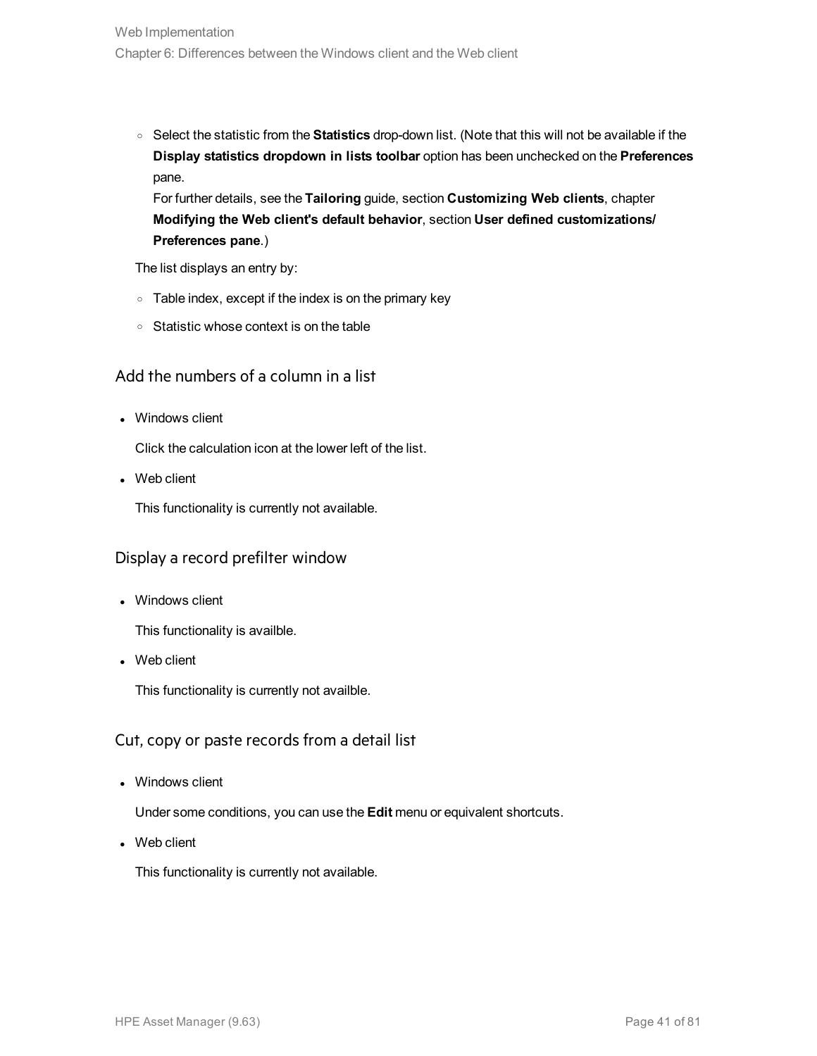- Select the statistic from the **Statistics** drop-down list. (Note that this will not be available if the **Display statistics dropdown in lists toolbar** option has been unchecked on the **Preferences** pane.
    For further details, see the **Tailoring** guide, section **Customizing Web clients**, chapter **Modifying the Web client's default behavior**, section **User defined customizations/ Preferences pane**.)

  The list displays an entry by:

  - Table index, except if the index is on the primary key
  - Statistic whose context is on the table

## Add the numbers of a column in a list

- Windows client

  Click the calculation icon at the lower left of the list.

- Web client

  This functionality is currently not available.

## Display a record prefilter window

- Windows client

  This functionality is availble.

- Web client

  This functionality is currently not availble.

## Cut, copy or paste records from a detail list

- Windows client

  Under some conditions, you can use the **Edit** menu or equivalent shortcuts.

- Web client

  This functionality is currently not available.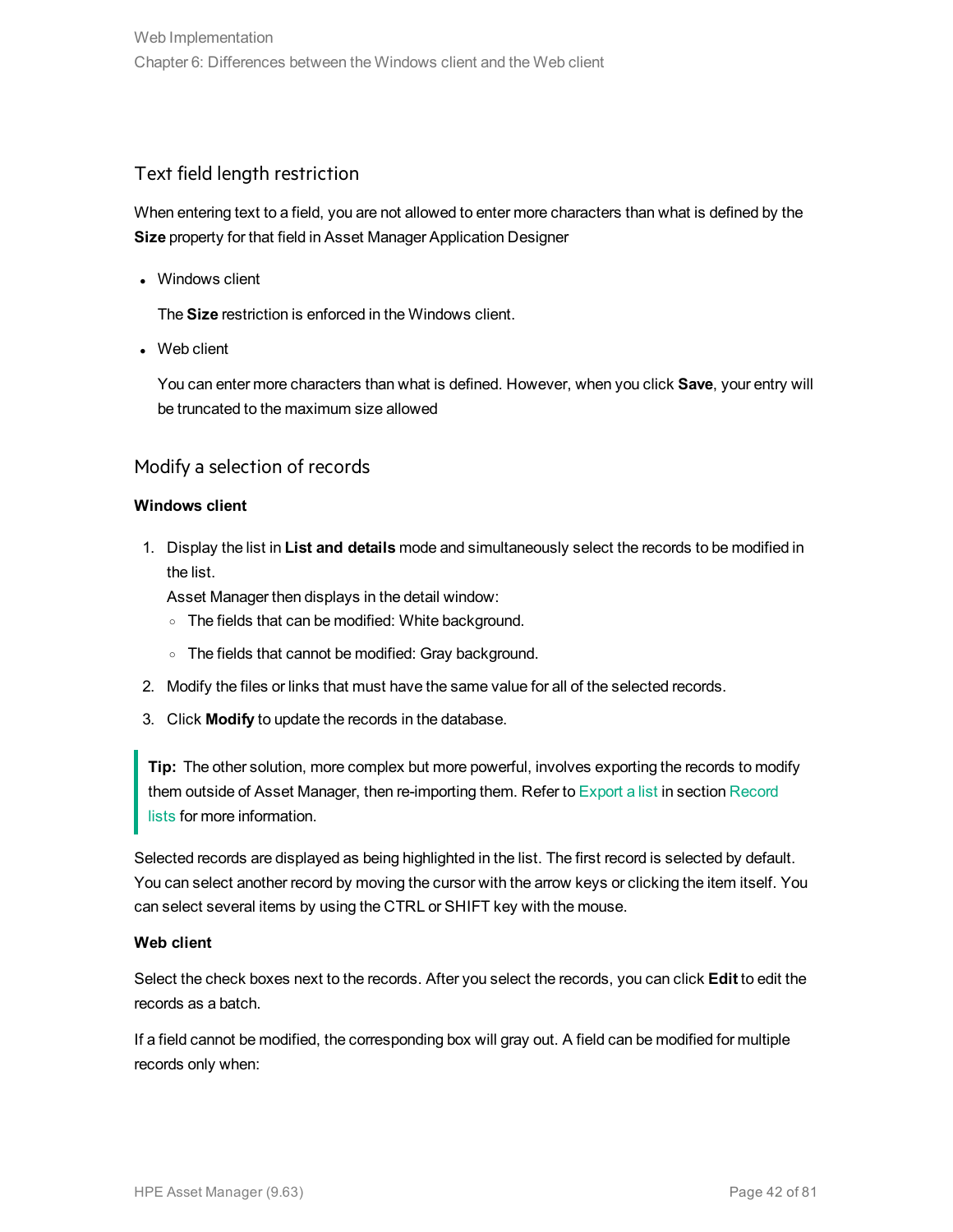## Text field length restriction

When entering text to a field, you are not allowed to enter more characters than what is defined by the **Size** property for that field in Asset Manager Application Designer

- Windows client

  The **Size** restriction is enforced in the Windows client.

- Web client

  You can enter more characters than what is defined. However, when you click **Save**, your entry will be truncated to the maximum size allowed

## Modify a selection of records

**Windows client**

1. Display the list in **List and details** mode and simultaneously select the records to be modified in the list.
   Asset Manager then displays in the detail window:
   - The fields that can be modified: White background.
   - The fields that cannot be modified: Gray background.
2. Modify the files or links that must have the same value for all of the selected records.
3. Click **Modify** to update the records in the database.

> **Tip:** The other solution, more complex but more powerful, involves exporting the records to modify them outside of Asset Manager, then re-importing them. Refer to Export a list in section Record lists for more information.

Selected records are displayed as being highlighted in the list. The first record is selected by default. You can select another record by moving the cursor with the arrow keys or clicking the item itself. You can select several items by using the CTRL or SHIFT key with the mouse.

**Web client**

Select the check boxes next to the records. After you select the records, you can click **Edit** to edit the records as a batch.

If a field cannot be modified, the corresponding box will gray out. A field can be modified for multiple records only when: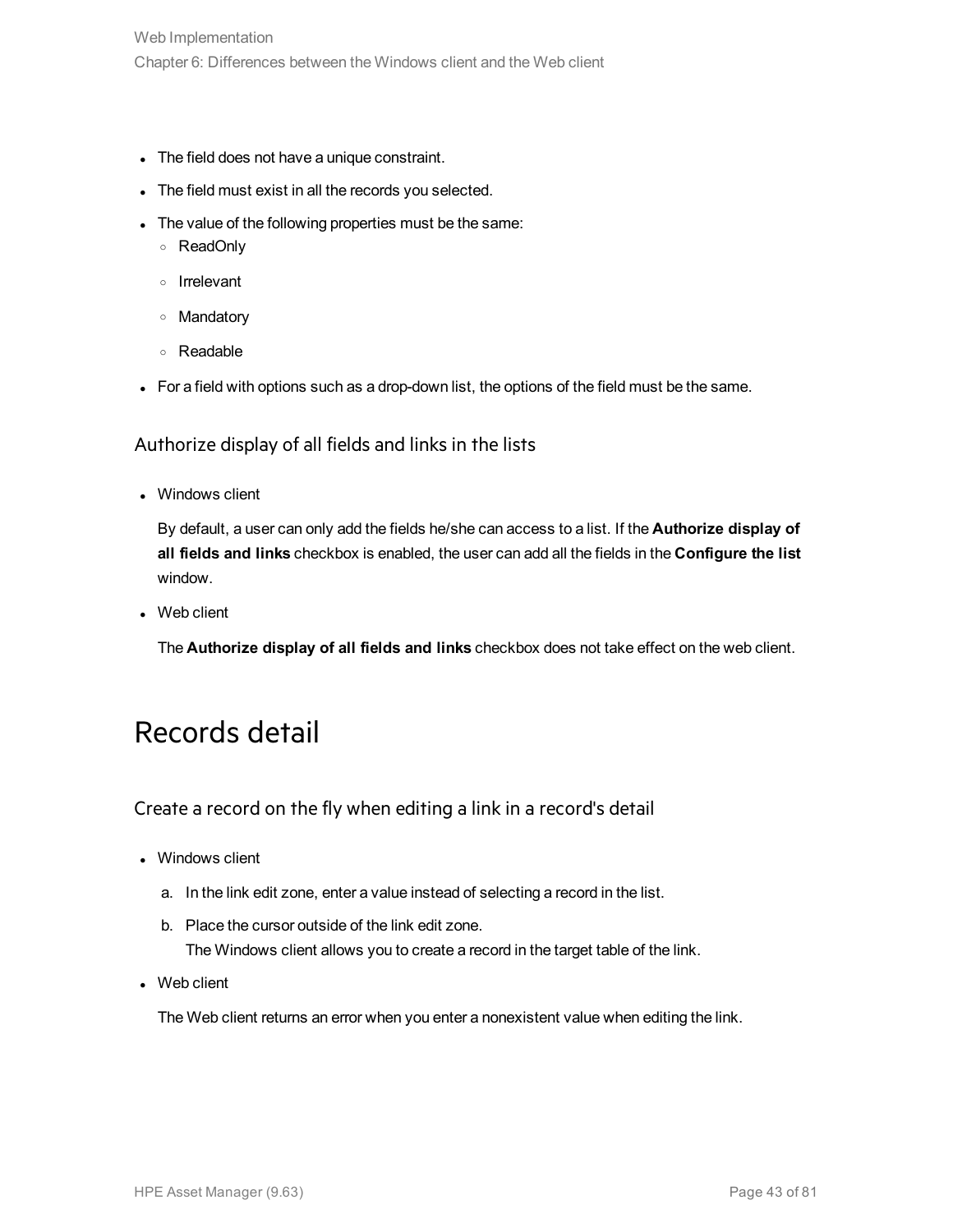- The field does not have a unique constraint.
- The field must exist in all the records you selected.
- The value of the following properties must be the same:
  - ReadOnly
  - Irrelevant
  - Mandatory
  - Readable
- For a field with options such as a drop-down list, the options of the field must be the same.

### Authorize display of all fields and links in the lists

- Windows client

  By default, a user can only add the fields he/she can access to a list. If the **Authorize display of all fields and links** checkbox is enabled, the user can add all the fields in the **Configure the list** window.

- Web client

  The **Authorize display of all fields and links** checkbox does not take effect on the web client.

## Records detail

### Create a record on the fly when editing a link in a record's detail

- Windows client
  a. In the link edit zone, enter a value instead of selecting a record in the list.
  b. Place the cursor outside of the link edit zone.
     The Windows client allows you to create a record in the target table of the link.
- Web client

  The Web client returns an error when you enter a nonexistent value when editing the link.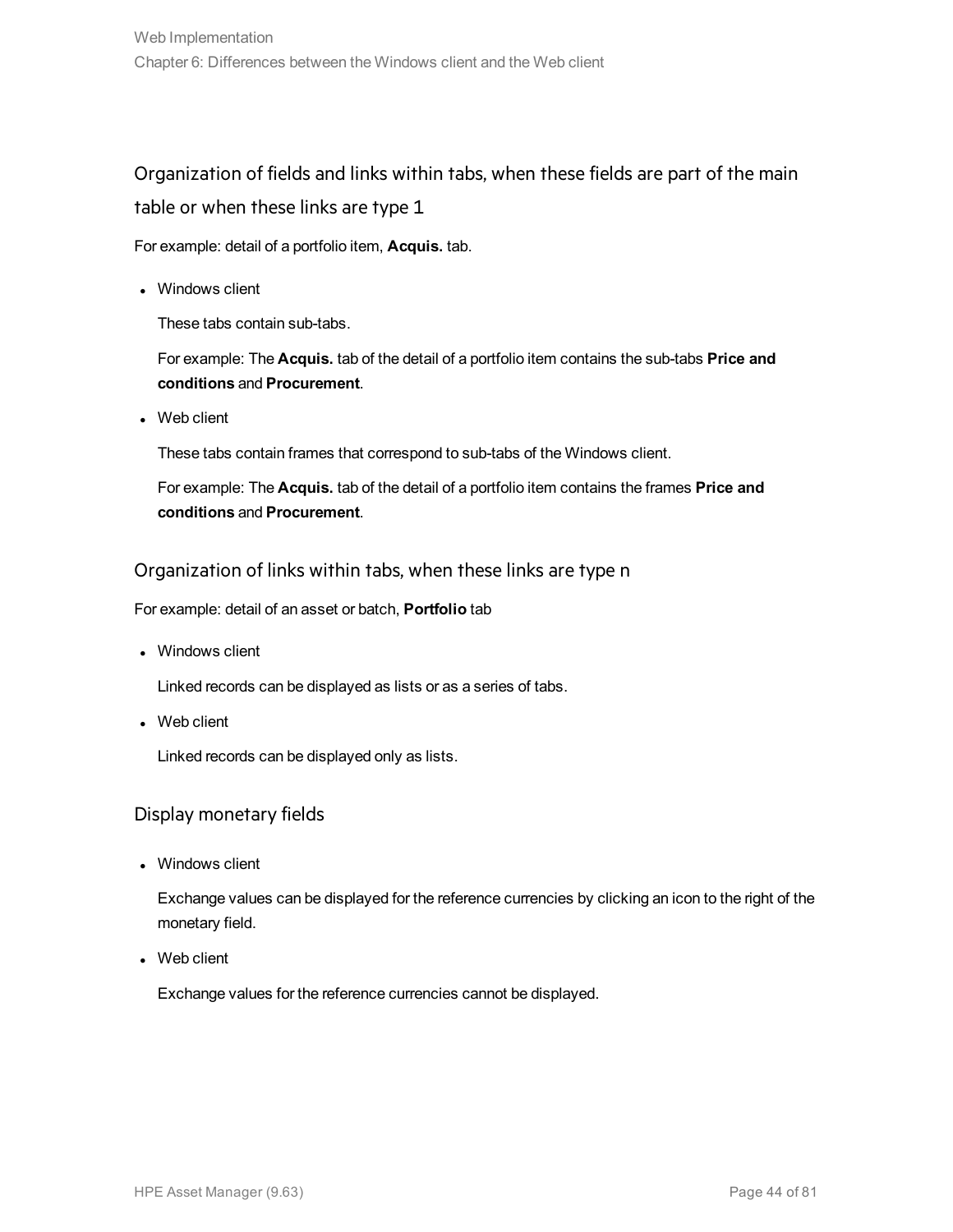### Organization of fields and links within tabs, when these fields are part of the main table or when these links are type 1

For example: detail of a portfolio item, **Acquis.** tab.

- Windows client

  These tabs contain sub-tabs.

  For example: The **Acquis.** tab of the detail of a portfolio item contains the sub-tabs **Price and conditions** and **Procurement**.

- Web client

  These tabs contain frames that correspond to sub-tabs of the Windows client.

  For example: The **Acquis.** tab of the detail of a portfolio item contains the frames **Price and conditions** and **Procurement**.

#### Organization of links within tabs, when these links are type n

For example: detail of an asset or batch, **Portfolio** tab

- Windows client

  Linked records can be displayed as lists or as a series of tabs.

- Web client

  Linked records can be displayed only as lists.

#### Display monetary fields

- Windows client

  Exchange values can be displayed for the reference currencies by clicking an icon to the right of the monetary field.

- Web client

  Exchange values for the reference currencies cannot be displayed.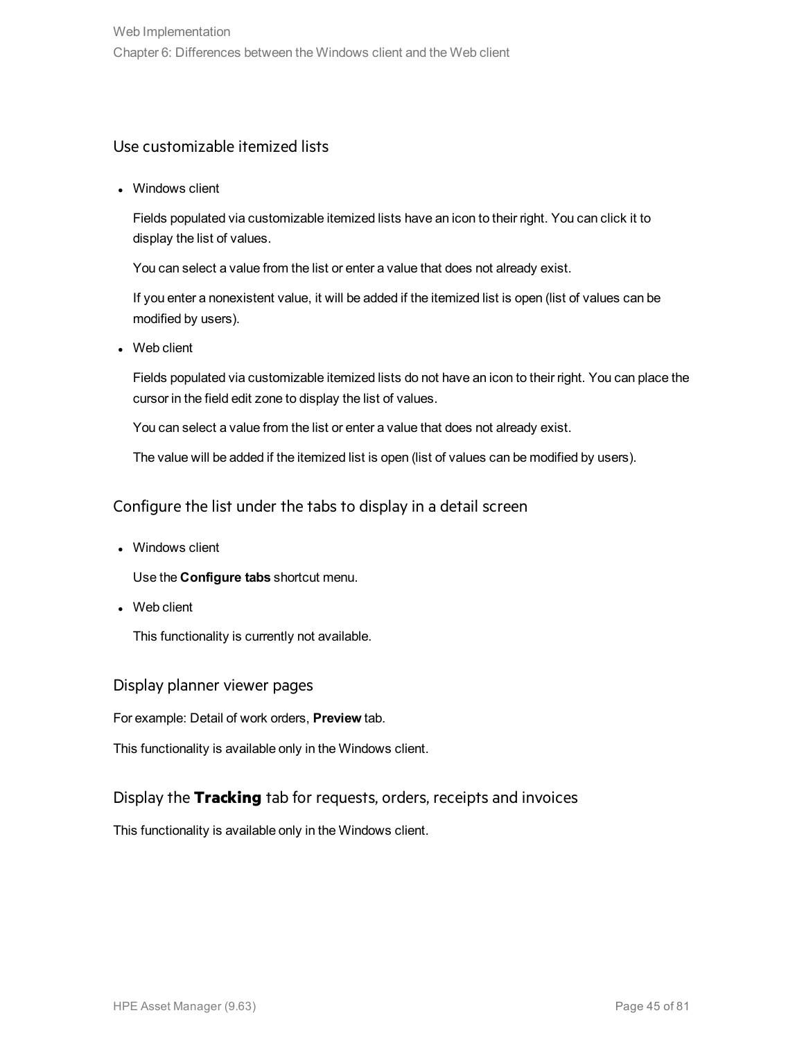### Use customizable itemized lists

- Windows client

  Fields populated via customizable itemized lists have an icon to their right. You can click it to display the list of values.

  You can select a value from the list or enter a value that does not already exist.

  If you enter a nonexistent value, it will be added if the itemized list is open (list of values can be modified by users).

- Web client

  Fields populated via customizable itemized lists do not have an icon to their right. You can place the cursor in the field edit zone to display the list of values.

  You can select a value from the list or enter a value that does not already exist.

  The value will be added if the itemized list is open (list of values can be modified by users).

### Configure the list under the tabs to display in a detail screen

- Windows client

  Use the **Configure tabs** shortcut menu.

- Web client

  This functionality is currently not available.

### Display planner viewer pages

For example: Detail of work orders, **Preview** tab.

This functionality is available only in the Windows client.

### Display the **Tracking** tab for requests, orders, receipts and invoices

This functionality is available only in the Windows client.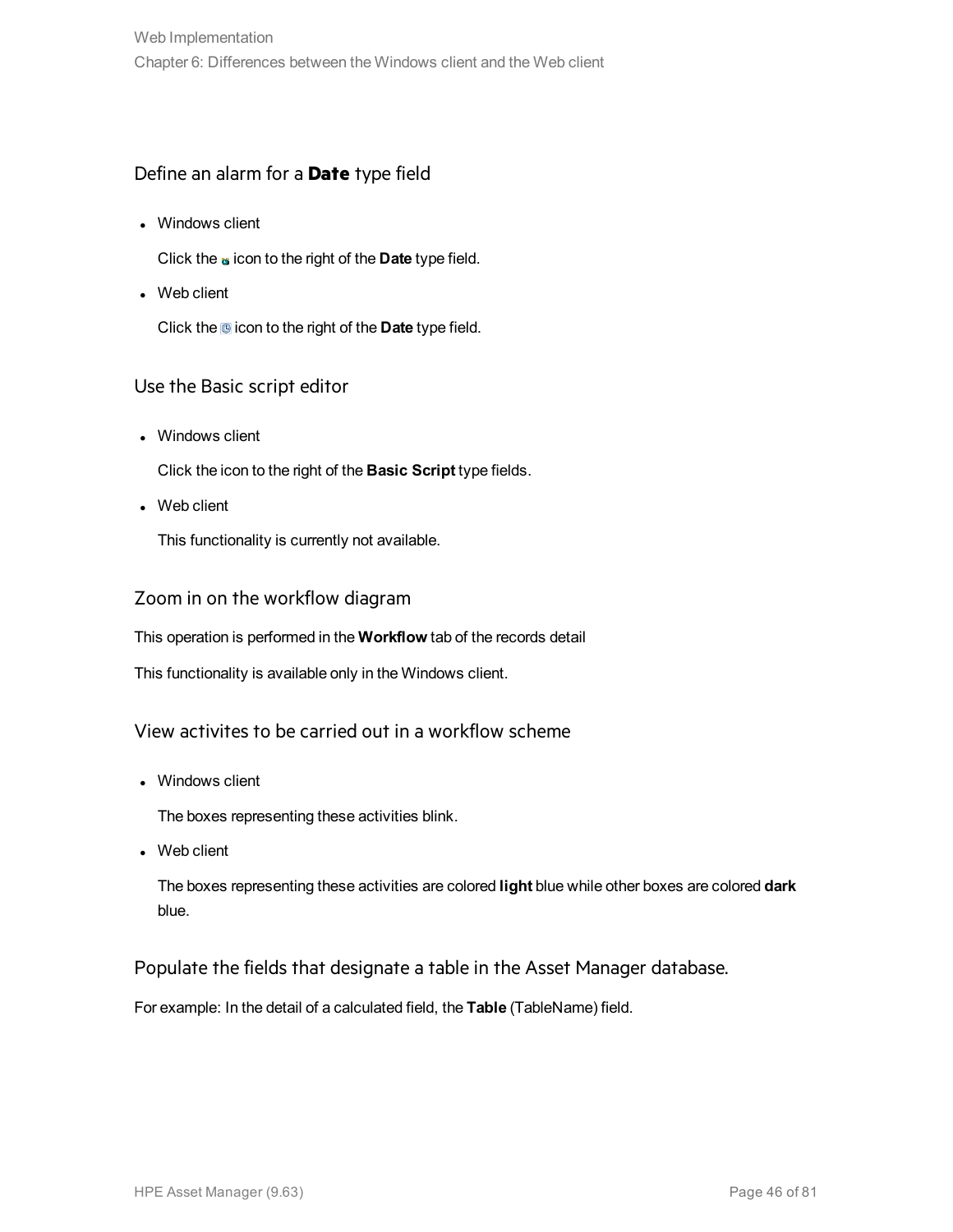### Define an alarm for a **Date** type field

- Windows client

  Click the icon to the right of the **Date** type field.

- Web client

  Click the icon to the right of the **Date** type field.

### Use the Basic script editor

- Windows client

  Click the icon to the right of the **Basic Script** type fields.

- Web client

  This functionality is currently not available.

### Zoom in on the workflow diagram

This operation is performed in the **Workflow** tab of the records detail

This functionality is available only in the Windows client.

### View activites to be carried out in a workflow scheme

- Windows client

  The boxes representing these activities blink.

- Web client

  The boxes representing these activities are colored **light** blue while other boxes are colored **dark** blue.

### Populate the fields that designate a table in the Asset Manager database.

For example: In the detail of a calculated field, the **Table** (TableName) field.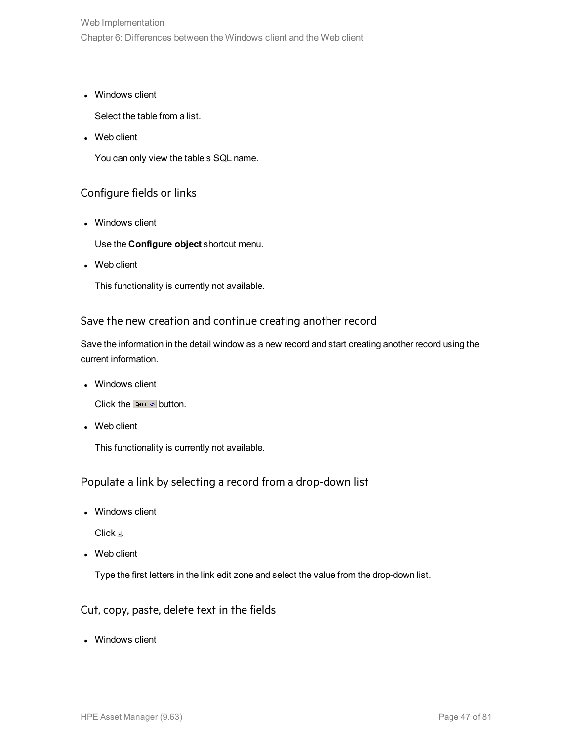- Windows client

  Select the table from a list.

- Web client

  You can only view the table's SQL name.

### Configure fields or links

- Windows client

  Use the **Configure object** shortcut menu.

- Web client

  This functionality is currently not available.

### Save the new creation and continue creating another record

Save the information in the detail window as a new record and start creating another record using the current information.

- Windows client

  Click the Create button.

- Web client

  This functionality is currently not available.

### Populate a link by selecting a record from a drop-down list

- Windows client

  Click .

- Web client

  Type the first letters in the link edit zone and select the value from the drop-down list.

### Cut, copy, paste, delete text in the fields

- Windows client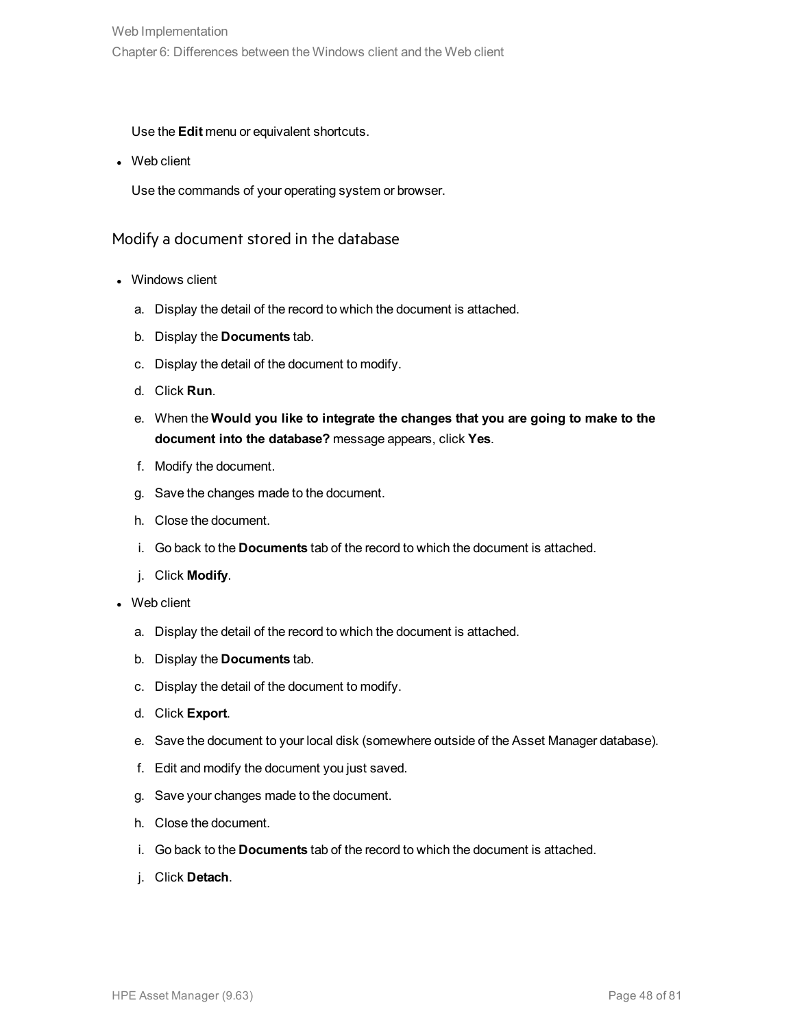Use the **Edit** menu or equivalent shortcuts.

- Web client

  Use the commands of your operating system or browser.

### Modify a document stored in the database

- Windows client
  a. Display the detail of the record to which the document is attached.
  b. Display the **Documents** tab.
  c. Display the detail of the document to modify.
  d. Click **Run**.
  e. When the **Would you like to integrate the changes that you are going to make to the document into the database?** message appears, click **Yes**.
  f. Modify the document.
  g. Save the changes made to the document.
  h. Close the document.
  i. Go back to the **Documents** tab of the record to which the document is attached.
  j. Click **Modify**.
- Web client
  a. Display the detail of the record to which the document is attached.
  b. Display the **Documents** tab.
  c. Display the detail of the document to modify.
  d. Click **Export**.
  e. Save the document to your local disk (somewhere outside of the Asset Manager database).
  f. Edit and modify the document you just saved.
  g. Save your changes made to the document.
  h. Close the document.
  i. Go back to the **Documents** tab of the record to which the document is attached.
  j. Click **Detach**.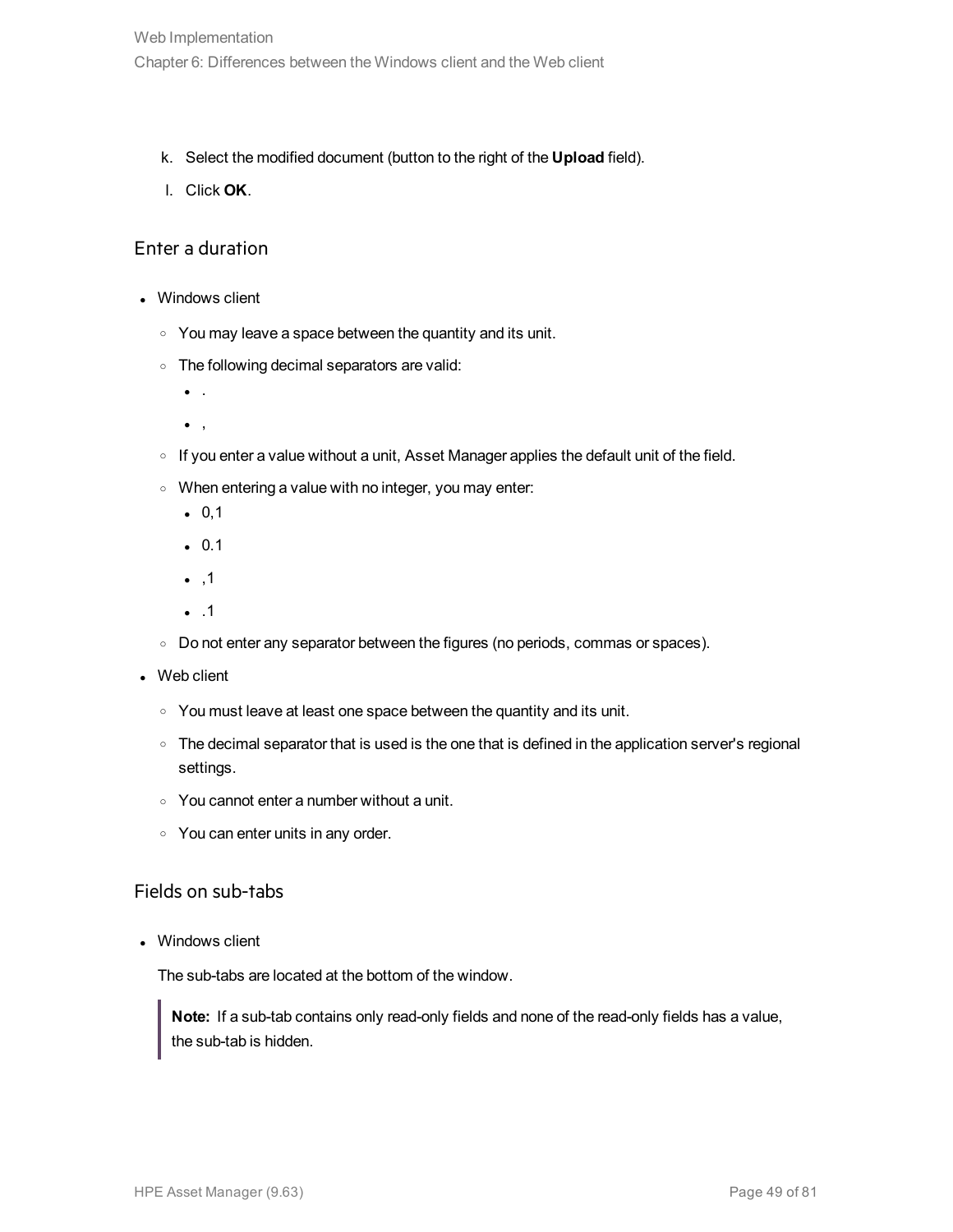k. Select the modified document (button to the right of the **Upload** field).

l. Click **OK**.

### Enter a duration

- Windows client
  - You may leave a space between the quantity and its unit.
  - The following decimal separators are valid:
    - .
    - ,
  - If you enter a value without a unit, Asset Manager applies the default unit of the field.
  - When entering a value with no integer, you may enter:
    - 0,1
    - 0.1
    - ,1
    - .1
  - Do not enter any separator between the figures (no periods, commas or spaces).
- Web client
  - You must leave at least one space between the quantity and its unit.
  - The decimal separator that is used is the one that is defined in the application server's regional settings.
  - You cannot enter a number without a unit.
  - You can enter units in any order.

### Fields on sub-tabs

- Windows client

  The sub-tabs are located at the bottom of the window.

  > **Note:** If a sub-tab contains only read-only fields and none of the read-only fields has a value, the sub-tab is hidden.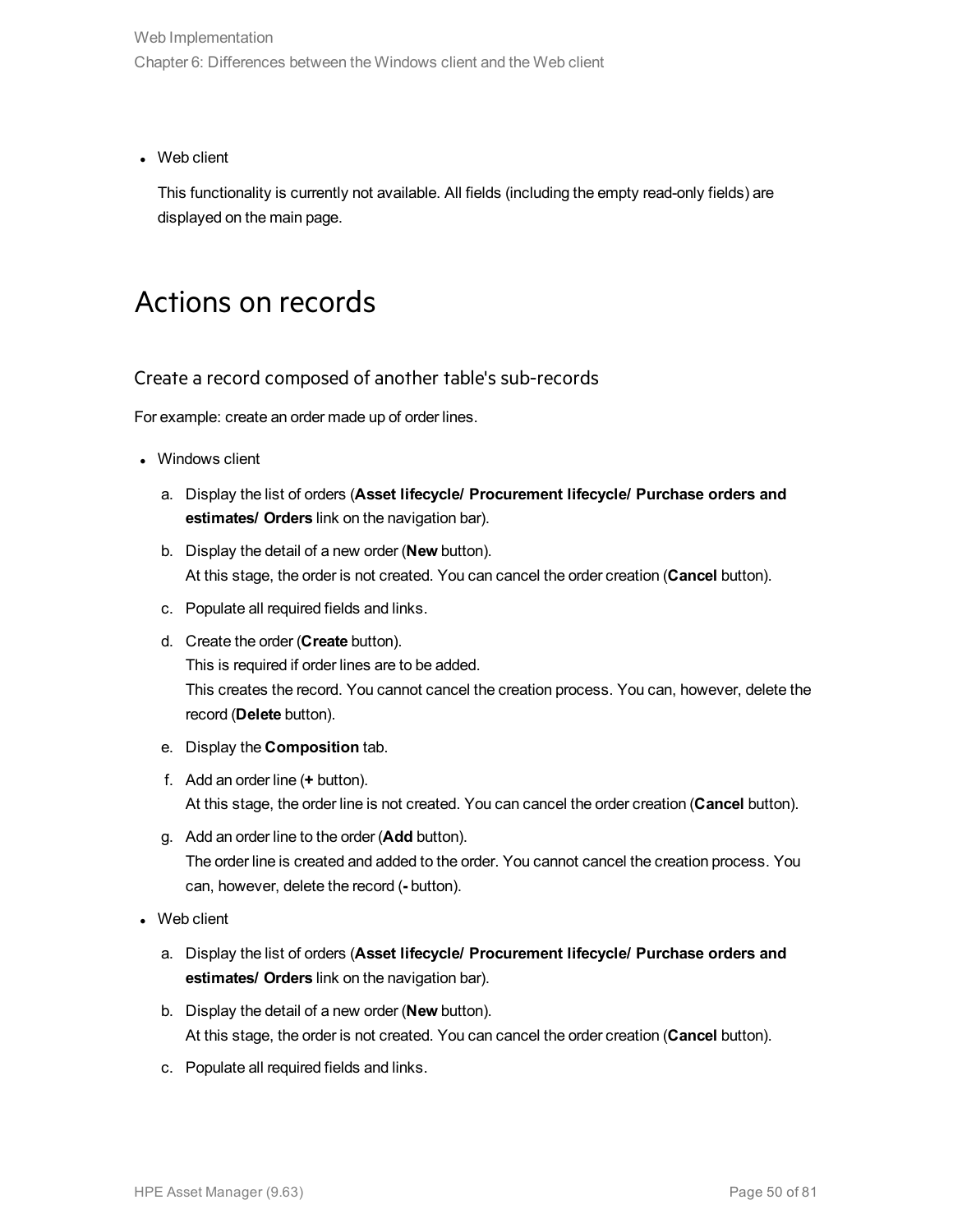- Web client

  This functionality is currently not available. All fields (including the empty read-only fields) are displayed on the main page.

# Actions on records

## Create a record composed of another table's sub-records

For example: create an order made up of order lines.

- Windows client
  a. Display the list of orders (**Asset lifecycle/ Procurement lifecycle/ Purchase orders and estimates/ Orders** link on the navigation bar).
  b. Display the detail of a new order (**New** button).
     At this stage, the order is not created. You can cancel the order creation (**Cancel** button).
  c. Populate all required fields and links.
  d. Create the order (**Create** button).
     This is required if order lines are to be added.
     This creates the record. You cannot cancel the creation process. You can, however, delete the record (**Delete** button).
  e. Display the **Composition** tab.
  f. Add an order line (**+** button).
     At this stage, the order line is not created. You can cancel the order creation (**Cancel** button).
  g. Add an order line to the order (**Add** button).
     The order line is created and added to the order. You cannot cancel the creation process. You can, however, delete the record (**-** button).
- Web client
  a. Display the list of orders (**Asset lifecycle/ Procurement lifecycle/ Purchase orders and estimates/ Orders** link on the navigation bar).
  b. Display the detail of a new order (**New** button).
     At this stage, the order is not created. You can cancel the order creation (**Cancel** button).
  c. Populate all required fields and links.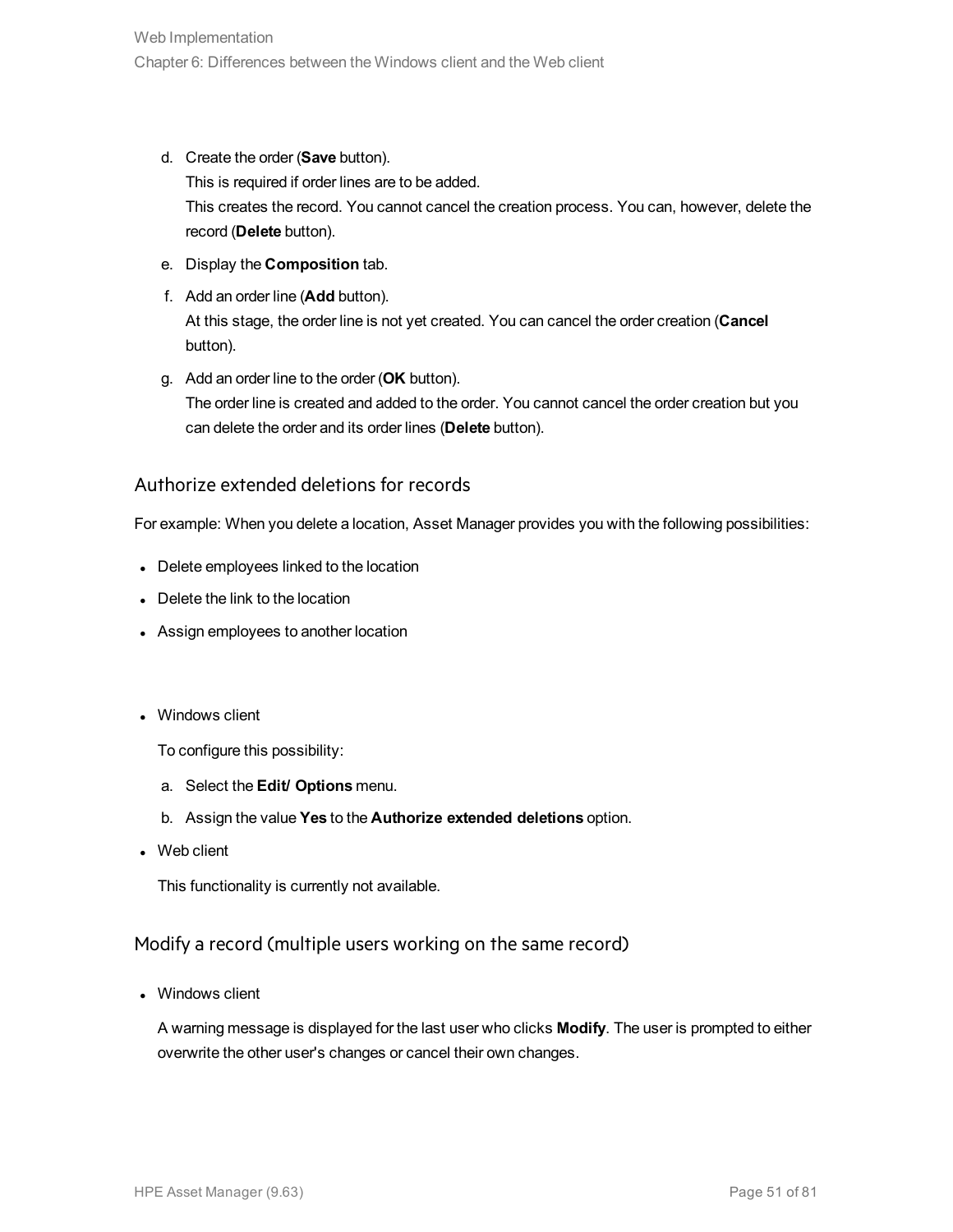d. Create the order (**Save** button).
   This is required if order lines are to be added.
   This creates the record. You cannot cancel the creation process. You can, however, delete the record (**Delete** button).
e. Display the **Composition** tab.
f. Add an order line (**Add** button).
   At this stage, the order line is not yet created. You can cancel the order creation (**Cancel** button).
g. Add an order line to the order (**OK** button).
   The order line is created and added to the order. You cannot cancel the order creation but you can delete the order and its order lines (**Delete** button).

### Authorize extended deletions for records

For example: When you delete a location, Asset Manager provides you with the following possibilities:

- Delete employees linked to the location
- Delete the link to the location
- Assign employees to another location

- Windows client

  To configure this possibility:

  a. Select the **Edit/ Options** menu.
  b. Assign the value **Yes** to the **Authorize extended deletions** option.

- Web client

  This functionality is currently not available.

### Modify a record (multiple users working on the same record)

- Windows client

  A warning message is displayed for the last user who clicks **Modify**. The user is prompted to either overwrite the other user's changes or cancel their own changes.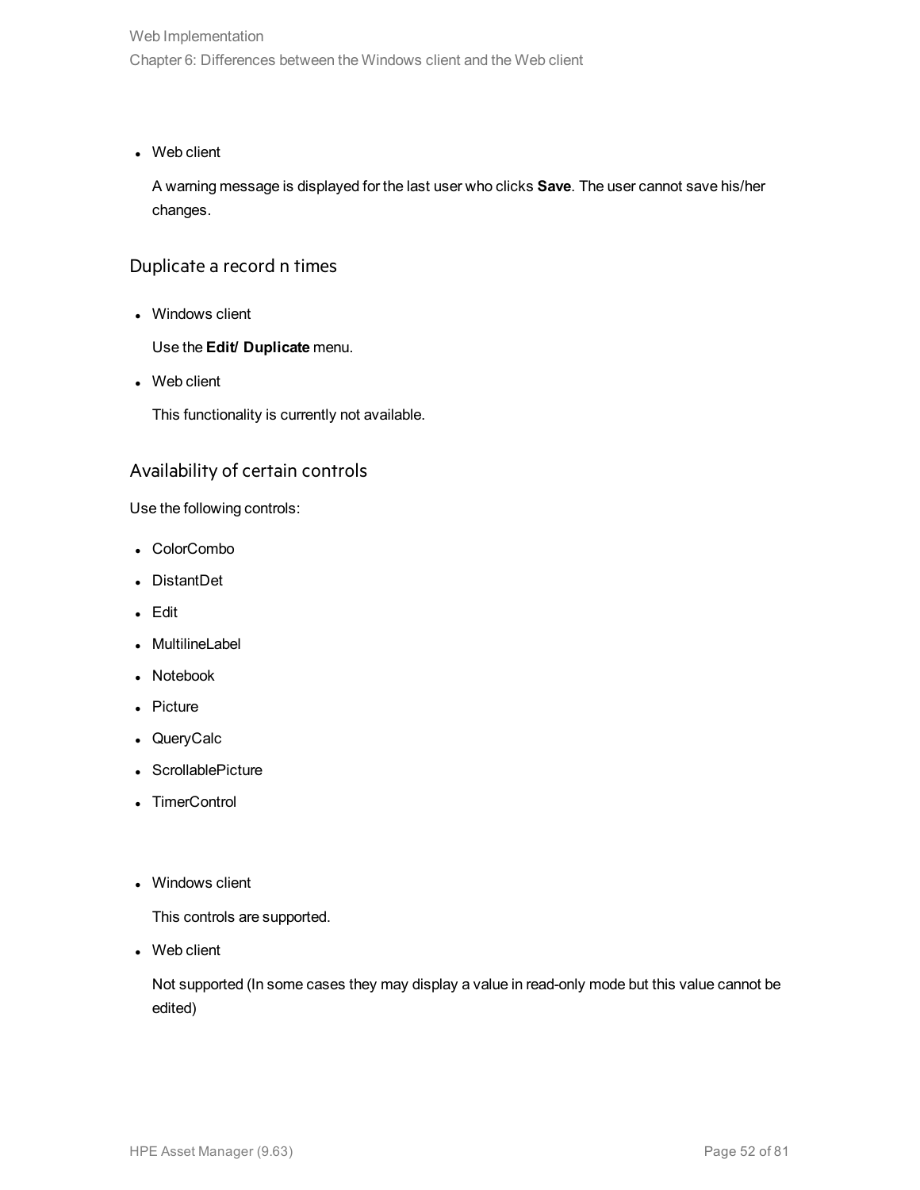- Web client

  A warning message is displayed for the last user who clicks **Save**. The user cannot save his/her changes.

### Duplicate a record n times

- Windows client

  Use the **Edit/ Duplicate** menu.

- Web client

  This functionality is currently not available.

### Availability of certain controls

Use the following controls:

- ColorCombo
- DistantDet
- Edit
- MultilineLabel
- Notebook
- Picture
- QueryCalc
- ScrollablePicture
- TimerControl

- Windows client

  This controls are supported.

- Web client

  Not supported (In some cases they may display a value in read-only mode but this value cannot be edited)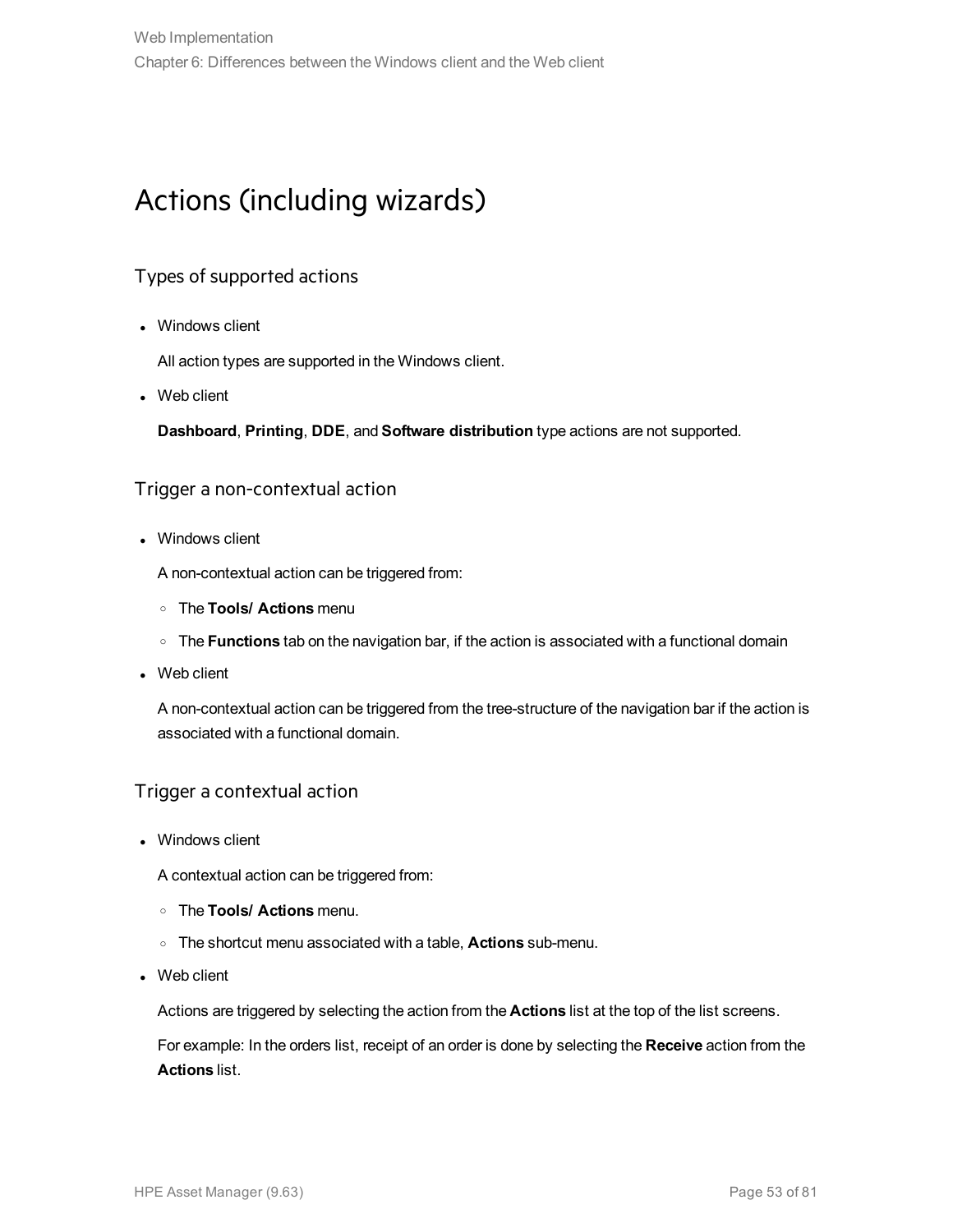# Actions (including wizards)

## Types of supported actions

- Windows client

  All action types are supported in the Windows client.

- Web client

  **Dashboard**, **Printing**, **DDE**, and **Software distribution** type actions are not supported.

## Trigger a non-contextual action

- Windows client

  A non-contextual action can be triggered from:

  - The **Tools/ Actions** menu
  - The **Functions** tab on the navigation bar, if the action is associated with a functional domain

- Web client

  A non-contextual action can be triggered from the tree-structure of the navigation bar if the action is associated with a functional domain.

## Trigger a contextual action

- Windows client

  A contextual action can be triggered from:

  - The **Tools/ Actions** menu.
  - The shortcut menu associated with a table, **Actions** sub-menu.

- Web client

  Actions are triggered by selecting the action from the **Actions** list at the top of the list screens.

  For example: In the orders list, receipt of an order is done by selecting the **Receive** action from the **Actions** list.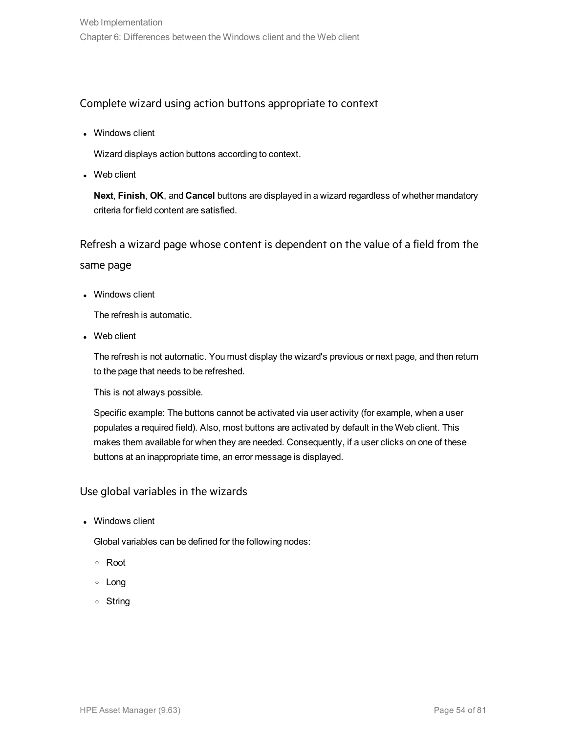### Complete wizard using action buttons appropriate to context

- Windows client

  Wizard displays action buttons according to context.

- Web client

  **Next**, **Finish**, **OK**, and **Cancel** buttons are displayed in a wizard regardless of whether mandatory criteria for field content are satisfied.

### Refresh a wizard page whose content is dependent on the value of a field from the same page

- Windows client

  The refresh is automatic.

- Web client

  The refresh is not automatic. You must display the wizard's previous or next page, and then return to the page that needs to be refreshed.

  This is not always possible.

  Specific example: The buttons cannot be activated via user activity (for example, when a user populates a required field). Also, most buttons are activated by default in the Web client. This makes them available for when they are needed. Consequently, if a user clicks on one of these buttons at an inappropriate time, an error message is displayed.

### Use global variables in the wizards

- Windows client

  Global variables can be defined for the following nodes:

  - Root
  - Long
  - String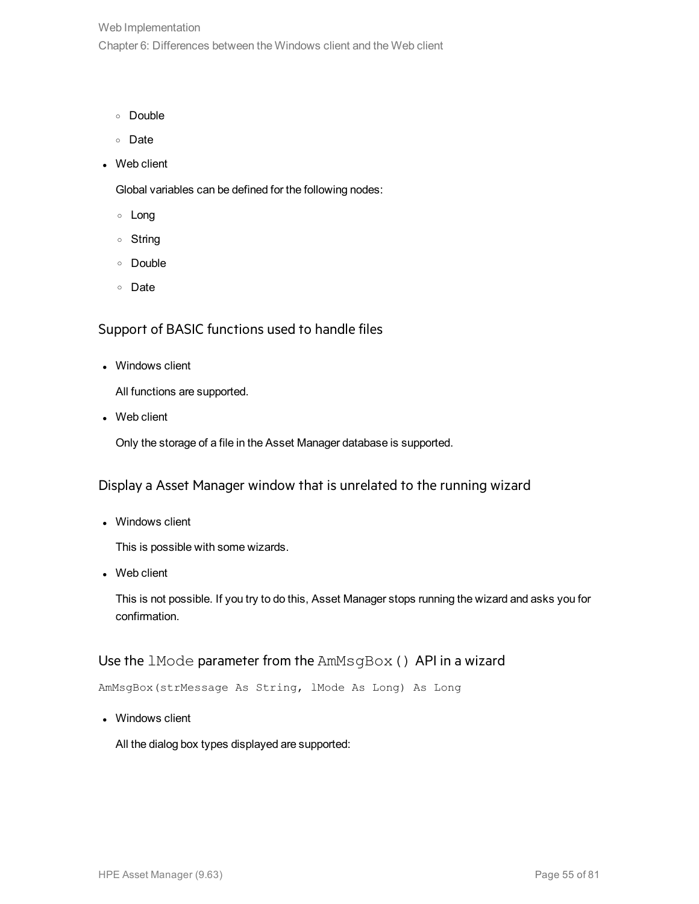- Double
- Date

- Web client

  Global variables can be defined for the following nodes:

  - Long
  - String
  - Double
  - Date

### Support of BASIC functions used to handle files

- Windows client

  All functions are supported.

- Web client

  Only the storage of a file in the Asset Manager database is supported.

### Display a Asset Manager window that is unrelated to the running wizard

- Windows client

  This is possible with some wizards.

- Web client

  This is not possible. If you try to do this, Asset Manager stops running the wizard and asks you for confirmation.

### Use the `lMode` parameter from the `AmMsgBox()` API in a wizard

```
AmMsgBox(strMessage As String, lMode As Long) As Long
```

- Windows client

  All the dialog box types displayed are supported: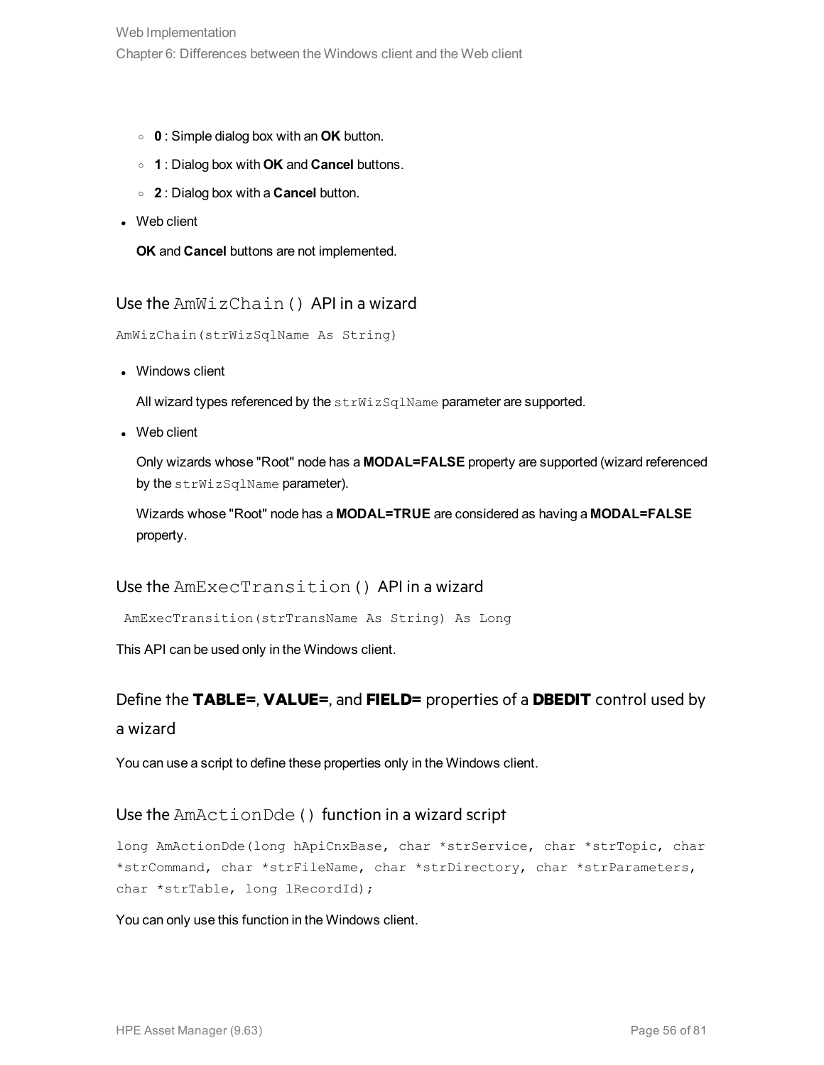- **0** : Simple dialog box with an **OK** button.
- **1** : Dialog box with **OK** and **Cancel** buttons.
- **2** : Dialog box with a **Cancel** button.

- Web client

  **OK** and **Cancel** buttons are not implemented.

### Use the `AmWizChain()` API in a wizard

```
AmWizChain(strWizSqlName As String)
```

- Windows client

  All wizard types referenced by the `strWizSqlName` parameter are supported.

- Web client

  Only wizards whose "Root" node has a **MODAL=FALSE** property are supported (wizard referenced by the `strWizSqlName` parameter).

  Wizards whose "Root" node has a **MODAL=TRUE** are considered as having a **MODAL=FALSE** property.

### Use the `AmExecTransition()` API in a wizard

```
AmExecTransition(strTransName As String) As Long
```

This API can be used only in the Windows client.

### Define the **TABLE=**, **VALUE=**, and **FIELD=** properties of a **DBEDIT** control used by a wizard

You can use a script to define these properties only in the Windows client.

### Use the `AmActionDde()` function in a wizard script

```
long AmActionDde(long hApiCnxBase, char *strService, char *strTopic, char
*strCommand, char *strFileName, char *strDirectory, char *strParameters,
char *strTable, long lRecordId);
```

You can only use this function in the Windows client.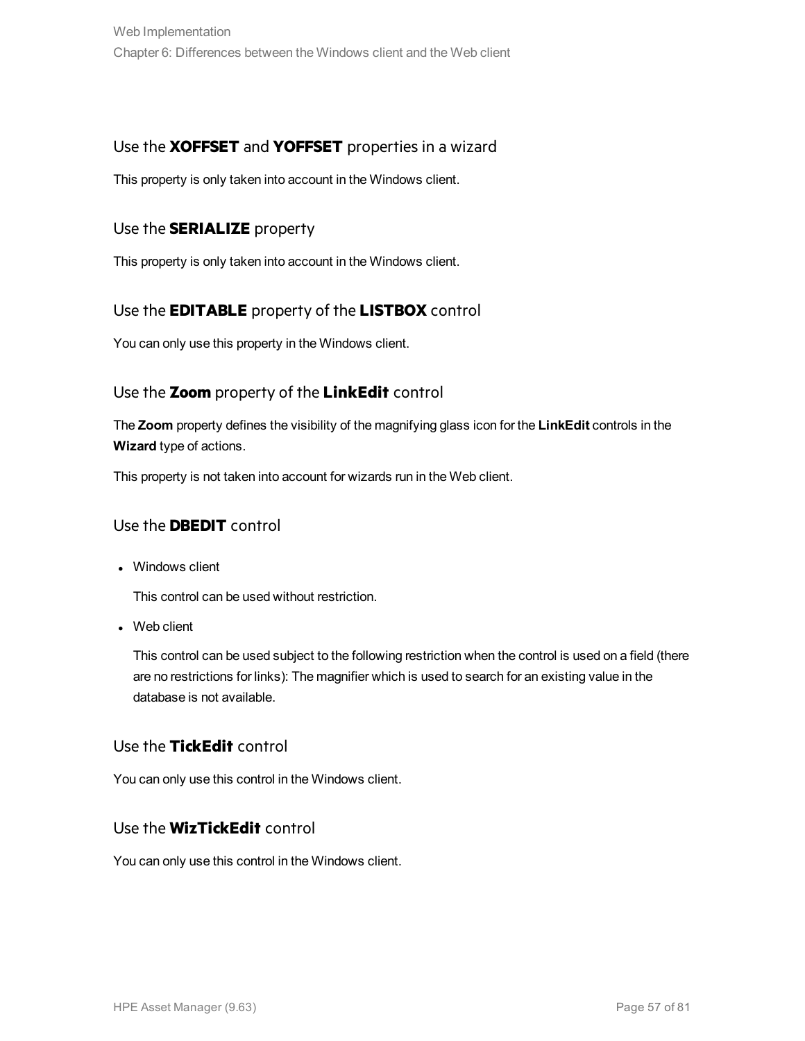### Use the **XOFFSET** and **YOFFSET** properties in a wizard

This property is only taken into account in the Windows client.

### Use the **SERIALIZE** property

This property is only taken into account in the Windows client.

### Use the **EDITABLE** property of the **LISTBOX** control

You can only use this property in the Windows client.

### Use the **Zoom** property of the **LinkEdit** control

The **Zoom** property defines the visibility of the magnifying glass icon for the **LinkEdit** controls in the **Wizard** type of actions.

This property is not taken into account for wizards run in the Web client.

### Use the **DBEDIT** control

- Windows client

  This control can be used without restriction.

- Web client

  This control can be used subject to the following restriction when the control is used on a field (there are no restrictions for links): The magnifier which is used to search for an existing value in the database is not available.

### Use the **TickEdit** control

You can only use this control in the Windows client.

### Use the **WizTickEdit** control

You can only use this control in the Windows client.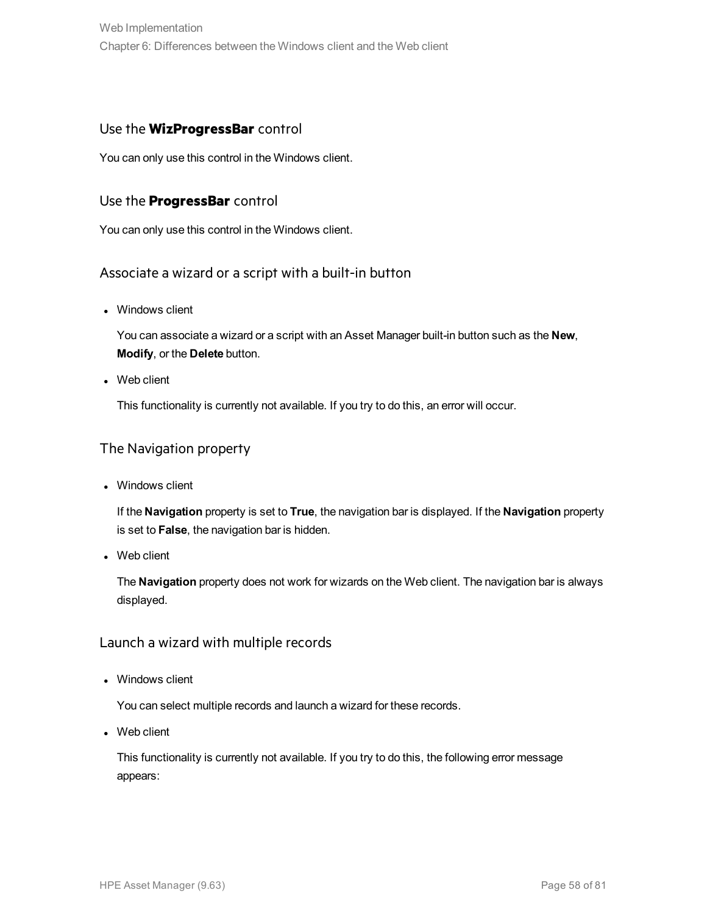### Use the **WizProgressBar** control

You can only use this control in the Windows client.

### Use the **ProgressBar** control

You can only use this control in the Windows client.

### Associate a wizard or a script with a built-in button

- Windows client

  You can associate a wizard or a script with an Asset Manager built-in button such as the **New**, **Modify**, or the **Delete** button.

- Web client

  This functionality is currently not available. If you try to do this, an error will occur.

### The Navigation property

- Windows client

  If the **Navigation** property is set to **True**, the navigation bar is displayed. If the **Navigation** property is set to **False**, the navigation bar is hidden.

- Web client

  The **Navigation** property does not work for wizards on the Web client. The navigation bar is always displayed.

### Launch a wizard with multiple records

- Windows client

  You can select multiple records and launch a wizard for these records.

- Web client

  This functionality is currently not available. If you try to do this, the following error message appears: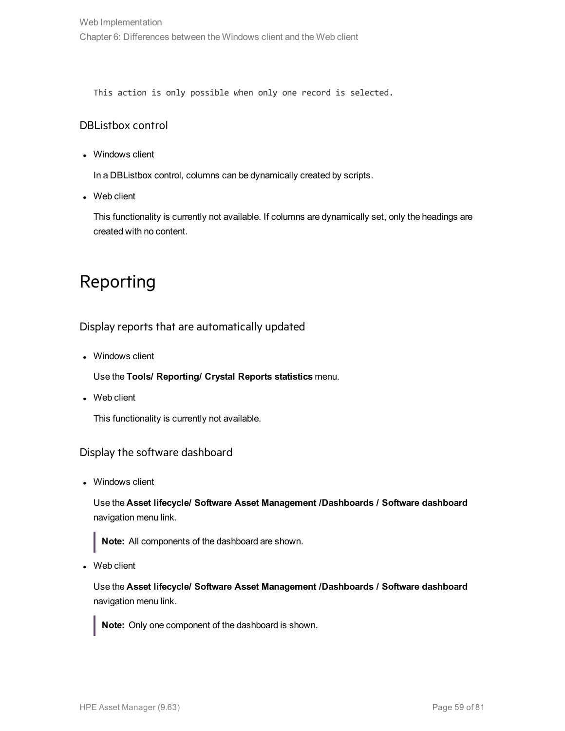```
This action is only possible when only one record is selected.
```

### DBListbox control

- Windows client

  In a DBListbox control, columns can be dynamically created by scripts.

- Web client

  This functionality is currently not available. If columns are dynamically set, only the headings are created with no content.

## Reporting

### Display reports that are automatically updated

- Windows client

  Use the **Tools/ Reporting/ Crystal Reports statistics** menu.

- Web client

  This functionality is currently not available.

### Display the software dashboard

- Windows client

  Use the **Asset lifecycle/ Software Asset Management /Dashboards / Software dashboard** navigation menu link.

  > **Note:** All components of the dashboard are shown.

- Web client

  Use the **Asset lifecycle/ Software Asset Management /Dashboards / Software dashboard** navigation menu link.

  > **Note:** Only one component of the dashboard is shown.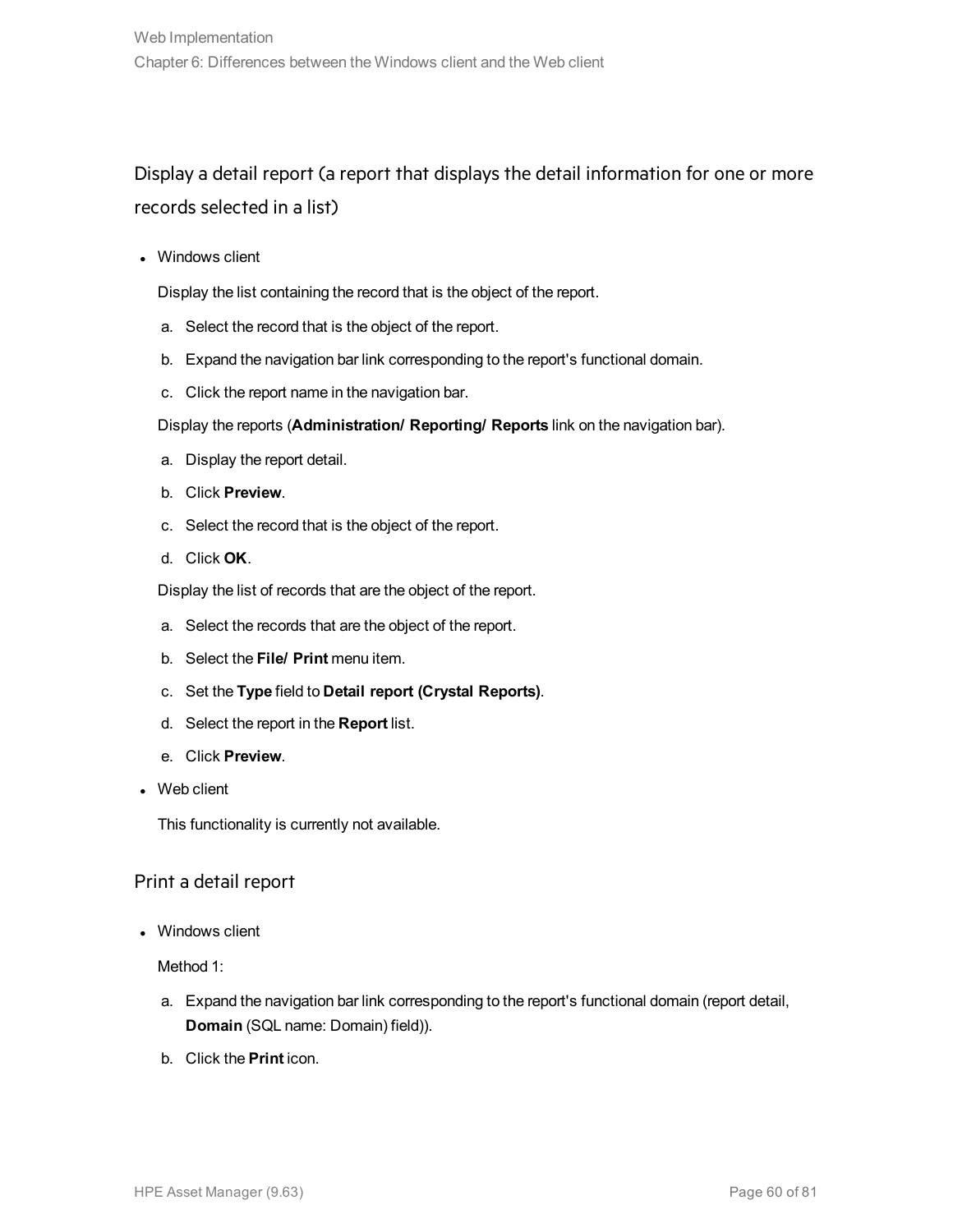## Display a detail report (a report that displays the detail information for one or more records selected in a list)

- Windows client

  Display the list containing the record that is the object of the report.

  a. Select the record that is the object of the report.
  b. Expand the navigation bar link corresponding to the report's functional domain.
  c. Click the report name in the navigation bar.

  Display the reports (**Administration/ Reporting/ Reports** link on the navigation bar).

  a. Display the report detail.
  b. Click **Preview**.
  c. Select the record that is the object of the report.
  d. Click **OK**.

  Display the list of records that are the object of the report.

  a. Select the records that are the object of the report.
  b. Select the **File/ Print** menu item.
  c. Set the **Type** field to **Detail report (Crystal Reports)**.
  d. Select the report in the **Report** list.
  e. Click **Preview**.

- Web client

  This functionality is currently not available.

### Print a detail report

- Windows client

  Method 1:

  a. Expand the navigation bar link corresponding to the report's functional domain (report detail, **Domain** (SQL name: Domain) field)).
  b. Click the **Print** icon.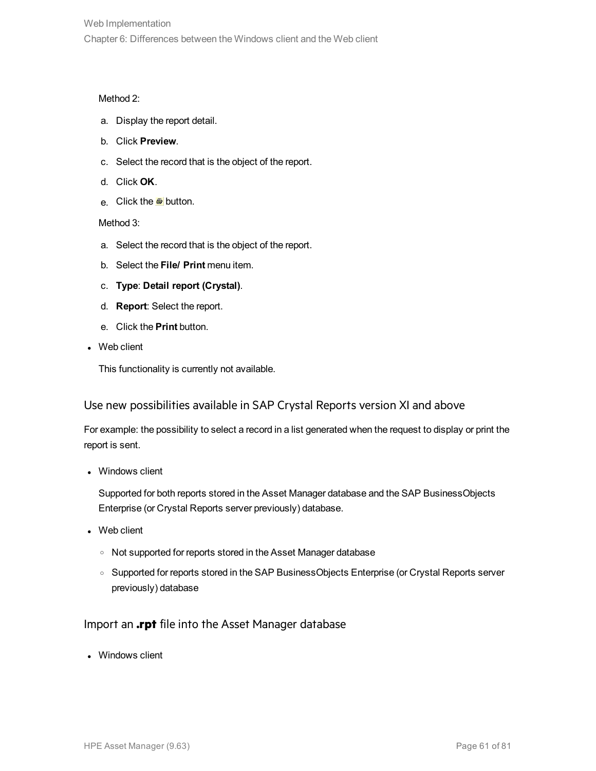Method 2:

a. Display the report detail.
b. Click **Preview**.
c. Select the record that is the object of the report.
d. Click **OK**.
e. Click the button.

Method 3:

a. Select the record that is the object of the report.
b. Select the **File/ Print** menu item.
c. **Type**: **Detail report (Crystal)**.
d. **Report**: Select the report.
e. Click the **Print** button.

- Web client

  This functionality is currently not available.

### Use new possibilities available in SAP Crystal Reports version XI and above

For example: the possibility to select a record in a list generated when the request to display or print the report is sent.

- Windows client

  Supported for both reports stored in the Asset Manager database and the SAP BusinessObjects Enterprise (or Crystal Reports server previously) database.

- Web client
  - Not supported for reports stored in the Asset Manager database
  - Supported for reports stored in the SAP BusinessObjects Enterprise (or Crystal Reports server previously) database

### Import an **.rpt** file into the Asset Manager database

- Windows client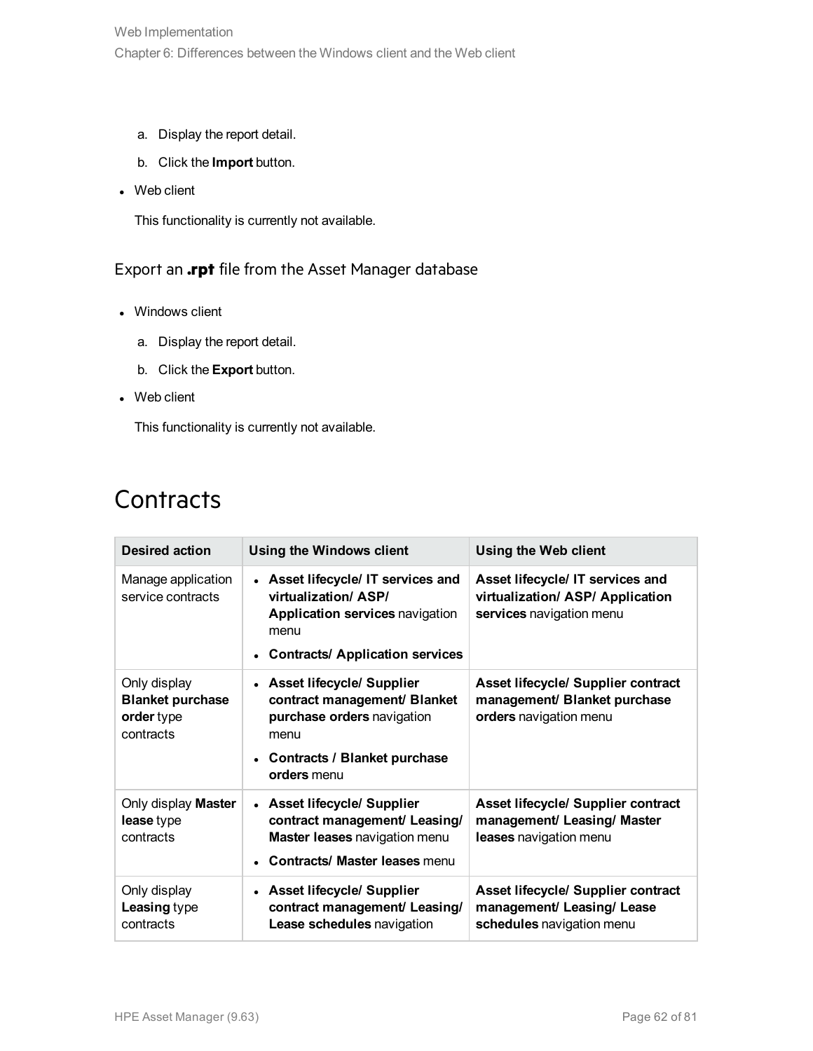a. Display the report detail.

b. Click the **Import** button.

- Web client

  This functionality is currently not available.

### Export an **.rpt** file from the Asset Manager database

- Windows client

  a. Display the report detail.

  b. Click the **Export** button.

- Web client

  This functionality is currently not available.

## Contracts

| Desired action | Using the Windows client | Using the Web client |
| --- | --- | --- |
| Manage application service contracts | • **Asset lifecycle/ IT services and virtualization/ ASP/ Application services** navigation menu<br>• **Contracts/ Application services** | **Asset lifecycle/ IT services and virtualization/ ASP/ Application services** navigation menu |
| Only display **Blanket purchase order** type contracts | • **Asset lifecycle/ Supplier contract management/ Blanket purchase orders** navigation menu<br>• **Contracts / Blanket purchase orders** menu | **Asset lifecycle/ Supplier contract management/ Blanket purchase orders** navigation menu |
| Only display **Master lease** type contracts | • **Asset lifecycle/ Supplier contract management/ Leasing/ Master leases** navigation menu<br>• **Contracts/ Master leases** menu | **Asset lifecycle/ Supplier contract management/ Leasing/ Master leases** navigation menu |
| Only display **Leasing** type contracts | • **Asset lifecycle/ Supplier contract management/ Leasing/ Lease schedules** navigation | **Asset lifecycle/ Supplier contract management/ Leasing/ Lease schedules** navigation menu |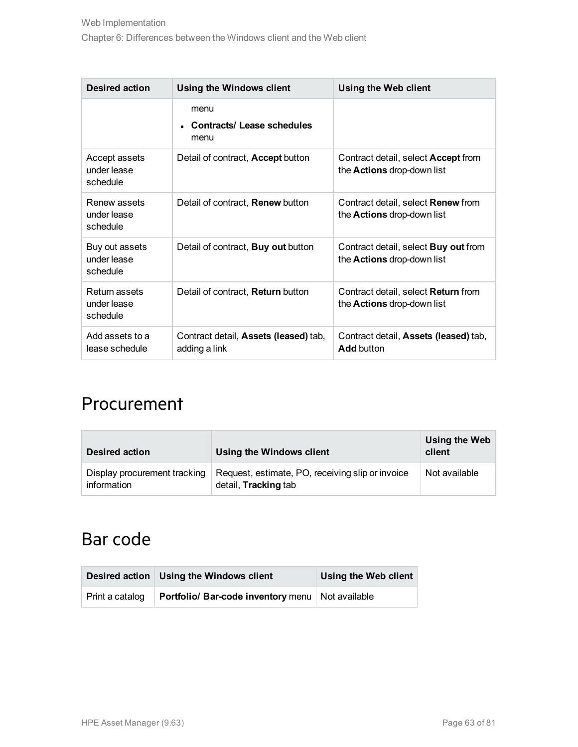| Desired action | Using the Windows client | Using the Web client |
| --- | --- | --- |
| | menu<br>• **Contracts/ Lease schedules** menu | |
| Accept assets under lease schedule | Detail of contract, **Accept** button | Contract detail, select **Accept** from the **Actions** drop-down list |
| Renew assets under lease schedule | Detail of contract, **Renew** button | Contract detail, select **Renew** from the **Actions** drop-down list |
| Buy out assets under lease schedule | Detail of contract, **Buy out** button | Contract detail, select **Buy out** from the **Actions** drop-down list |
| Return assets under lease schedule | Detail of contract, **Return** button | Contract detail, select **Return** from the **Actions** drop-down list |
| Add assets to a lease schedule | Contract detail, **Assets (leased)** tab, adding a link | Contract detail, **Assets (leased)** tab, **Add** button |

## Procurement

| Desired action | Using the Windows client | Using the Web client |
| --- | --- | --- |
| Display procurement tracking information | Request, estimate, PO, receiving slip or invoice detail, **Tracking** tab | Not available |

## Bar code

| Desired action | Using the Windows client | Using the Web client |
| --- | --- | --- |
| Print a catalog | **Portfolio/ Bar-code inventory** menu | Not available |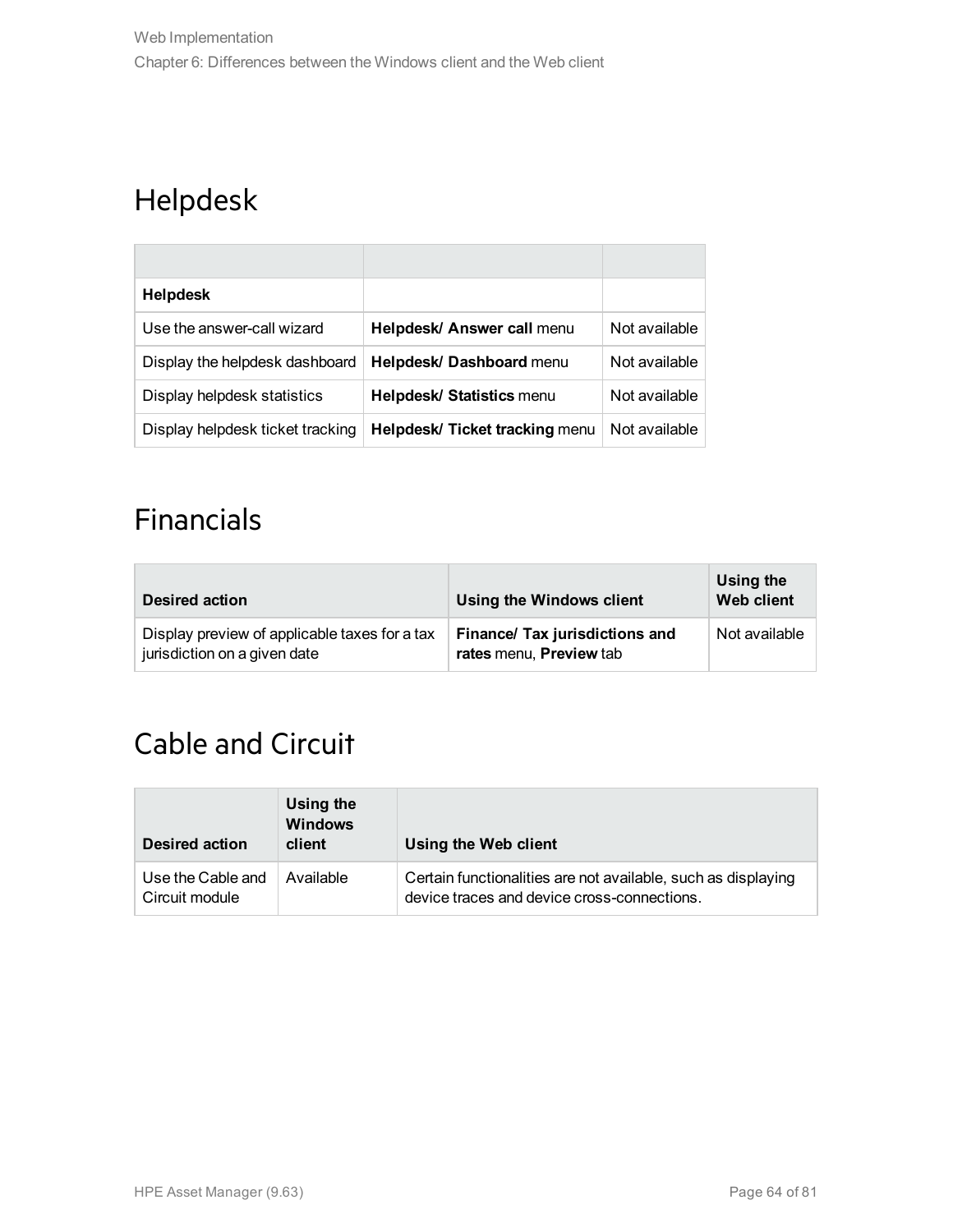## Helpdesk

| | | |
|---|---|---|
| **Helpdesk** | | |
| Use the answer-call wizard | **Helpdesk/ Answer call** menu | Not available |
| Display the helpdesk dashboard | **Helpdesk/ Dashboard** menu | Not available |
| Display helpdesk statistics | **Helpdesk/ Statistics** menu | Not available |
| Display helpdesk ticket tracking | **Helpdesk/ Ticket tracking** menu | Not available |

## Financials

| Desired action | Using the Windows client | Using the Web client |
|---|---|---|
| Display preview of applicable taxes for a tax jurisdiction on a given date | **Finance/ Tax jurisdictions and rates** menu, **Preview** tab | Not available |

## Cable and Circuit

| Desired action | Using the Windows client | Using the Web client |
|---|---|---|
| Use the Cable and Circuit module | Available | Certain functionalities are not available, such as displaying device traces and device cross-connections. |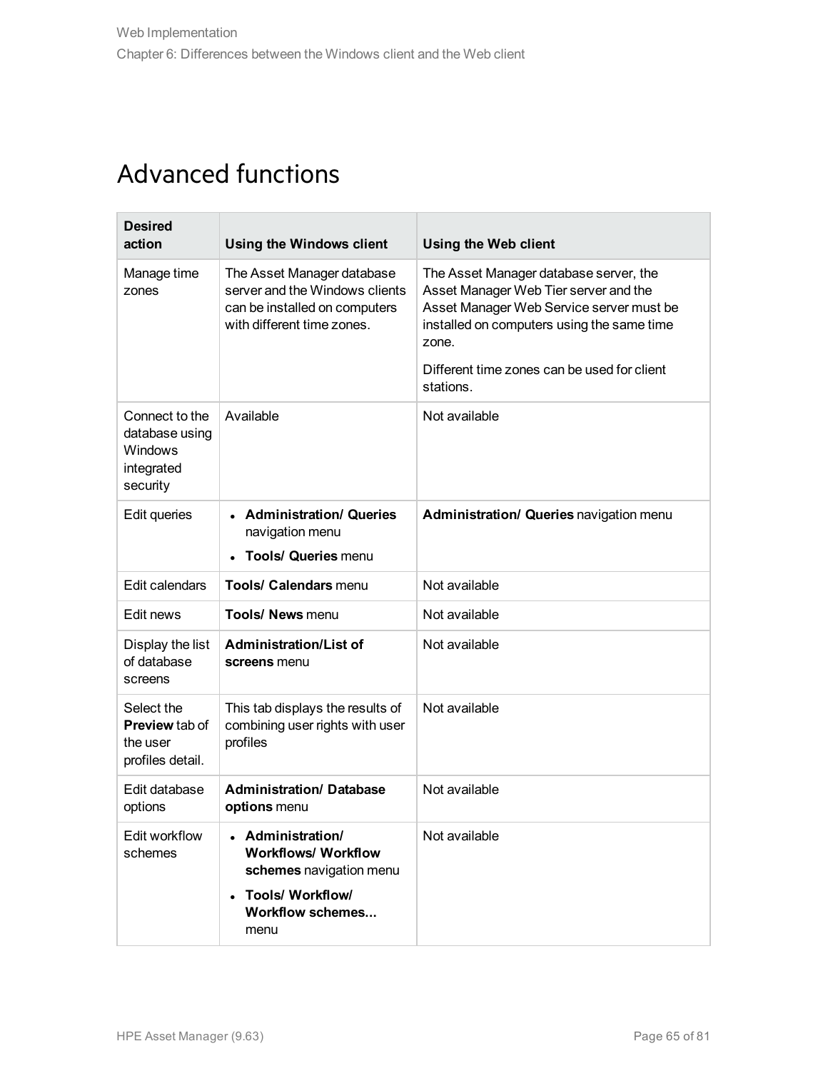# Advanced functions

| Desired action | Using the Windows client | Using the Web client |
|---|---|---|
| Manage time zones | The Asset Manager database server and the Windows clients can be installed on computers with different time zones. | The Asset Manager database server, the Asset Manager Web Tier server and the Asset Manager Web Service server must be installed on computers using the same time zone.<br><br>Different time zones can be used for client stations. |
| Connect to the database using Windows integrated security | Available | Not available |
| Edit queries | • **Administration/ Queries** navigation menu<br>• **Tools/ Queries** menu | **Administration/ Queries** navigation menu |
| Edit calendars | **Tools/ Calendars** menu | Not available |
| Edit news | **Tools/ News** menu | Not available |
| Display the list of database screens | **Administration/List of screens** menu | Not available |
| Select the **Preview** tab of the user profiles detail. | This tab displays the results of combining user rights with user profiles | Not available |
| Edit database options | **Administration/ Database options** menu | Not available |
| Edit workflow schemes | • **Administration/ Workflows/ Workflow schemes** navigation menu<br>• **Tools/ Workflow/ Workflow schemes...** menu | Not available |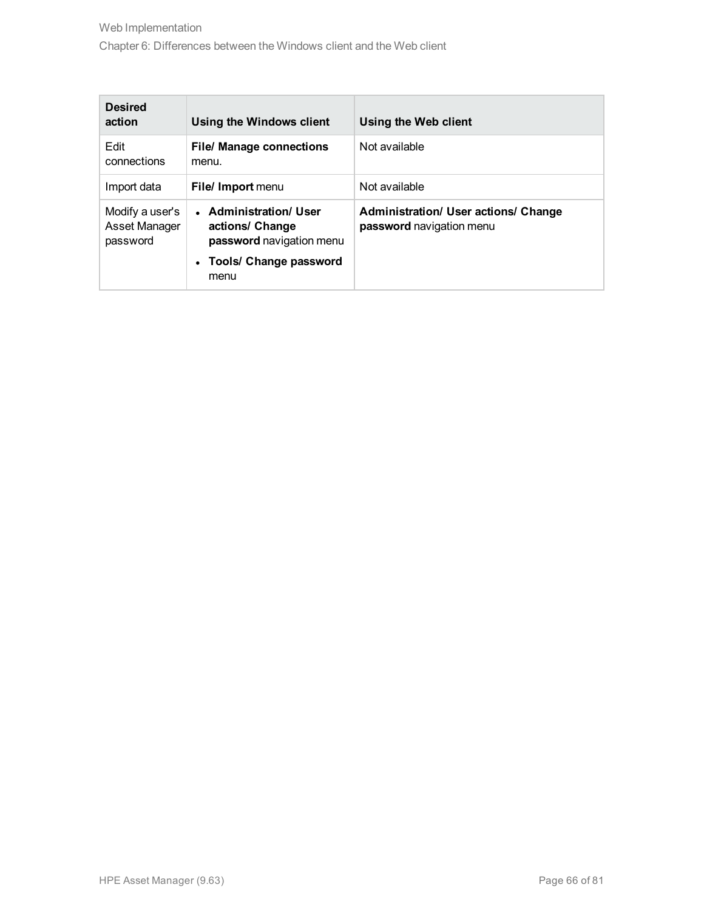| Desired action | Using the Windows client | Using the Web client |
|---|---|---|
| Edit connections | **File/ Manage connections** menu. | Not available |
| Import data | **File/ Import** menu | Not available |
| Modify a user's Asset Manager password | • **Administration/ User actions/ Change password** navigation menu<br>• **Tools/ Change password** menu | **Administration/ User actions/ Change password** navigation menu |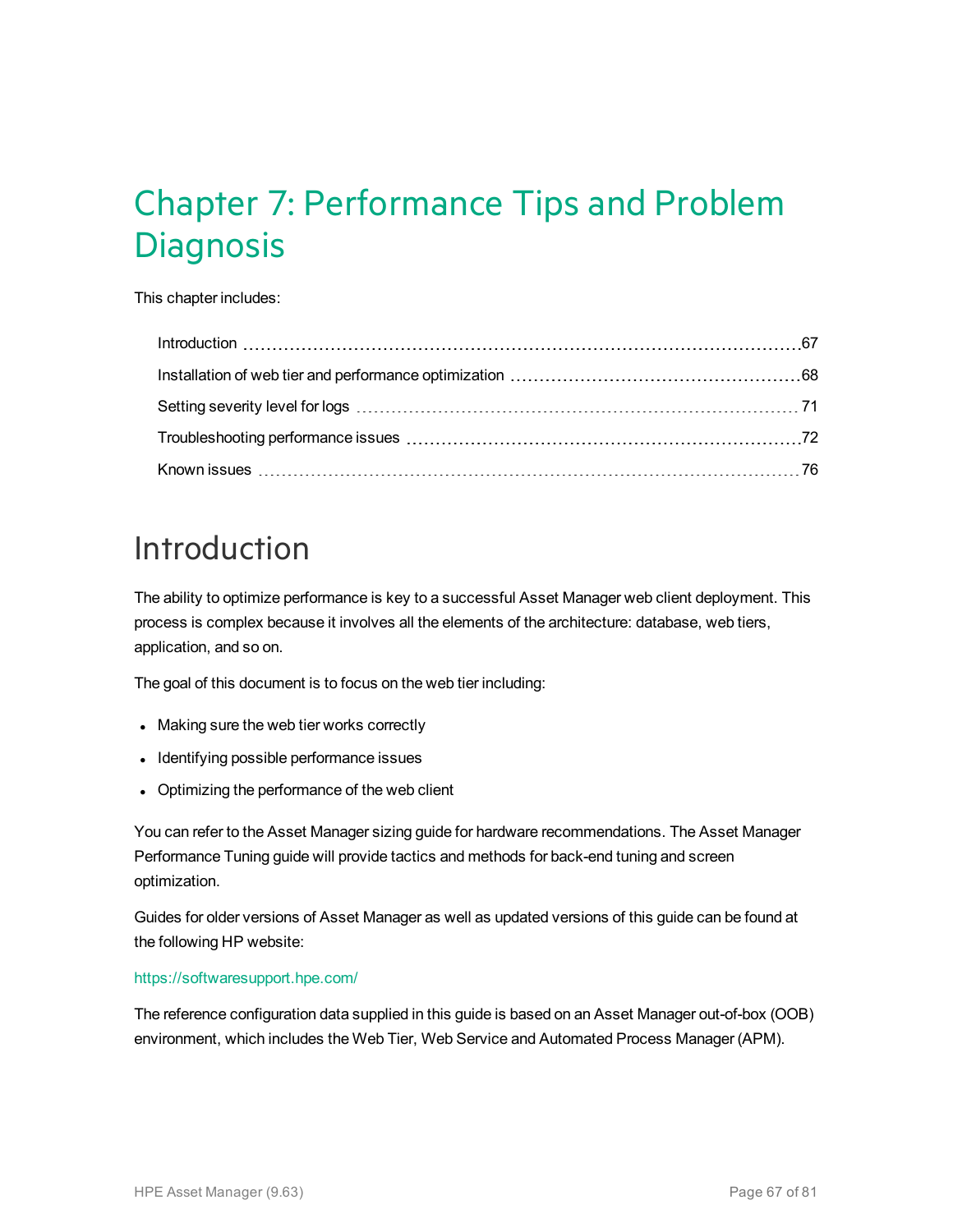# Chapter 7: Performance Tips and Problem Diagnosis

This chapter includes:

- Introduction 67
- Installation of web tier and performance optimization 68
- Setting severity level for logs 71
- Troubleshooting performance issues 72
- Known issues 76

## Introduction

The ability to optimize performance is key to a successful Asset Manager web client deployment. This process is complex because it involves all the elements of the architecture: database, web tiers, application, and so on.

The goal of this document is to focus on the web tier including:

- Making sure the web tier works correctly
- Identifying possible performance issues
- Optimizing the performance of the web client

You can refer to the Asset Manager sizing guide for hardware recommendations. The Asset Manager Performance Tuning guide will provide tactics and methods for back-end tuning and screen optimization.

Guides for older versions of Asset Manager as well as updated versions of this guide can be found at the following HP website:

https://softwaresupport.hpe.com/

The reference configuration data supplied in this guide is based on an Asset Manager out-of-box (OOB) environment, which includes the Web Tier, Web Service and Automated Process Manager (APM).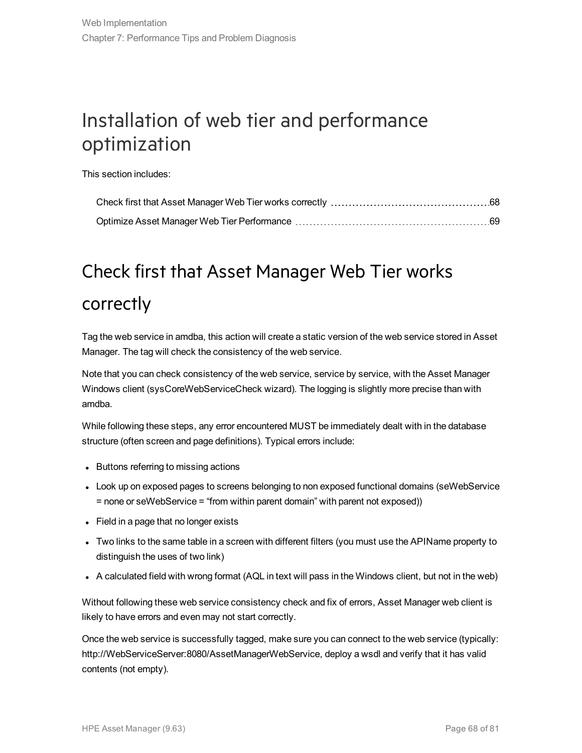# Installation of web tier and performance optimization

This section includes:

- Check first that Asset Manager Web Tier works correctly ........ 68
- Optimize Asset Manager Web Tier Performance ........ 69

## Check first that Asset Manager Web Tier works correctly

Tag the web service in amdba, this action will create a static version of the web service stored in Asset Manager. The tag will check the consistency of the web service.

Note that you can check consistency of the web service, service by service, with the Asset Manager Windows client (sysCoreWebServiceCheck wizard). The logging is slightly more precise than with amdba.

While following these steps, any error encountered MUST be immediately dealt with in the database structure (often screen and page definitions). Typical errors include:

- Buttons referring to missing actions
- Look up on exposed pages to screens belonging to non exposed functional domains (seWebService = none or seWebService = “from within parent domain” with parent not exposed))
- Field in a page that no longer exists
- Two links to the same table in a screen with different filters (you must use the APIName property to distinguish the uses of two link)
- A calculated field with wrong format (AQL in text will pass in the Windows client, but not in the web)

Without following these web service consistency check and fix of errors, Asset Manager web client is likely to have errors and even may not start correctly.

Once the web service is successfully tagged, make sure you can connect to the web service (typically: http://WebServiceServer:8080/AssetManagerWebService, deploy a wsdl and verify that it has valid contents (not empty).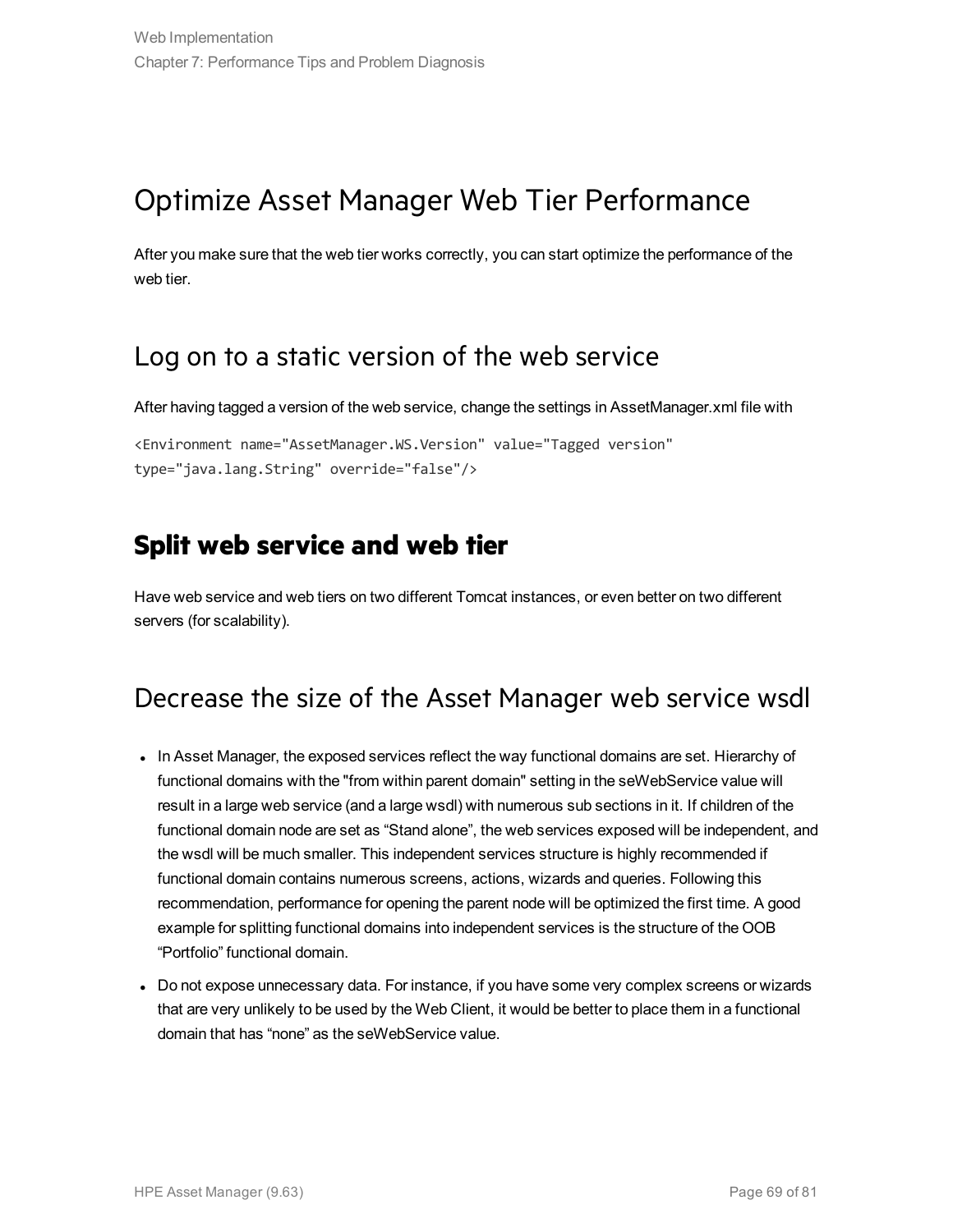# Optimize Asset Manager Web Tier Performance

After you make sure that the web tier works correctly, you can start optimize the performance of the web tier.

## Log on to a static version of the web service

After having tagged a version of the web service, change the settings in AssetManager.xml file with

```
<Environment name="AssetManager.WS.Version" value="Tagged version"
type="java.lang.String" override="false"/>
```

## **Split web service and web tier**

Have web service and web tiers on two different Tomcat instances, or even better on two different servers (for scalability).

## Decrease the size of the Asset Manager web service wsdl

- In Asset Manager, the exposed services reflect the way functional domains are set. Hierarchy of functional domains with the "from within parent domain" setting in the seWebService value will result in a large web service (and a large wsdl) with numerous sub sections in it. If children of the functional domain node are set as “Stand alone”, the web services exposed will be independent, and the wsdl will be much smaller. This independent services structure is highly recommended if functional domain contains numerous screens, actions, wizards and queries. Following this recommendation, performance for opening the parent node will be optimized the first time. A good example for splitting functional domains into independent services is the structure of the OOB “Portfolio” functional domain.
- Do not expose unnecessary data. For instance, if you have some very complex screens or wizards that are very unlikely to be used by the Web Client, it would be better to place them in a functional domain that has “none” as the seWebService value.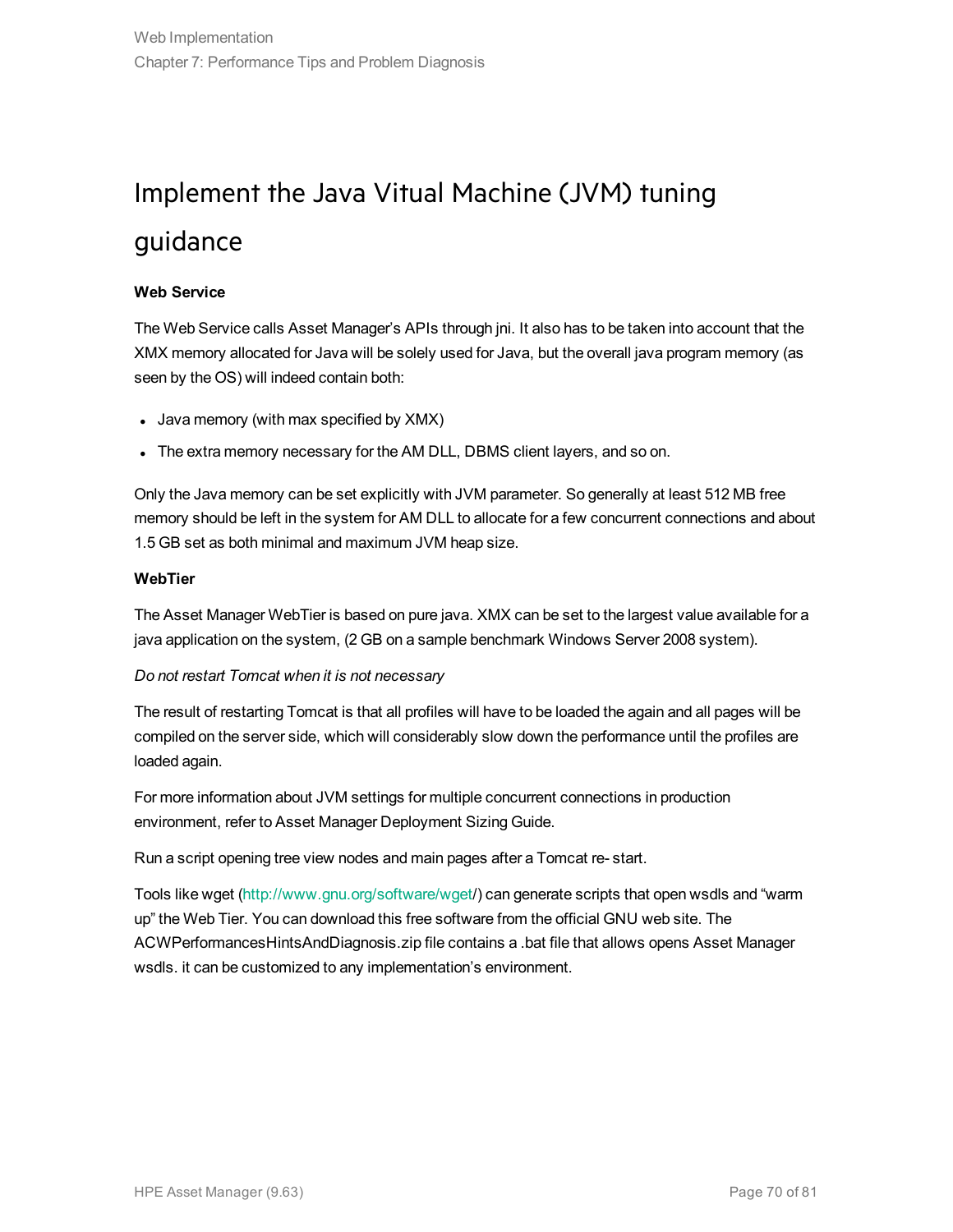# Implement the Java Vitual Machine (JVM) tuning guidance

**Web Service**

The Web Service calls Asset Manager's APIs through jni. It also has to be taken into account that the XMX memory allocated for Java will be solely used for Java, but the overall java program memory (as seen by the OS) will indeed contain both:

- Java memory (with max specified by XMX)
- The extra memory necessary for the AM DLL, DBMS client layers, and so on.

Only the Java memory can be set explicitly with JVM parameter. So generally at least 512 MB free memory should be left in the system for AM DLL to allocate for a few concurrent connections and about 1.5 GB set as both minimal and maximum JVM heap size.

**WebTier**

The Asset Manager WebTier is based on pure java. XMX can be set to the largest value available for a java application on the system, (2 GB on a sample benchmark Windows Server 2008 system).

*Do not restart Tomcat when it is not necessary*

The result of restarting Tomcat is that all profiles will have to be loaded the again and all pages will be compiled on the server side, which will considerably slow down the performance until the profiles are loaded again.

For more information about JVM settings for multiple concurrent connections in production environment, refer to Asset Manager Deployment Sizing Guide.

Run a script opening tree view nodes and main pages after a Tomcat re- start.

Tools like wget (http://www.gnu.org/software/wget/) can generate scripts that open wsdls and "warm up" the Web Tier. You can download this free software from the official GNU web site. The ACWPerformancesHintsAndDiagnosis.zip file contains a .bat file that allows opens Asset Manager wsdls. it can be customized to any implementation's environment.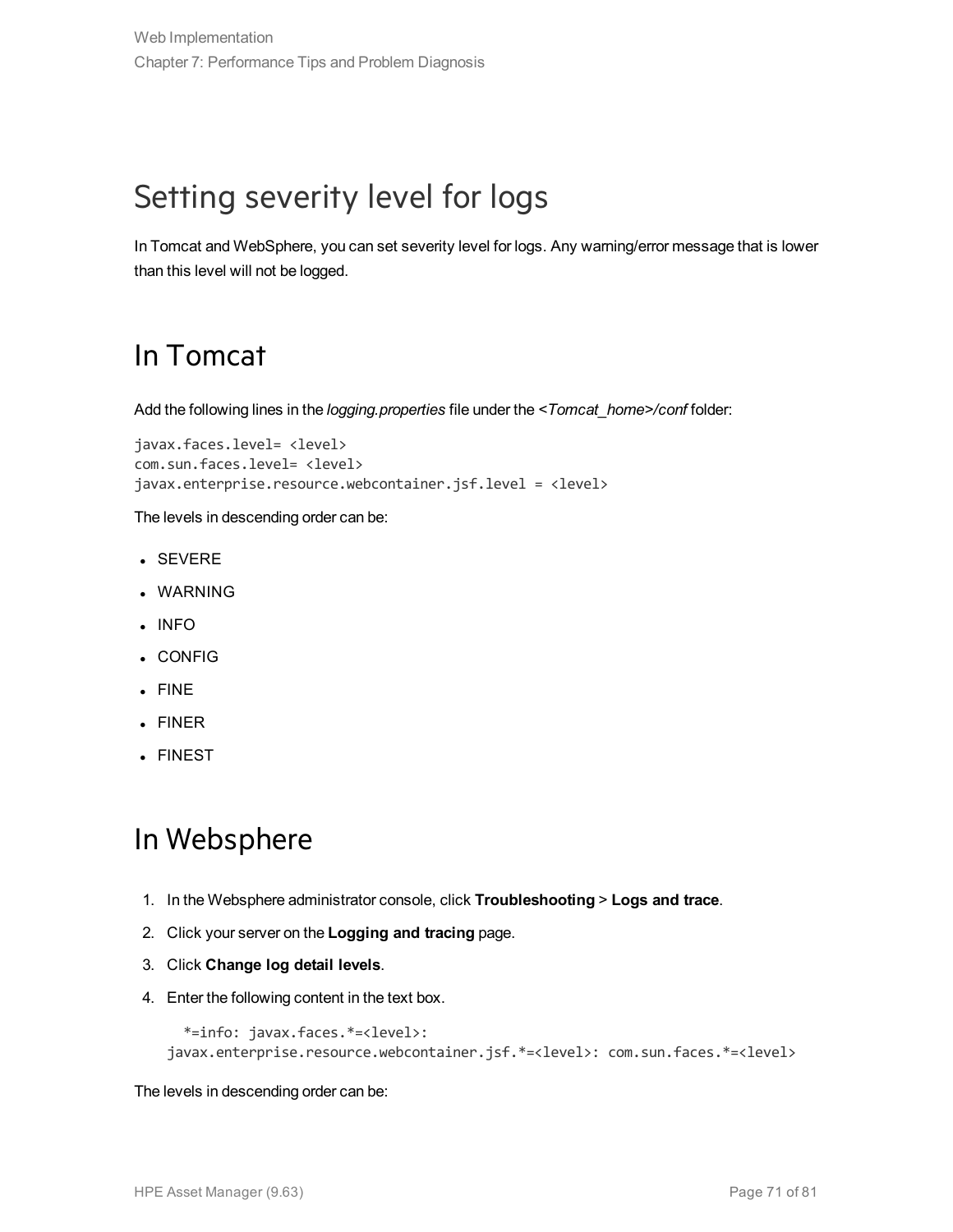# Setting severity level for logs

In Tomcat and WebSphere, you can set severity level for logs. Any warning/error message that is lower than this level will not be logged.

## In Tomcat

Add the following lines in the *logging.properties* file under the *<Tomcat_home>/conf* folder:

```
javax.faces.level= <level>
com.sun.faces.level= <level>
javax.enterprise.resource.webcontainer.jsf.level = <level>
```

The levels in descending order can be:

- SEVERE
- WARNING
- INFO
- CONFIG
- FINE
- FINER
- FINEST

## In Websphere

1. In the Websphere administrator console, click **Troubleshooting** > **Logs and trace**.
2. Click your server on the **Logging and tracing** page.
3. Click **Change log detail levels**.
4. Enter the following content in the text box.

```
*=info: javax.faces.*=<level>:
javax.enterprise.resource.webcontainer.jsf.*=<level>: com.sun.faces.*=<level>
```

The levels in descending order can be: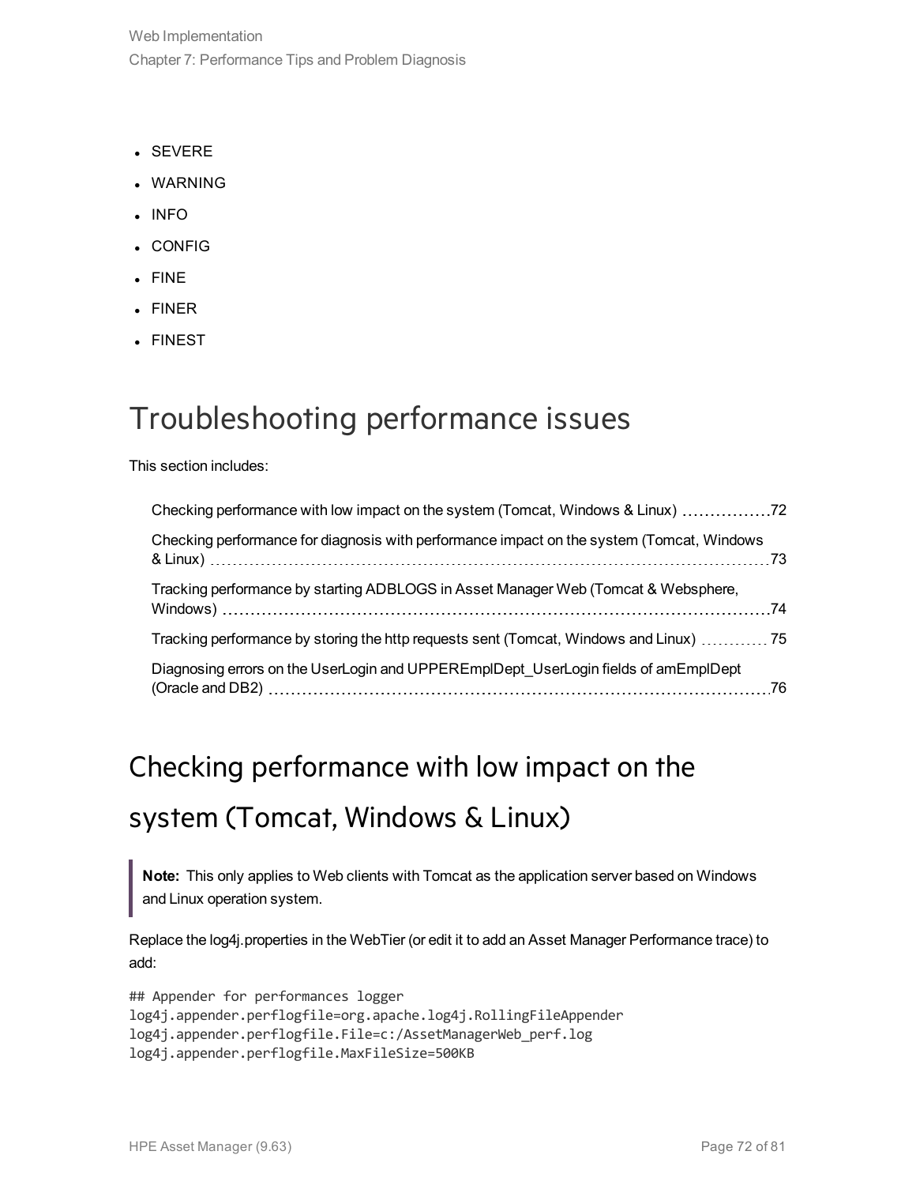- SEVERE
- WARNING
- INFO
- CONFIG
- FINE
- FINER
- FINEST

# Troubleshooting performance issues

This section includes:

- Checking performance with low impact on the system (Tomcat, Windows & Linux) 72
- Checking performance for diagnosis with performance impact on the system (Tomcat, Windows & Linux) 73
- Tracking performance by starting ADBLOGS in Asset Manager Web (Tomcat & Websphere, Windows) 74
- Tracking performance by storing the http requests sent (Tomcat, Windows and Linux) 75
- Diagnosing errors on the UserLogin and UPPEREmplDept_UserLogin fields of amEmplDept (Oracle and DB2) 76

# Checking performance with low impact on the system (Tomcat, Windows & Linux)

> **Note:** This only applies to Web clients with Tomcat as the application server based on Windows and Linux operation system.

Replace the log4j.properties in the WebTier (or edit it to add an Asset Manager Performance trace) to add:

```
## Appender for performances logger
log4j.appender.perflogfile=org.apache.log4j.RollingFileAppender
log4j.appender.perflogfile.File=c:/AssetManagerWeb_perf.log
log4j.appender.perflogfile.MaxFileSize=500KB
```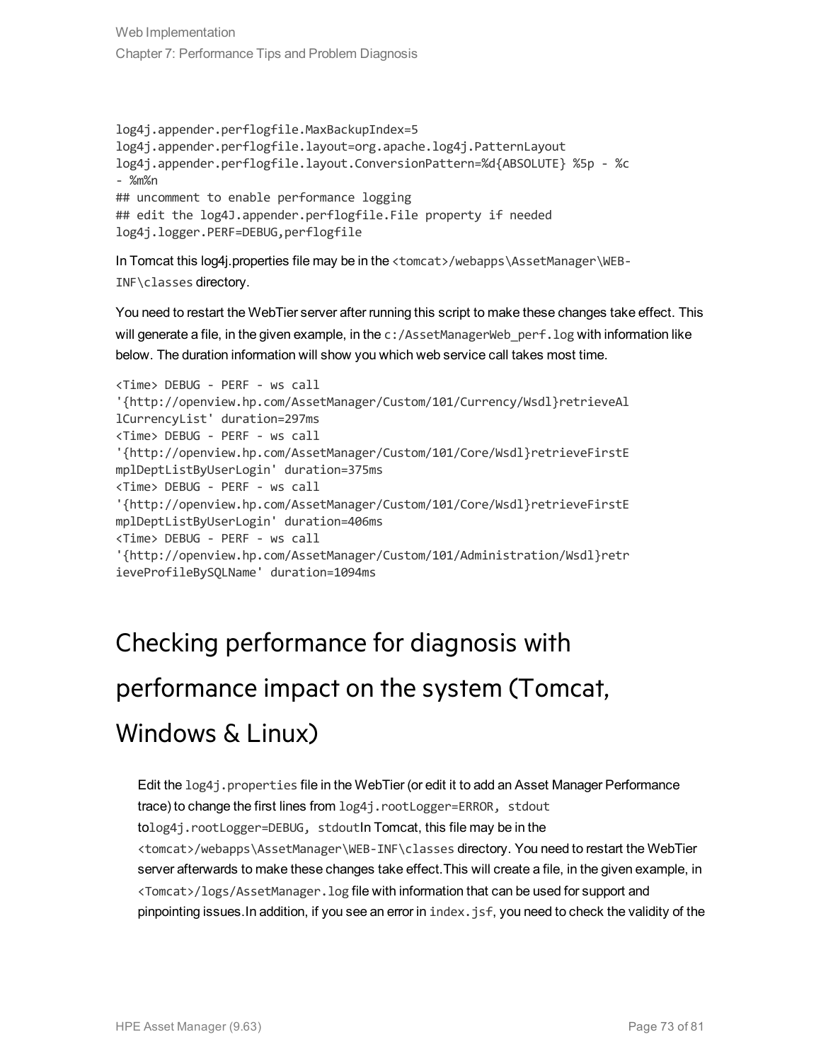```
log4j.appender.perflogfile.MaxBackupIndex=5
log4j.appender.perflogfile.layout=org.apache.log4j.PatternLayout
log4j.appender.perflogfile.layout.ConversionPattern=%d{ABSOLUTE} %5p - %c
- %m%n
## uncomment to enable performance logging
## edit the log4J.appender.perflogfile.File property if needed
log4j.logger.PERF=DEBUG,perflogfile
```

In Tomcat this log4j.properties file may be in the `<tomcat>/webapps\AssetManager\WEB-INF\classes` directory.

You need to restart the WebTier server after running this script to make these changes take effect. This will generate a file, in the given example, in the `c:/AssetManagerWeb_perf.log` with information like below. The duration information will show you which web service call takes most time.

```
<Time> DEBUG - PERF - ws call
'{http://openview.hp.com/AssetManager/Custom/101/Currency/Wsdl}retrieveAl
lCurrencyList' duration=297ms
<Time> DEBUG - PERF - ws call
'{http://openview.hp.com/AssetManager/Custom/101/Core/Wsdl}retrieveFirstE
mplDeptListByUserLogin' duration=375ms
<Time> DEBUG - PERF - ws call
'{http://openview.hp.com/AssetManager/Custom/101/Core/Wsdl}retrieveFirstE
mplDeptListByUserLogin' duration=406ms
<Time> DEBUG - PERF - ws call
'{http://openview.hp.com/AssetManager/Custom/101/Administration/Wsdl}retr
ieveProfileBySQLName' duration=1094ms
```

# Checking performance for diagnosis with performance impact on the system (Tomcat, Windows & Linux)

Edit the `log4j.properties` file in the WebTier (or edit it to add an Asset Manager Performance trace) to change the first lines from `log4j.rootLogger=ERROR, stdout` to`log4j.rootLogger=DEBUG, stdout`In Tomcat, this file may be in the `<tomcat>/webapps\AssetManager\WEB-INF\classes` directory. You need to restart the WebTier server afterwards to make these changes take effect.This will create a file, in the given example, in `<Tomcat>/logs/AssetManager.log` file with information that can be used for support and pinpointing issues.In addition, if you see an error in `index.jsf`, you need to check the validity of the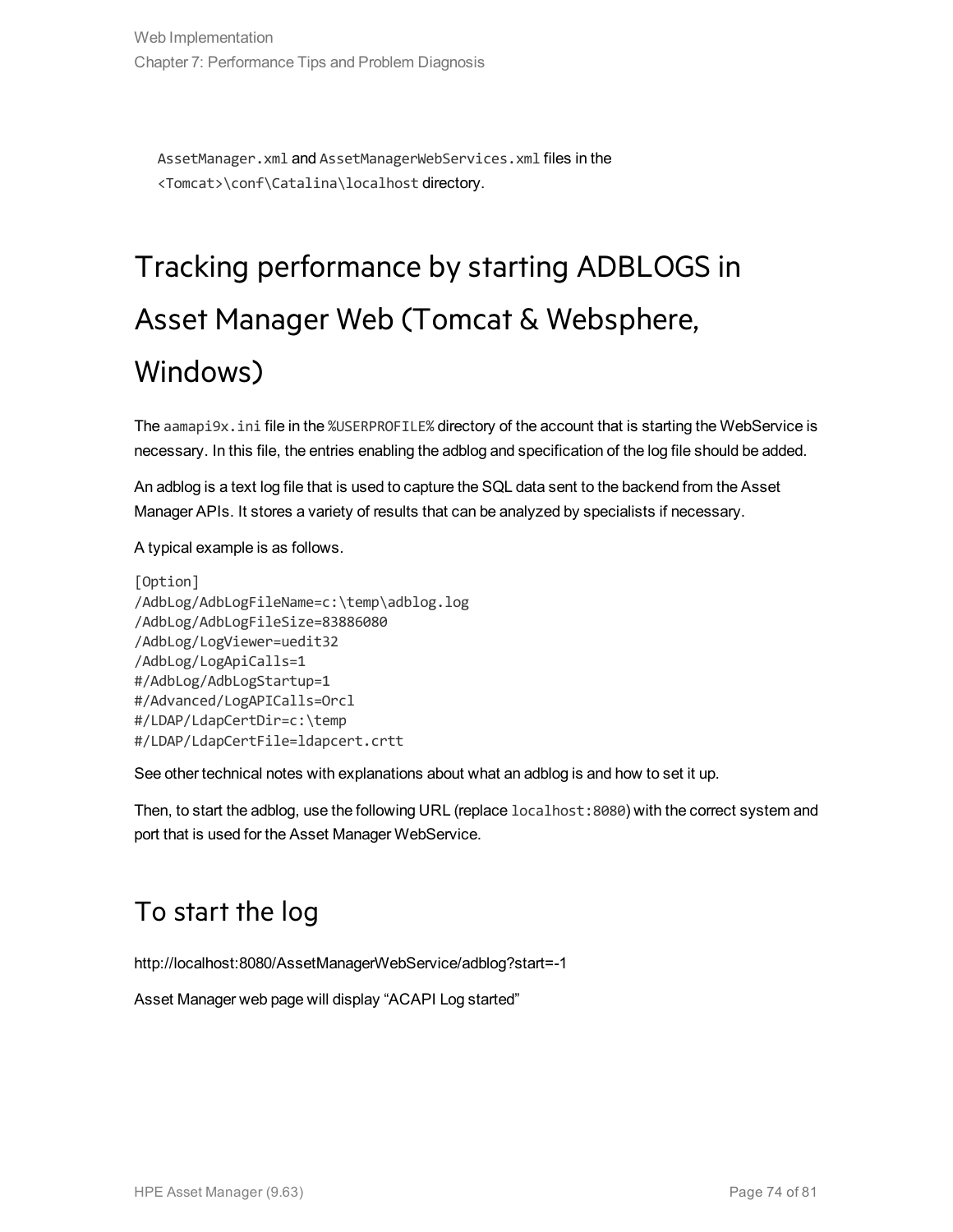`AssetManager.xml` and `AssetManagerWebServices.xml` files in the `<Tomcat>\conf\Catalina\localhost` directory.

# Tracking performance by starting ADBLOGS in Asset Manager Web (Tomcat & Websphere, Windows)

The `aamapi9x.ini` file in the `%USERPROFILE%` directory of the account that is starting the WebService is necessary. In this file, the entries enabling the adblog and specification of the log file should be added.

An adblog is a text log file that is used to capture the SQL data sent to the backend from the Asset Manager APIs. It stores a variety of results that can be analyzed by specialists if necessary.

A typical example is as follows.

```
[Option]
/AdbLog/AdbLogFileName=c:\temp\adblog.log
/AdbLog/AdbLogFileSize=83886080
/AdbLog/LogViewer=uedit32
/AdbLog/LogApiCalls=1
#/AdbLog/AdbLogStartup=1
#/Advanced/LogAPICalls=Orcl
#/LDAP/LdapCertDir=c:\temp
#/LDAP/LdapCertFile=ldapcert.crtt
```

See other technical notes with explanations about what an adblog is and how to set it up.

Then, to start the adblog, use the following URL (replace `localhost:8080`) with the correct system and port that is used for the Asset Manager WebService.

## To start the log

http://localhost:8080/AssetManagerWebService/adblog?start=-1

Asset Manager web page will display “ACAPI Log started”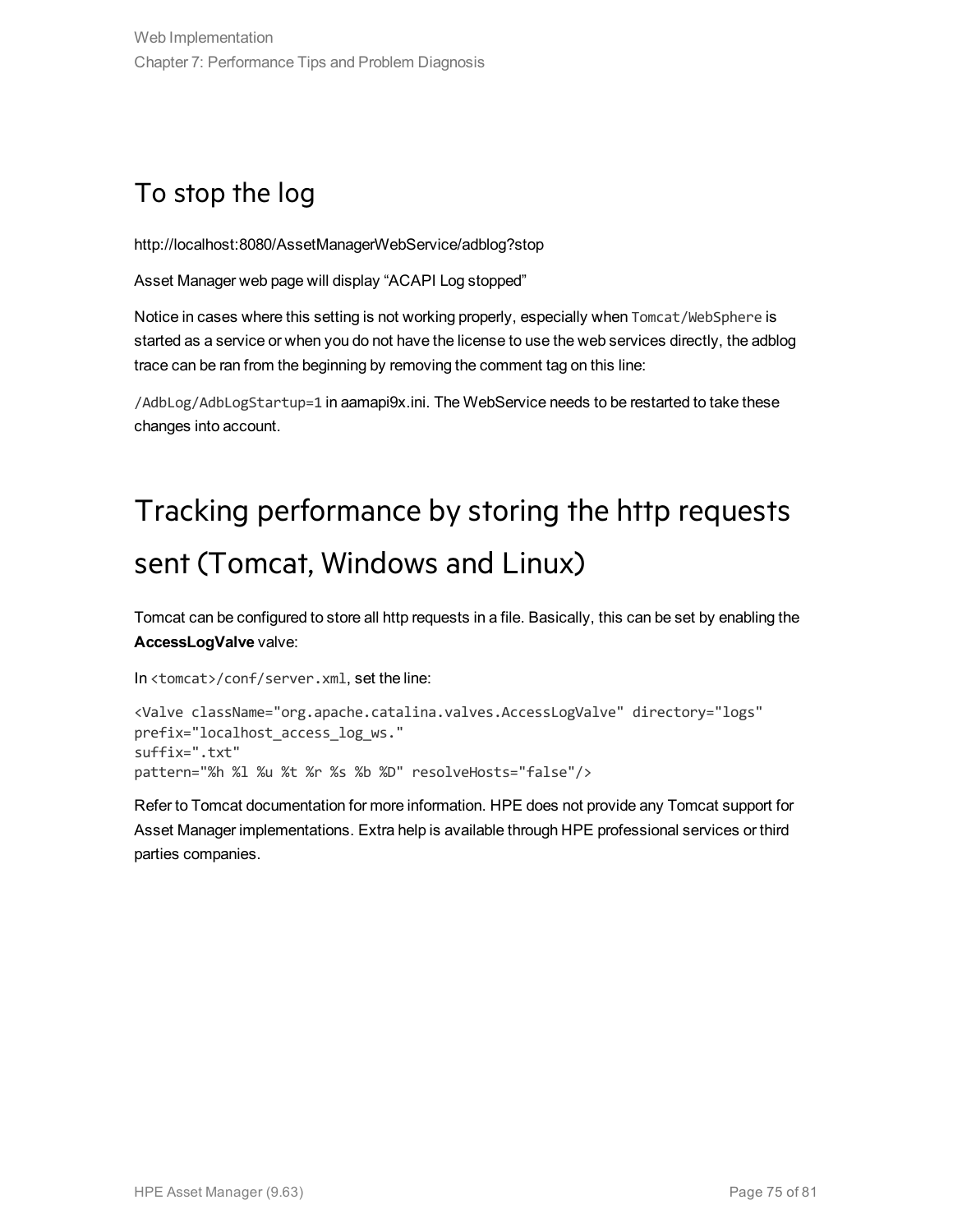## To stop the log

http://localhost:8080/AssetManagerWebService/adblog?stop

Asset Manager web page will display “ACAPI Log stopped”

Notice in cases where this setting is not working properly, especially when `Tomcat/WebSphere` is started as a service or when you do not have the license to use the web services directly, the adblog trace can be ran from the beginning by removing the comment tag on this line:

`/AdbLog/AdbLogStartup=1` in aamapi9x.ini. The WebService needs to be restarted to take these changes into account.

# Tracking performance by storing the http requests sent (Tomcat, Windows and Linux)

Tomcat can be configured to store all http requests in a file. Basically, this can be set by enabling the **AccessLogValve** valve:

In `<tomcat>/conf/server.xml`, set the line:

```
<Valve className="org.apache.catalina.valves.AccessLogValve" directory="logs"
prefix="localhost_access_log_ws."
suffix=".txt"
pattern="%h %l %u %t %r %s %b %D" resolveHosts="false"/>
```

Refer to Tomcat documentation for more information. HPE does not provide any Tomcat support for Asset Manager implementations. Extra help is available through HPE professional services or third parties companies.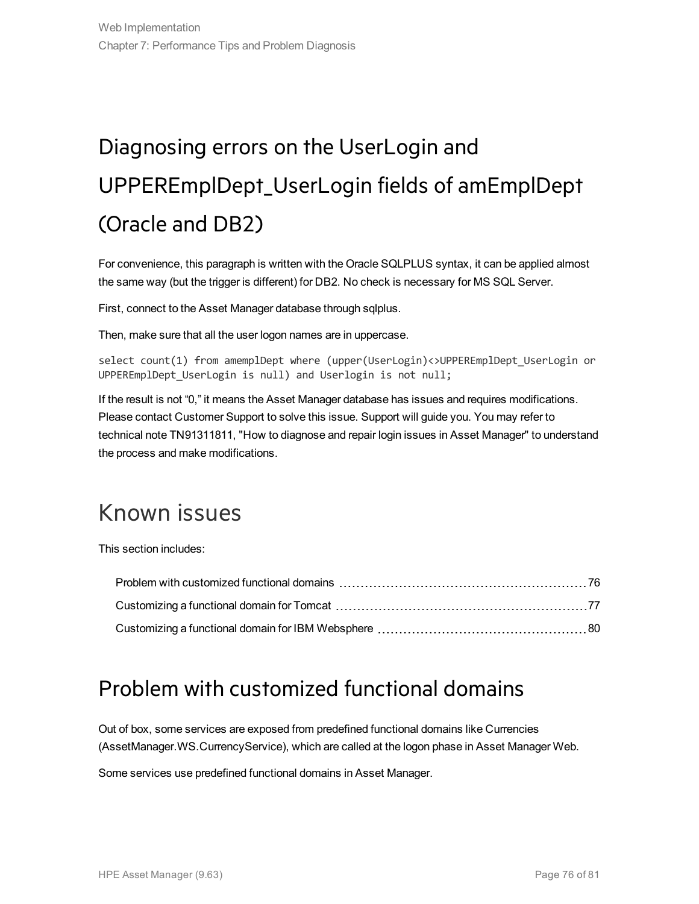## Diagnosing errors on the UserLogin and UPPEREmplDept_UserLogin fields of amEmplDept (Oracle and DB2)

For convenience, this paragraph is written with the Oracle SQLPLUS syntax, it can be applied almost the same way (but the trigger is different) for DB2. No check is necessary for MS SQL Server.

First, connect to the Asset Manager database through sqlplus.

Then, make sure that all the user logon names are in uppercase.

```
select count(1) from amemplDept where (upper(UserLogin)<>UPPEREmplDept_UserLogin or
UPPEREmplDept_UserLogin is null) and Userlogin is not null;
```

If the result is not “0,” it means the Asset Manager database has issues and requires modifications. Please contact Customer Support to solve this issue. Support will guide you. You may refer to technical note TN91311811, "How to diagnose and repair login issues in Asset Manager" to understand the process and make modifications.

# Known issues

This section includes:

- Problem with customized functional domains ........ 76
- Customizing a functional domain for Tomcat ........ 77
- Customizing a functional domain for IBM Websphere ........ 80

## Problem with customized functional domains

Out of box, some services are exposed from predefined functional domains like Currencies (AssetManager.WS.CurrencyService), which are called at the logon phase in Asset Manager Web.

Some services use predefined functional domains in Asset Manager.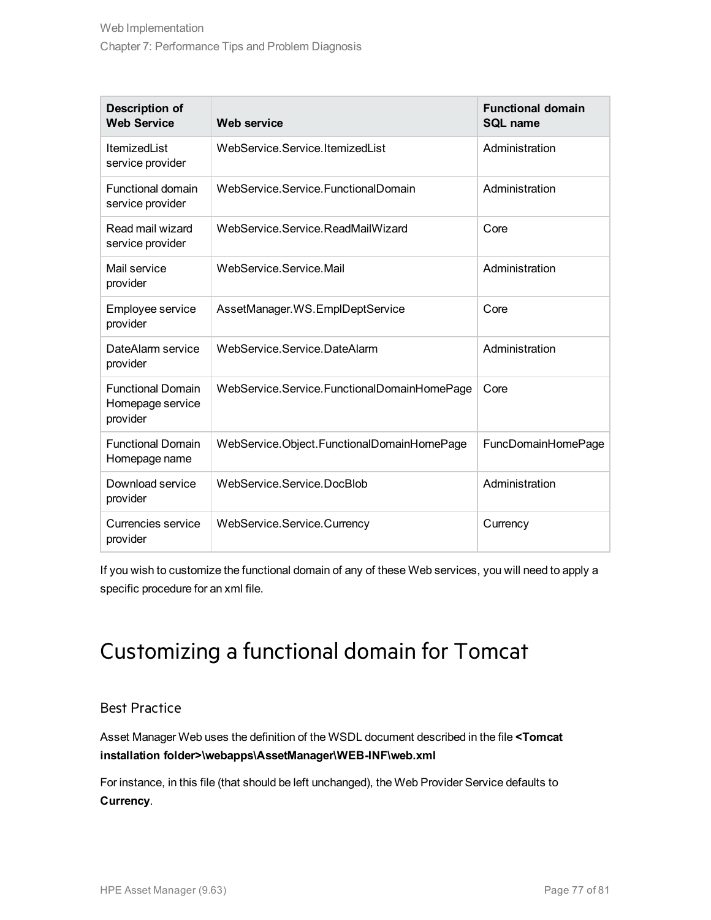| Description of Web Service | Web service | Functional domain SQL name |
| --- | --- | --- |
| ItemizedList service provider | WebService.Service.ItemizedList | Administration |
| Functional domain service provider | WebService.Service.FunctionalDomain | Administration |
| Read mail wizard service provider | WebService.Service.ReadMailWizard | Core |
| Mail service provider | WebService.Service.Mail | Administration |
| Employee service provider | AssetManager.WS.EmplDeptService | Core |
| DateAlarm service provider | WebService.Service.DateAlarm | Administration |
| Functional Domain Homepage service provider | WebService.Service.FunctionalDomainHomePage | Core |
| Functional Domain Homepage name | WebService.Object.FunctionalDomainHomePage | FuncDomainHomePage |
| Download service provider | WebService.Service.DocBlob | Administration |
| Currencies service provider | WebService.Service.Currency | Currency |

If you wish to customize the functional domain of any of these Web services, you will need to apply a specific procedure for an xml file.

# Customizing a functional domain for Tomcat

## Best Practice

Asset Manager Web uses the definition of the WSDL document described in the file **<Tomcat installation folder>\webapps\AssetManager\WEB-INF\web.xml**

For instance, in this file (that should be left unchanged), the Web Provider Service defaults to **Currency**.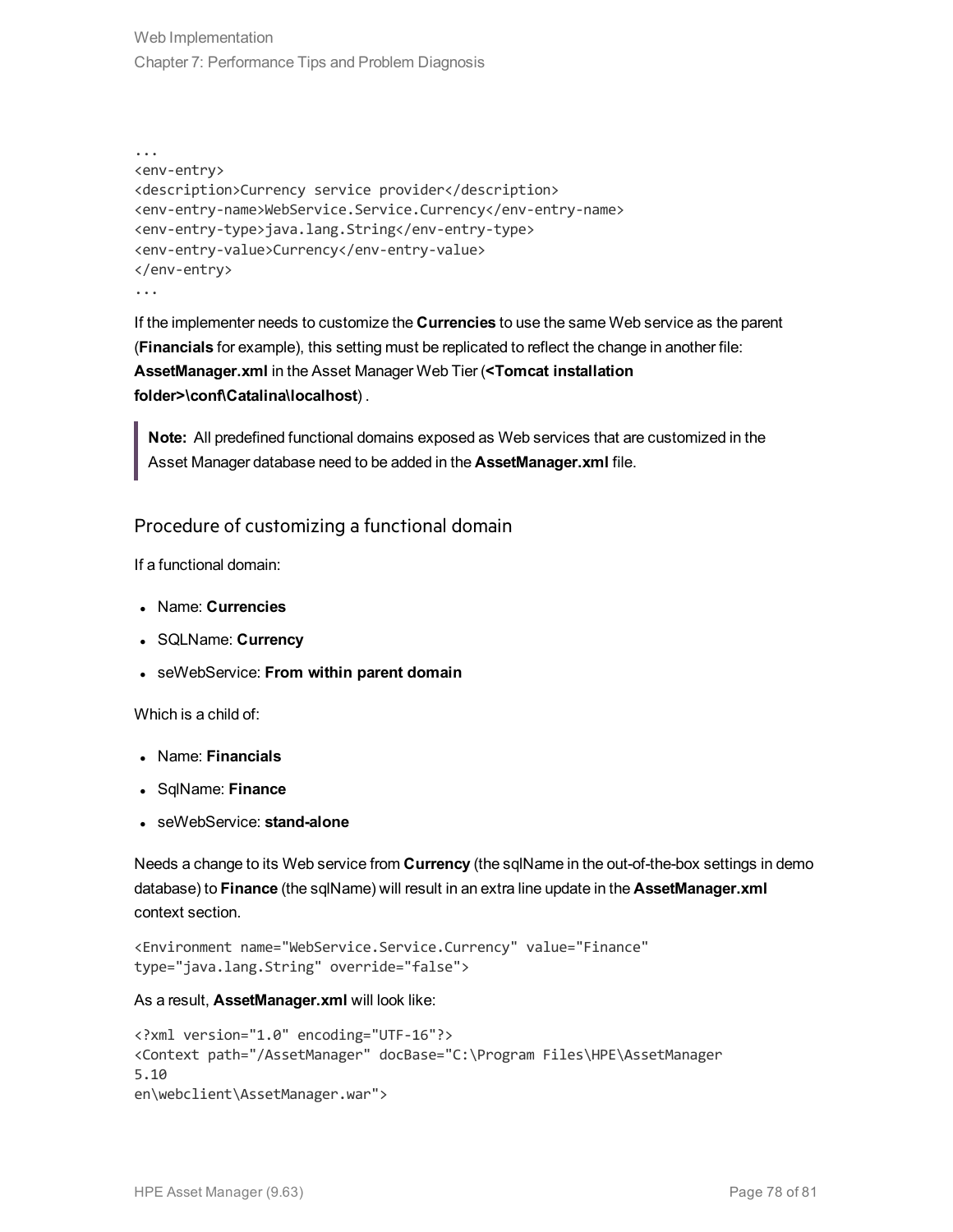```
...
<env-entry>
<description>Currency service provider</description>
<env-entry-name>WebService.Service.Currency</env-entry-name>
<env-entry-type>java.lang.String</env-entry-type>
<env-entry-value>Currency</env-entry-value>
</env-entry>
...
```

If the implementer needs to customize the **Currencies** to use the same Web service as the parent (**Financials** for example), this setting must be replicated to reflect the change in another file: **AssetManager.xml** in the Asset Manager Web Tier (**<Tomcat installation folder>\conf\Catalina\localhost**) .

> **Note:** All predefined functional domains exposed as Web services that are customized in the Asset Manager database need to be added in the **AssetManager.xml** file.

### Procedure of customizing a functional domain

If a functional domain:

- Name: **Currencies**
- SQLName: **Currency**
- seWebService: **From within parent domain**

Which is a child of:

- Name: **Financials**
- SqlName: **Finance**
- seWebService: **stand-alone**

Needs a change to its Web service from **Currency** (the sqlName in the out-of-the-box settings in demo database) to **Finance** (the sqlName) will result in an extra line update in the **AssetManager.xml** context section.

```
<Environment name="WebService.Service.Currency" value="Finance"
type="java.lang.String" override="false">
```

As a result, **AssetManager.xml** will look like:

```
<?xml version="1.0" encoding="UTF-16"?>
<Context path="/AssetManager" docBase="C:\Program Files\HPE\AssetManager
5.10
en\webclient\AssetManager.war">
```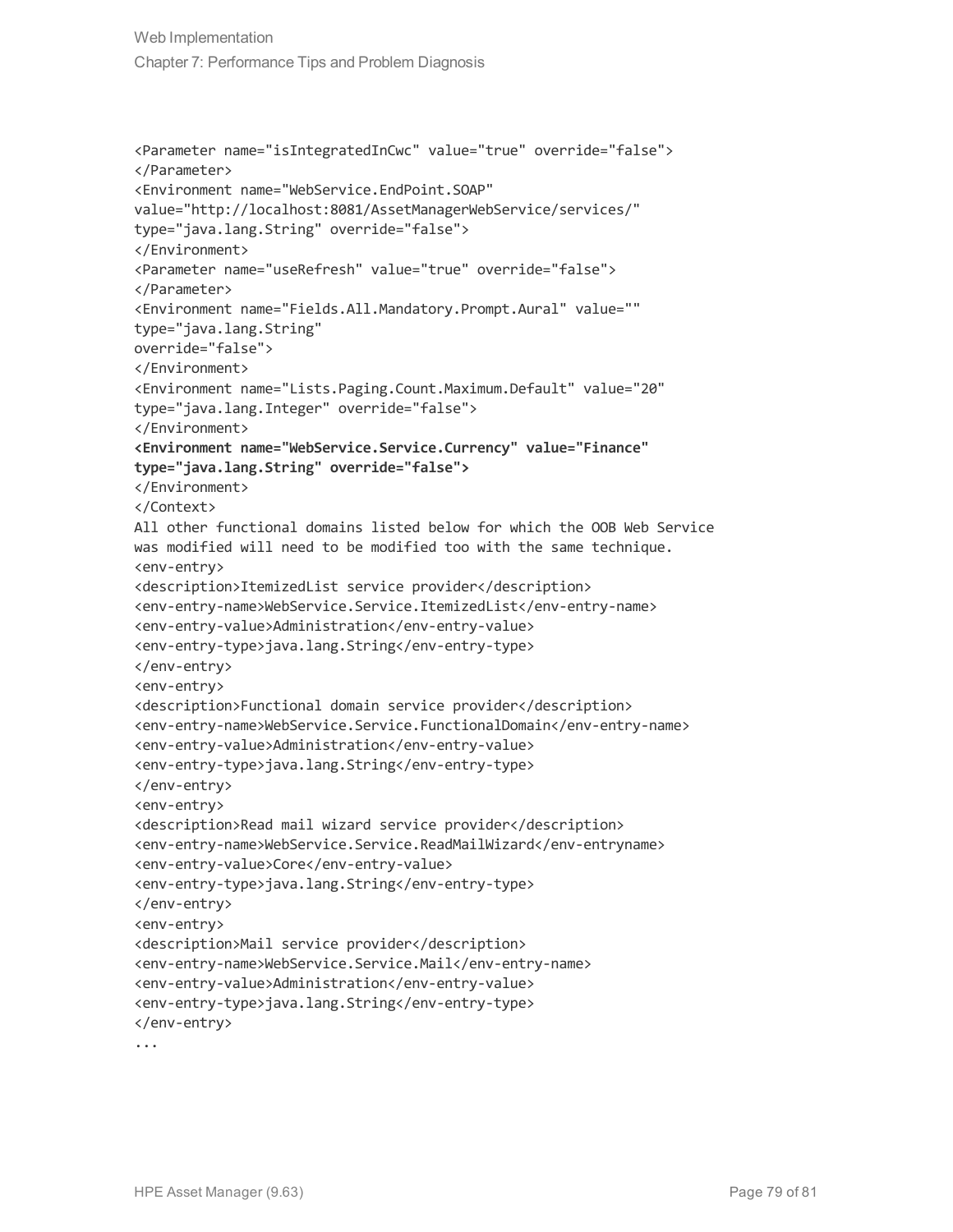```
<Parameter name="isIntegratedInCwc" value="true" override="false">
</Parameter>
<Environment name="WebService.EndPoint.SOAP"
value="http://localhost:8081/AssetManagerWebService/services/"
type="java.lang.String" override="false">
</Environment>
<Parameter name="useRefresh" value="true" override="false">
</Parameter>
<Environment name="Fields.All.Mandatory.Prompt.Aural" value=""
type="java.lang.String"
override="false">
</Environment>
<Environment name="Lists.Paging.Count.Maximum.Default" value="20"
type="java.lang.Integer" override="false">
</Environment>
<Environment name="WebService.Service.Currency" value="Finance"
type="java.lang.String" override="false">
</Environment>
</Context>
All other functional domains listed below for which the OOB Web Service
was modified will need to be modified too with the same technique.
<env-entry>
<description>ItemizedList service provider</description>
<env-entry-name>WebService.Service.ItemizedList</env-entry-name>
<env-entry-value>Administration</env-entry-value>
<env-entry-type>java.lang.String</env-entry-type>
</env-entry>
<env-entry>
<description>Functional domain service provider</description>
<env-entry-name>WebService.Service.FunctionalDomain</env-entry-name>
<env-entry-value>Administration</env-entry-value>
<env-entry-type>java.lang.String</env-entry-type>
</env-entry>
<env-entry>
<description>Read mail wizard service provider</description>
<env-entry-name>WebService.Service.ReadMailWizard</env-entryname>
<env-entry-value>Core</env-entry-value>
<env-entry-type>java.lang.String</env-entry-type>
</env-entry>
<env-entry>
<description>Mail service provider</description>
<env-entry-name>WebService.Service.Mail</env-entry-name>
<env-entry-value>Administration</env-entry-value>
<env-entry-type>java.lang.String</env-entry-type>
</env-entry>
...
```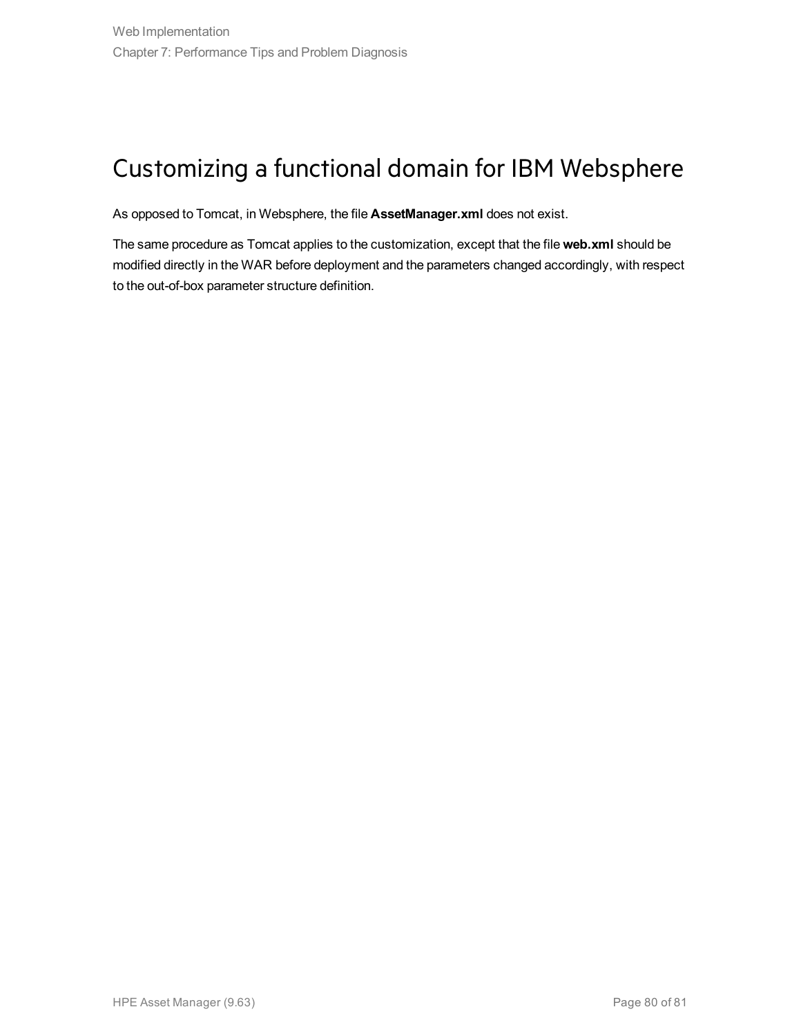# Customizing a functional domain for IBM Websphere

As opposed to Tomcat, in Websphere, the file **AssetManager.xml** does not exist.

The same procedure as Tomcat applies to the customization, except that the file **web.xml** should be modified directly in the WAR before deployment and the parameters changed accordingly, with respect to the out-of-box parameter structure definition.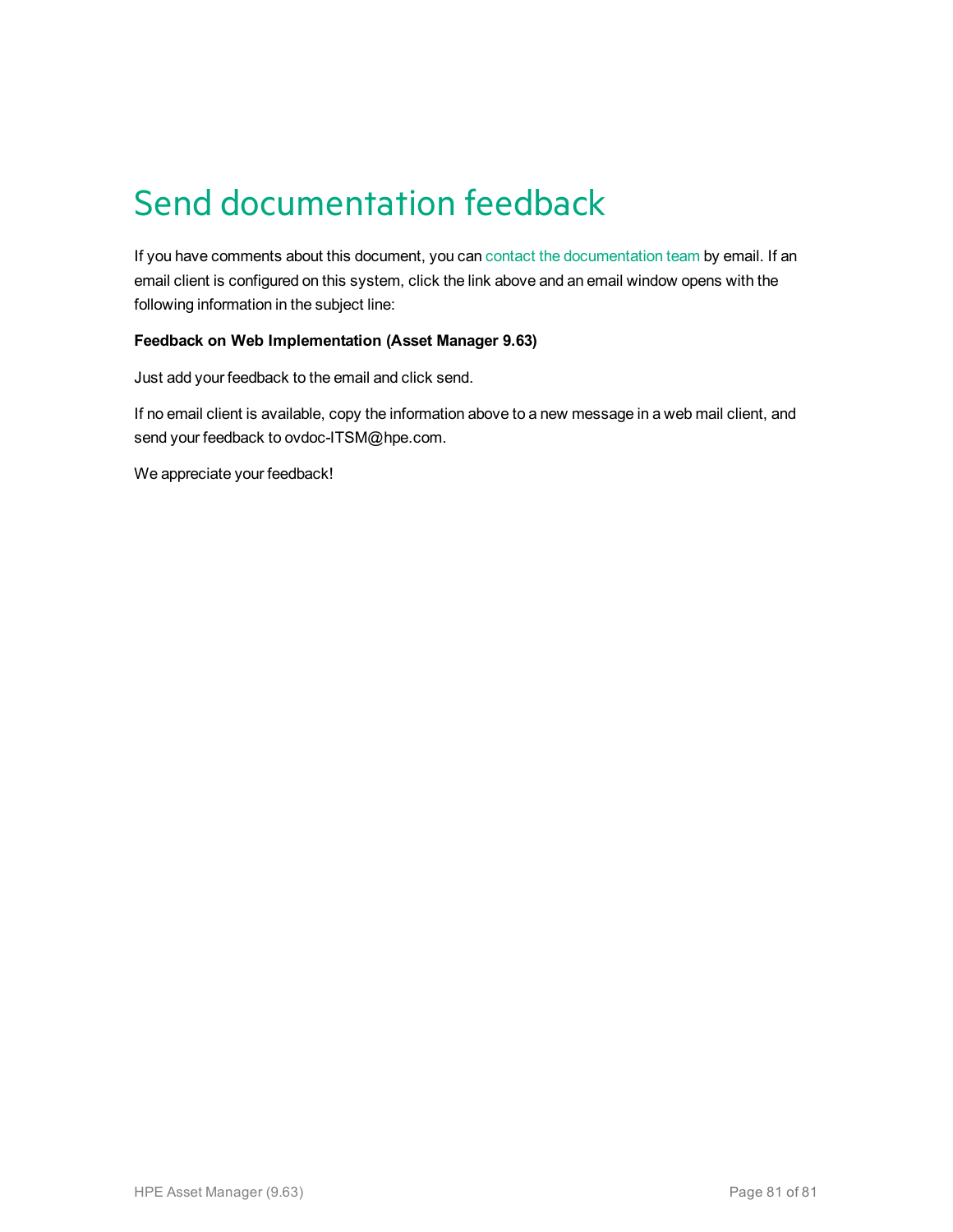# Send documentation feedback

If you have comments about this document, you can contact the documentation team by email. If an email client is configured on this system, click the link above and an email window opens with the following information in the subject line:

**Feedback on Web Implementation (Asset Manager 9.63)**

Just add your feedback to the email and click send.

If no email client is available, copy the information above to a new message in a web mail client, and send your feedback to ovdoc-ITSM@hpe.com.

We appreciate your feedback!